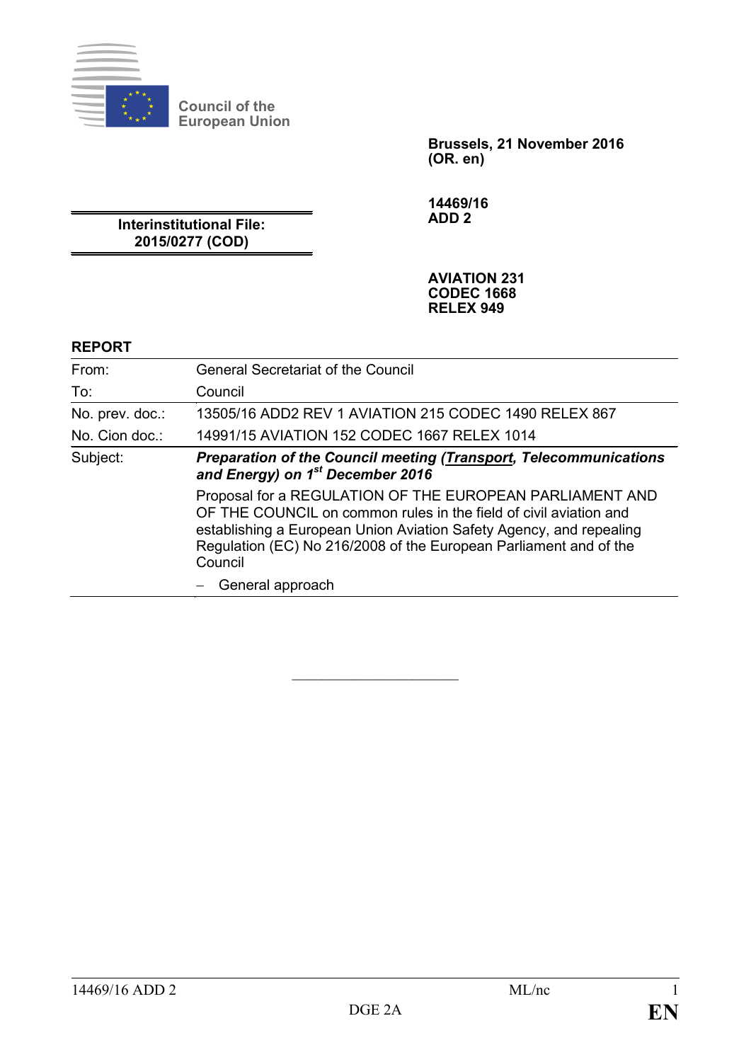Council of the European Union

**Brussels, 21 November 2016**
**(OR. en)**

**Interinstitutional File:**
**2015/0277 (COD)**

**14469/16**
**ADD 2**

**AVIATION 231**
**CODEC 1668**
**RELEX 949**

**REPORT**

| | |
|---|---|
| From: | General Secretariat of the Council |
| To: | Council |
| No. prev. doc.: | 13505/16 ADD2 REV 1 AVIATION 215 CODEC 1490 RELEX 867 |
| No. Cion doc.: | 14991/15 AVIATION 152 CODEC 1667 RELEX 1014 |
| Subject: | ***Preparation of the Council meeting (Transport, Telecommunications and Energy) on 1st December 2016*** <br> Proposal for a REGULATION OF THE EUROPEAN PARLIAMENT AND OF THE COUNCIL on common rules in the field of civil aviation and establishing a European Union Aviation Safety Agency, and repealing Regulation (EC) No 216/2008 of the European Parliament and of the Council <br> – General approach |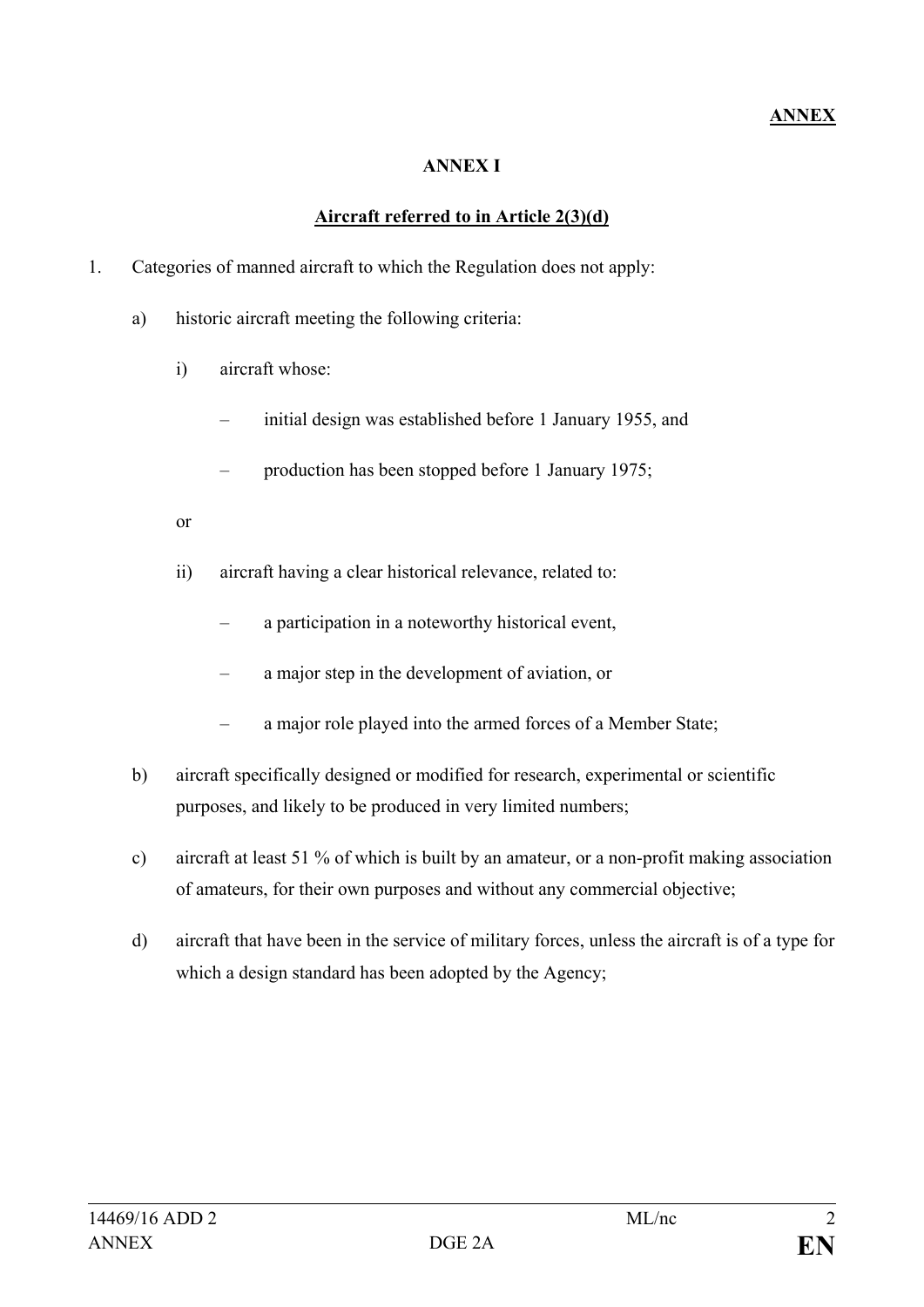**ANNEX**

## ANNEX I

### Aircraft referred to in Article 2(3)(d)

1. Categories of manned aircraft to which the Regulation does not apply:

   a) historic aircraft meeting the following criteria:

      i) aircraft whose:

         – initial design was established before 1 January 1955, and

         – production has been stopped before 1 January 1975;

      or

      ii) aircraft having a clear historical relevance, related to:

         – a participation in a noteworthy historical event,

         – a major step in the development of aviation, or

         – a major role played into the armed forces of a Member State;

   b) aircraft specifically designed or modified for research, experimental or scientific purposes, and likely to be produced in very limited numbers;

   c) aircraft at least 51 % of which is built by an amateur, or a non-profit making association of amateurs, for their own purposes and without any commercial objective;

   d) aircraft that have been in the service of military forces, unless the aircraft is of a type for which a design standard has been adopted by the Agency;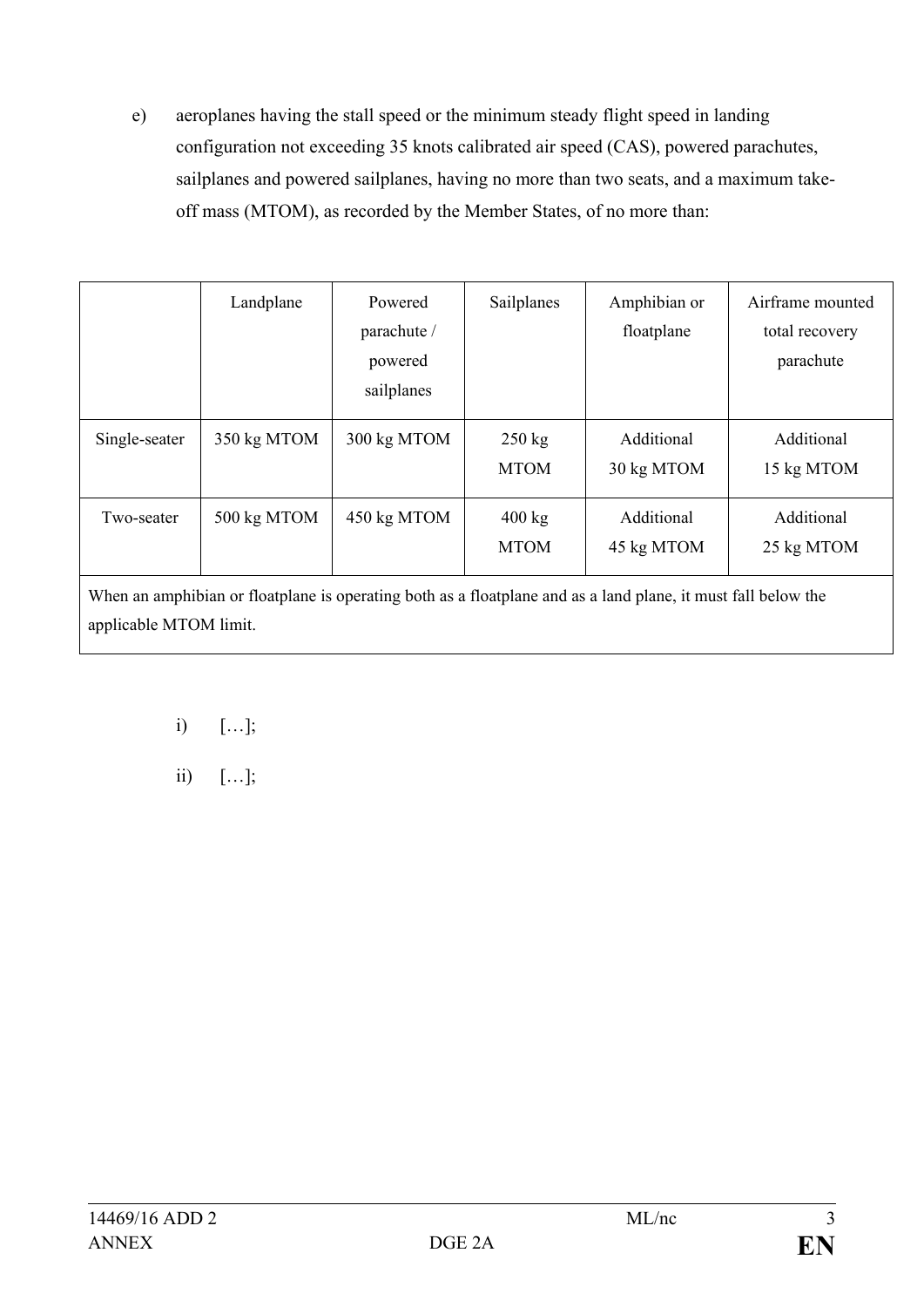e) aeroplanes having the stall speed or the minimum steady flight speed in landing configuration not exceeding 35 knots calibrated air speed (CAS), powered parachutes, sailplanes and powered sailplanes, having no more than two seats, and a maximum take-off mass (MTOM), as recorded by the Member States, of no more than:

| | Landplane | Powered parachute / powered sailplanes | Sailplanes | Amphibian or floatplane | Airframe mounted total recovery parachute |
|---|---|---|---|---|---|
| Single-seater | 350 kg MTOM | 300 kg MTOM | 250 kg MTOM | Additional 30 kg MTOM | Additional 15 kg MTOM |
| Two-seater | 500 kg MTOM | 450 kg MTOM | 400 kg MTOM | Additional 45 kg MTOM | Additional 25 kg MTOM |
| When an amphibian or floatplane is operating both as a floatplane and as a land plane, it must fall below the applicable MTOM limit. | | | | | |

i) […];

ii) […];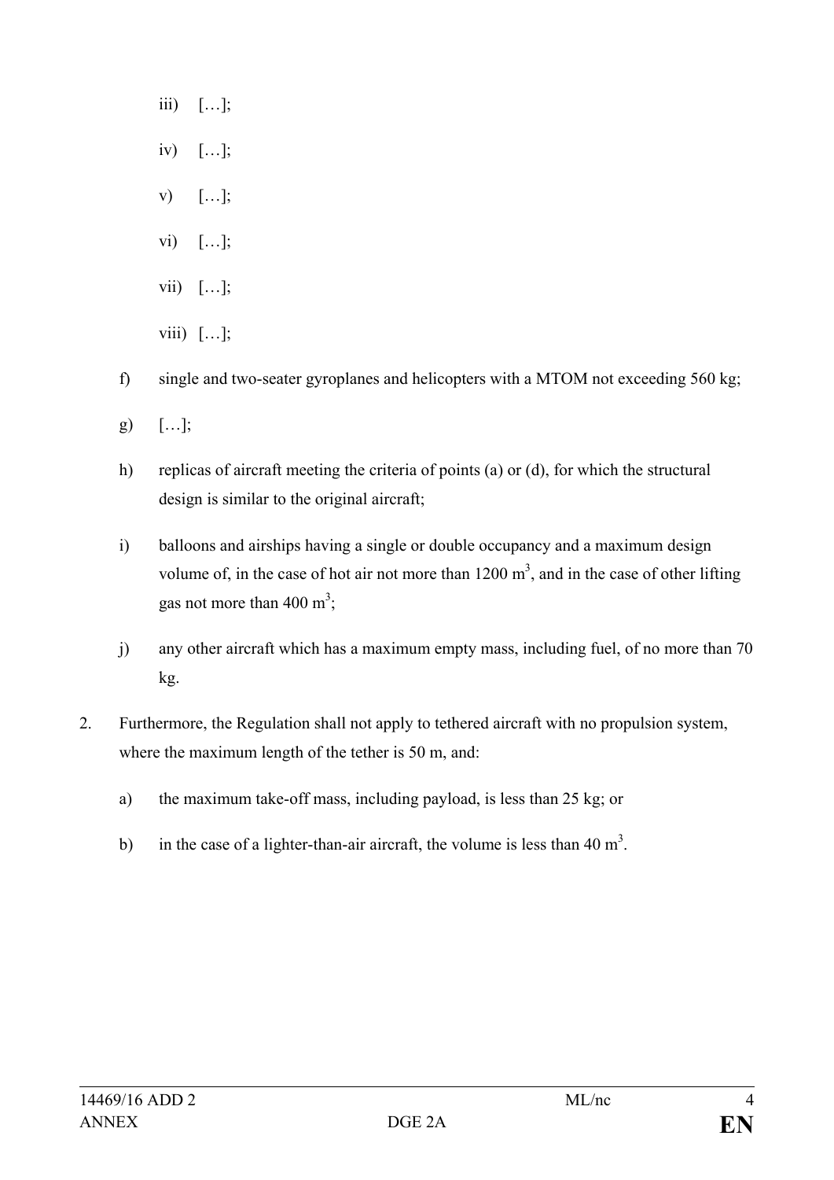iii) […];

iv) […];

v) […];

vi) […];

vii) […];

viii) […];

f) single and two-seater gyroplanes and helicopters with a MTOM not exceeding 560 kg;

g) […];

h) replicas of aircraft meeting the criteria of points (a) or (d), for which the structural design is similar to the original aircraft;

i) balloons and airships having a single or double occupancy and a maximum design volume of, in the case of hot air not more than 1200 $m^3$, and in the case of other lifting gas not more than 400 $m^3$;

j) any other aircraft which has a maximum empty mass, including fuel, of no more than 70 kg.

2. Furthermore, the Regulation shall not apply to tethered aircraft with no propulsion system, where the maximum length of the tether is 50 m, and:

a) the maximum take-off mass, including payload, is less than 25 kg; or

b) in the case of a lighter-than-air aircraft, the volume is less than 40 $m^3$.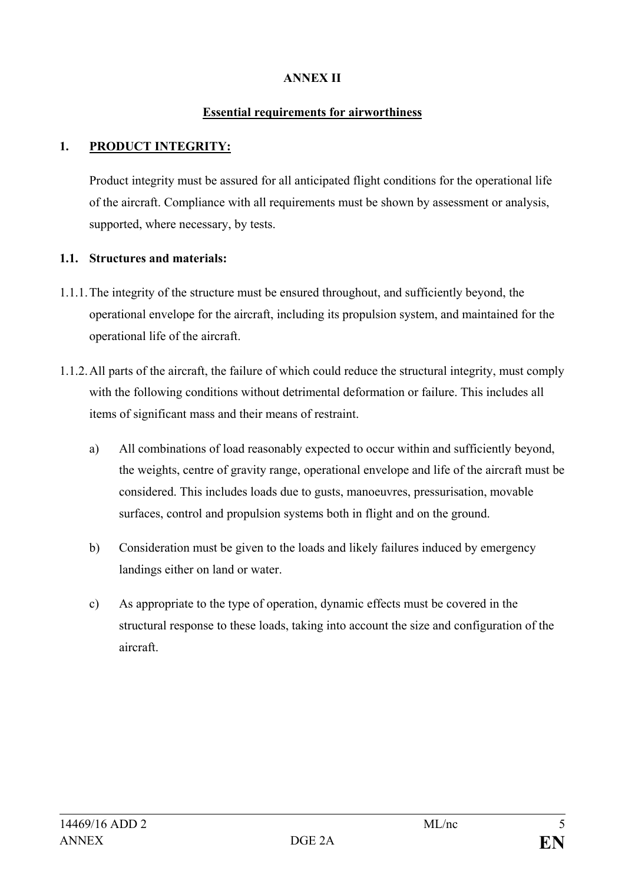# ANNEX II

## Essential requirements for airworthiness

### 1. PRODUCT INTEGRITY:

Product integrity must be assured for all anticipated flight conditions for the operational life of the aircraft. Compliance with all requirements must be shown by assessment or analysis, supported, where necessary, by tests.

#### 1.1. Structures and materials:

1.1.1. The integrity of the structure must be ensured throughout, and sufficiently beyond, the operational envelope for the aircraft, including its propulsion system, and maintained for the operational life of the aircraft.

1.1.2. All parts of the aircraft, the failure of which could reduce the structural integrity, must comply with the following conditions without detrimental deformation or failure. This includes all items of significant mass and their means of restraint.

a) All combinations of load reasonably expected to occur within and sufficiently beyond, the weights, centre of gravity range, operational envelope and life of the aircraft must be considered. This includes loads due to gusts, manoeuvres, pressurisation, movable surfaces, control and propulsion systems both in flight and on the ground.

b) Consideration must be given to the loads and likely failures induced by emergency landings either on land or water.

c) As appropriate to the type of operation, dynamic effects must be covered in the structural response to these loads, taking into account the size and configuration of the aircraft.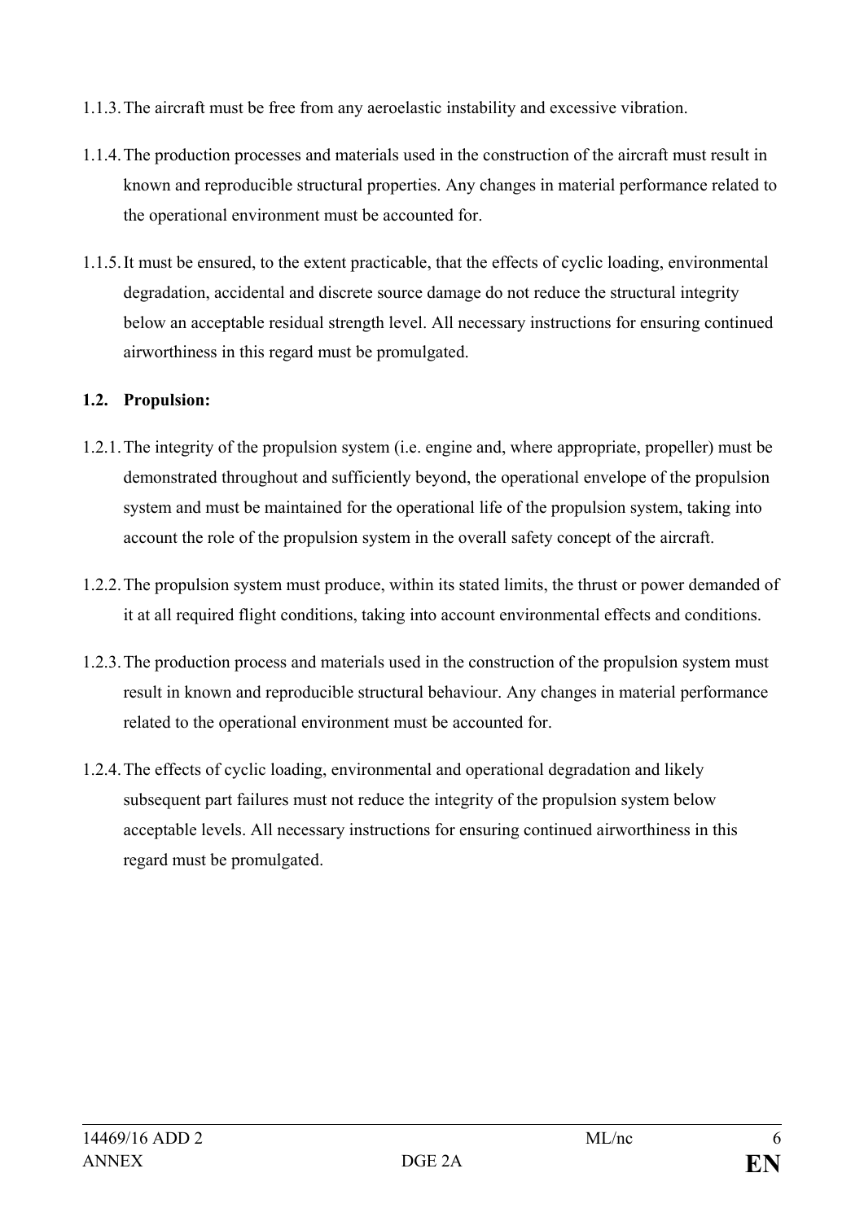1.1.3. The aircraft must be free from any aeroelastic instability and excessive vibration.

1.1.4. The production processes and materials used in the construction of the aircraft must result in known and reproducible structural properties. Any changes in material performance related to the operational environment must be accounted for.

1.1.5. It must be ensured, to the extent practicable, that the effects of cyclic loading, environmental degradation, accidental and discrete source damage do not reduce the structural integrity below an acceptable residual strength level. All necessary instructions for ensuring continued airworthiness in this regard must be promulgated.

**1.2. Propulsion:**

1.2.1. The integrity of the propulsion system (i.e. engine and, where appropriate, propeller) must be demonstrated throughout and sufficiently beyond, the operational envelope of the propulsion system and must be maintained for the operational life of the propulsion system, taking into account the role of the propulsion system in the overall safety concept of the aircraft.

1.2.2. The propulsion system must produce, within its stated limits, the thrust or power demanded of it at all required flight conditions, taking into account environmental effects and conditions.

1.2.3. The production process and materials used in the construction of the propulsion system must result in known and reproducible structural behaviour. Any changes in material performance related to the operational environment must be accounted for.

1.2.4. The effects of cyclic loading, environmental and operational degradation and likely subsequent part failures must not reduce the integrity of the propulsion system below acceptable levels. All necessary instructions for ensuring continued airworthiness in this regard must be promulgated.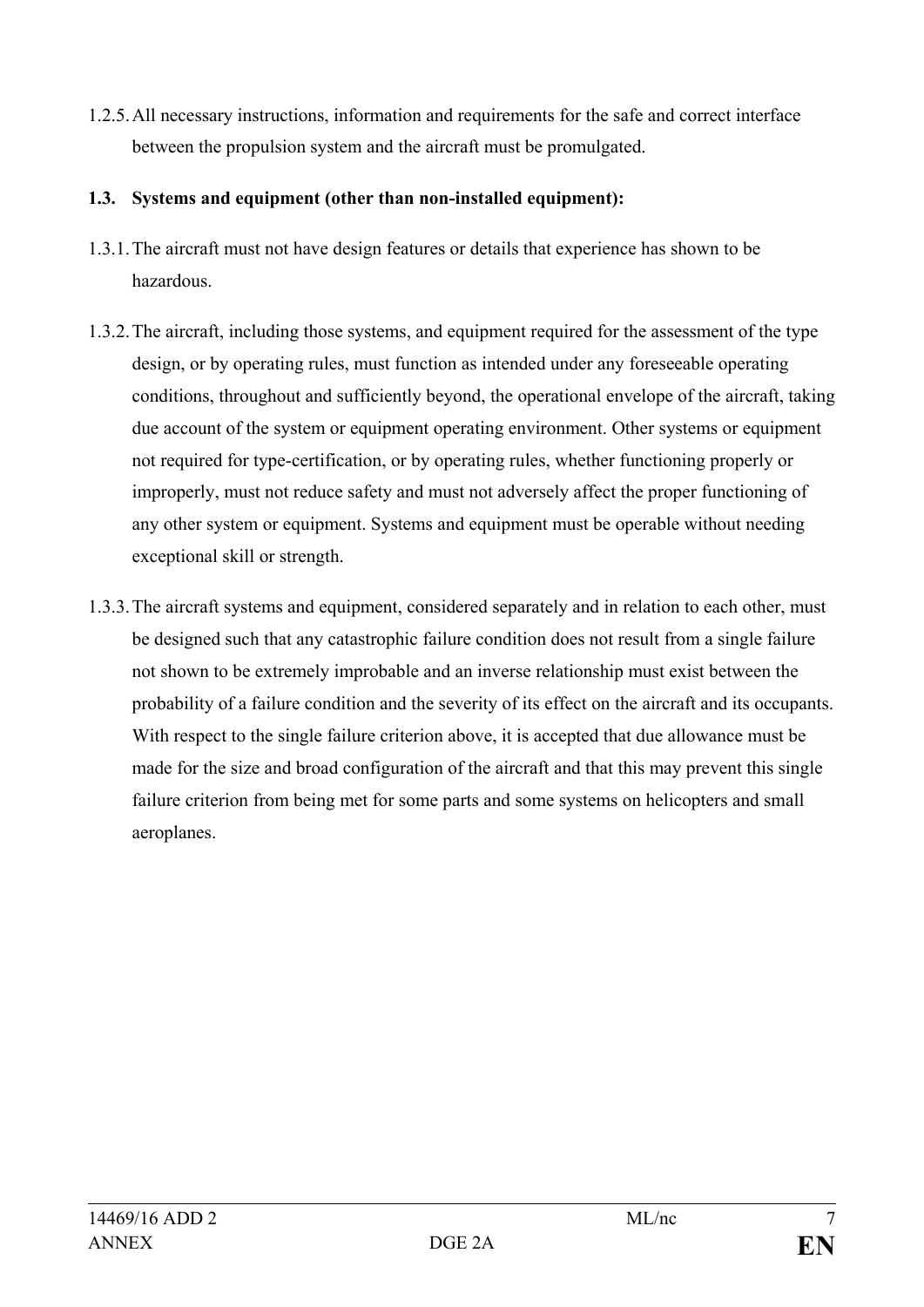1.2.5. All necessary instructions, information and requirements for the safe and correct interface between the propulsion system and the aircraft must be promulgated.

**1.3. Systems and equipment (other than non-installed equipment):**

1.3.1. The aircraft must not have design features or details that experience has shown to be hazardous.

1.3.2. The aircraft, including those systems, and equipment required for the assessment of the type design, or by operating rules, must function as intended under any foreseeable operating conditions, throughout and sufficiently beyond, the operational envelope of the aircraft, taking due account of the system or equipment operating environment. Other systems or equipment not required for type-certification, or by operating rules, whether functioning properly or improperly, must not reduce safety and must not adversely affect the proper functioning of any other system or equipment. Systems and equipment must be operable without needing exceptional skill or strength.

1.3.3. The aircraft systems and equipment, considered separately and in relation to each other, must be designed such that any catastrophic failure condition does not result from a single failure not shown to be extremely improbable and an inverse relationship must exist between the probability of a failure condition and the severity of its effect on the aircraft and its occupants. With respect to the single failure criterion above, it is accepted that due allowance must be made for the size and broad configuration of the aircraft and that this may prevent this single failure criterion from being met for some parts and some systems on helicopters and small aeroplanes.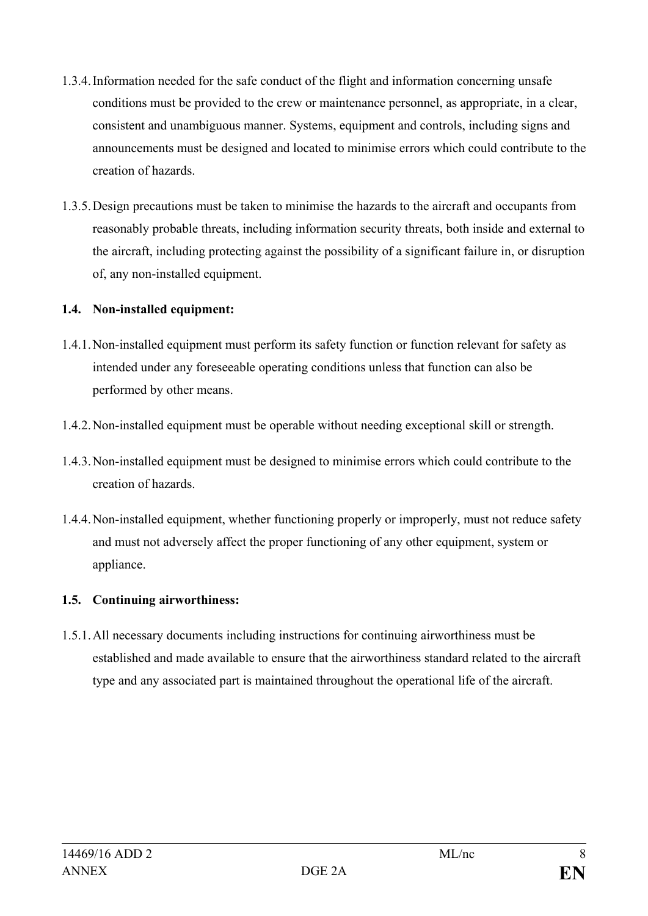1.3.4. Information needed for the safe conduct of the flight and information concerning unsafe conditions must be provided to the crew or maintenance personnel, as appropriate, in a clear, consistent and unambiguous manner. Systems, equipment and controls, including signs and announcements must be designed and located to minimise errors which could contribute to the creation of hazards.

1.3.5. Design precautions must be taken to minimise the hazards to the aircraft and occupants from reasonably probable threats, including information security threats, both inside and external to the aircraft, including protecting against the possibility of a significant failure in, or disruption of, any non-installed equipment.

**1.4. Non-installed equipment:**

1.4.1. Non-installed equipment must perform its safety function or function relevant for safety as intended under any foreseeable operating conditions unless that function can also be performed by other means.

1.4.2. Non-installed equipment must be operable without needing exceptional skill or strength.

1.4.3. Non-installed equipment must be designed to minimise errors which could contribute to the creation of hazards.

1.4.4. Non-installed equipment, whether functioning properly or improperly, must not reduce safety and must not adversely affect the proper functioning of any other equipment, system or appliance.

**1.5. Continuing airworthiness:**

1.5.1. All necessary documents including instructions for continuing airworthiness must be established and made available to ensure that the airworthiness standard related to the aircraft type and any associated part is maintained throughout the operational life of the aircraft.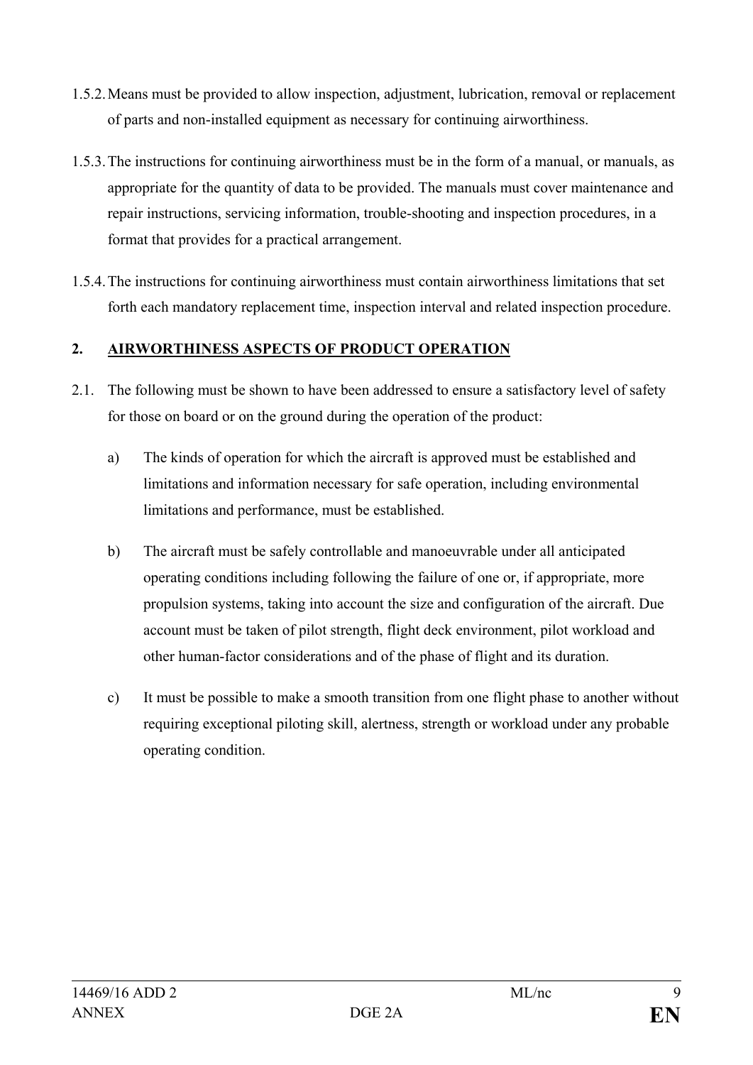1.5.2. Means must be provided to allow inspection, adjustment, lubrication, removal or replacement of parts and non-installed equipment as necessary for continuing airworthiness.

1.5.3. The instructions for continuing airworthiness must be in the form of a manual, or manuals, as appropriate for the quantity of data to be provided. The manuals must cover maintenance and repair instructions, servicing information, trouble-shooting and inspection procedures, in a format that provides for a practical arrangement.

1.5.4. The instructions for continuing airworthiness must contain airworthiness limitations that set forth each mandatory replacement time, inspection interval and related inspection procedure.

## 2. AIRWORTHINESS ASPECTS OF PRODUCT OPERATION

2.1. The following must be shown to have been addressed to ensure a satisfactory level of safety for those on board or on the ground during the operation of the product:

a) The kinds of operation for which the aircraft is approved must be established and limitations and information necessary for safe operation, including environmental limitations and performance, must be established.

b) The aircraft must be safely controllable and manoeuvrable under all anticipated operating conditions including following the failure of one or, if appropriate, more propulsion systems, taking into account the size and configuration of the aircraft. Due account must be taken of pilot strength, flight deck environment, pilot workload and other human-factor considerations and of the phase of flight and its duration.

c) It must be possible to make a smooth transition from one flight phase to another without requiring exceptional piloting skill, alertness, strength or workload under any probable operating condition.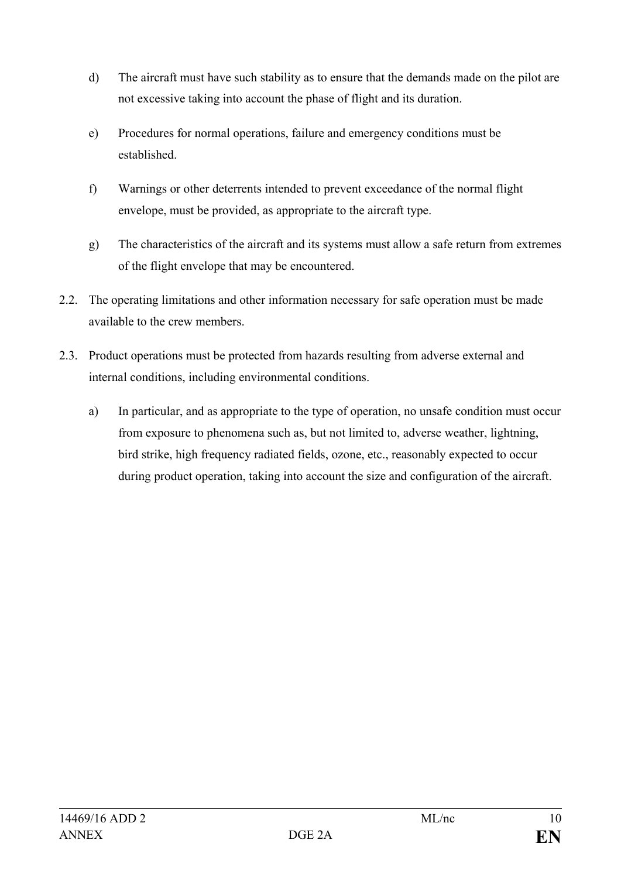d) The aircraft must have such stability as to ensure that the demands made on the pilot are not excessive taking into account the phase of flight and its duration.

e) Procedures for normal operations, failure and emergency conditions must be established.

f) Warnings or other deterrents intended to prevent exceedance of the normal flight envelope, must be provided, as appropriate to the aircraft type.

g) The characteristics of the aircraft and its systems must allow a safe return from extremes of the flight envelope that may be encountered.

2.2. The operating limitations and other information necessary for safe operation must be made available to the crew members.

2.3. Product operations must be protected from hazards resulting from adverse external and internal conditions, including environmental conditions.

a) In particular, and as appropriate to the type of operation, no unsafe condition must occur from exposure to phenomena such as, but not limited to, adverse weather, lightning, bird strike, high frequency radiated fields, ozone, etc., reasonably expected to occur during product operation, taking into account the size and configuration of the aircraft.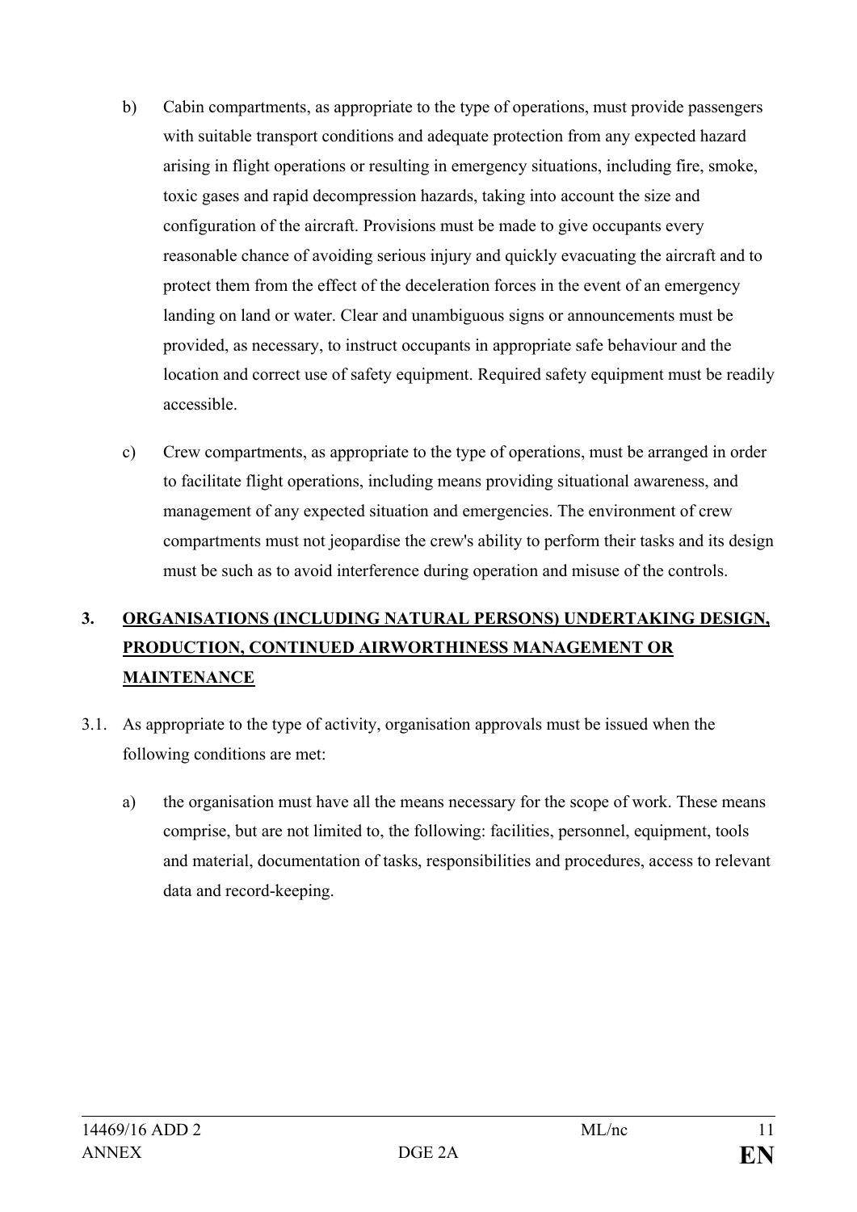b) Cabin compartments, as appropriate to the type of operations, must provide passengers with suitable transport conditions and adequate protection from any expected hazard arising in flight operations or resulting in emergency situations, including fire, smoke, toxic gases and rapid decompression hazards, taking into account the size and configuration of the aircraft. Provisions must be made to give occupants every reasonable chance of avoiding serious injury and quickly evacuating the aircraft and to protect them from the effect of the deceleration forces in the event of an emergency landing on land or water. Clear and unambiguous signs or announcements must be provided, as necessary, to instruct occupants in appropriate safe behaviour and the location and correct use of safety equipment. Required safety equipment must be readily accessible.

c) Crew compartments, as appropriate to the type of operations, must be arranged in order to facilitate flight operations, including means providing situational awareness, and management of any expected situation and emergencies. The environment of crew compartments must not jeopardise the crew's ability to perform their tasks and its design must be such as to avoid interference during operation and misuse of the controls.

## 3. ORGANISATIONS (INCLUDING NATURAL PERSONS) UNDERTAKING DESIGN, PRODUCTION, CONTINUED AIRWORTHINESS MANAGEMENT OR MAINTENANCE

3.1. As appropriate to the type of activity, organisation approvals must be issued when the following conditions are met:

a) the organisation must have all the means necessary for the scope of work. These means comprise, but are not limited to, the following: facilities, personnel, equipment, tools and material, documentation of tasks, responsibilities and procedures, access to relevant data and record-keeping.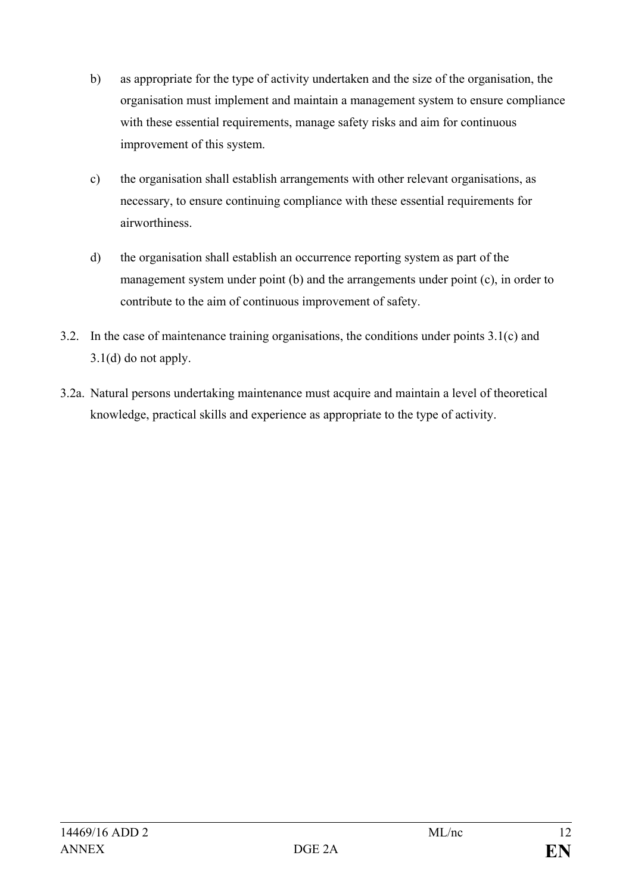b) as appropriate for the type of activity undertaken and the size of the organisation, the organisation must implement and maintain a management system to ensure compliance with these essential requirements, manage safety risks and aim for continuous improvement of this system.

c) the organisation shall establish arrangements with other relevant organisations, as necessary, to ensure continuing compliance with these essential requirements for airworthiness.

d) the organisation shall establish an occurrence reporting system as part of the management system under point (b) and the arrangements under point (c), in order to contribute to the aim of continuous improvement of safety.

3.2. In the case of maintenance training organisations, the conditions under points 3.1(c) and 3.1(d) do not apply.

3.2a. Natural persons undertaking maintenance must acquire and maintain a level of theoretical knowledge, practical skills and experience as appropriate to the type of activity.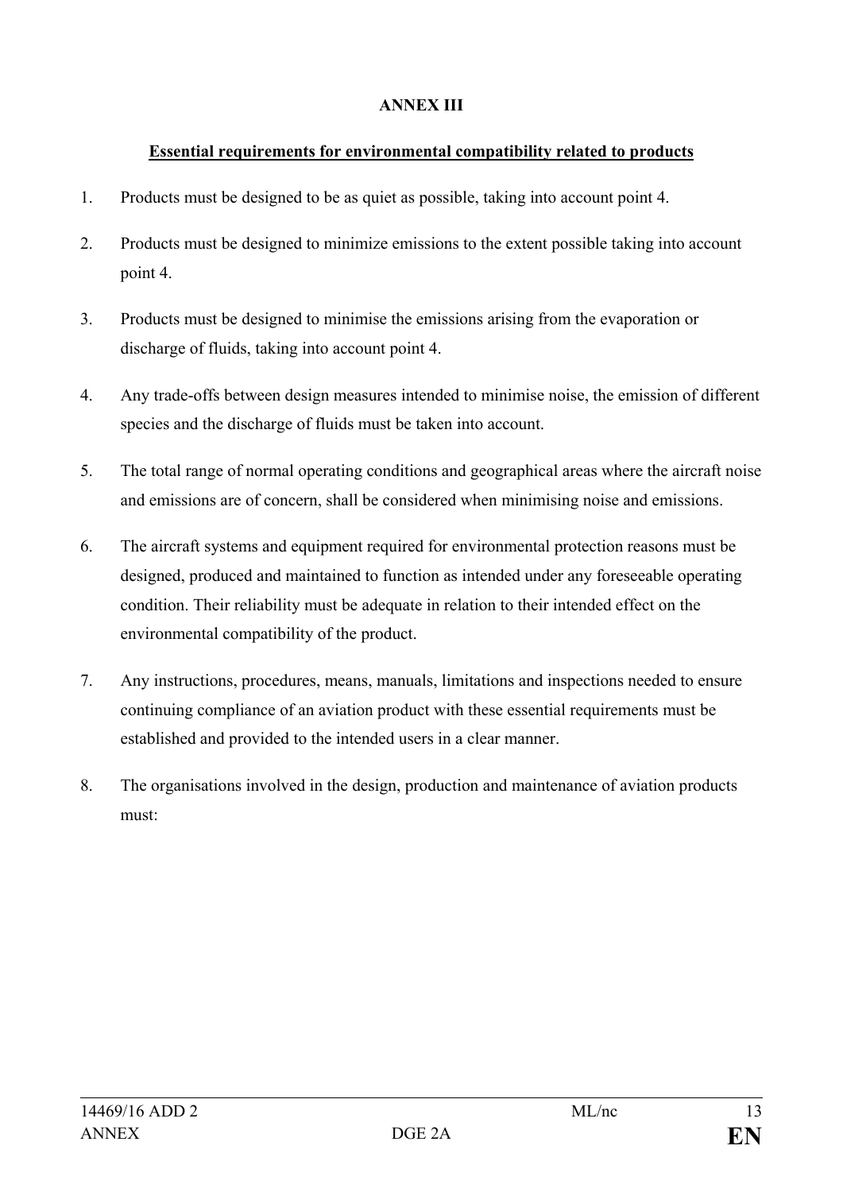# ANNEX III

## Essential requirements for environmental compatibility related to products

1. Products must be designed to be as quiet as possible, taking into account point 4.
2. Products must be designed to minimize emissions to the extent possible taking into account point 4.
3. Products must be designed to minimise the emissions arising from the evaporation or discharge of fluids, taking into account point 4.
4. Any trade-offs between design measures intended to minimise noise, the emission of different species and the discharge of fluids must be taken into account.
5. The total range of normal operating conditions and geographical areas where the aircraft noise and emissions are of concern, shall be considered when minimising noise and emissions.
6. The aircraft systems and equipment required for environmental protection reasons must be designed, produced and maintained to function as intended under any foreseeable operating condition. Their reliability must be adequate in relation to their intended effect on the environmental compatibility of the product.
7. Any instructions, procedures, means, manuals, limitations and inspections needed to ensure continuing compliance of an aviation product with these essential requirements must be established and provided to the intended users in a clear manner.
8. The organisations involved in the design, production and maintenance of aviation products must: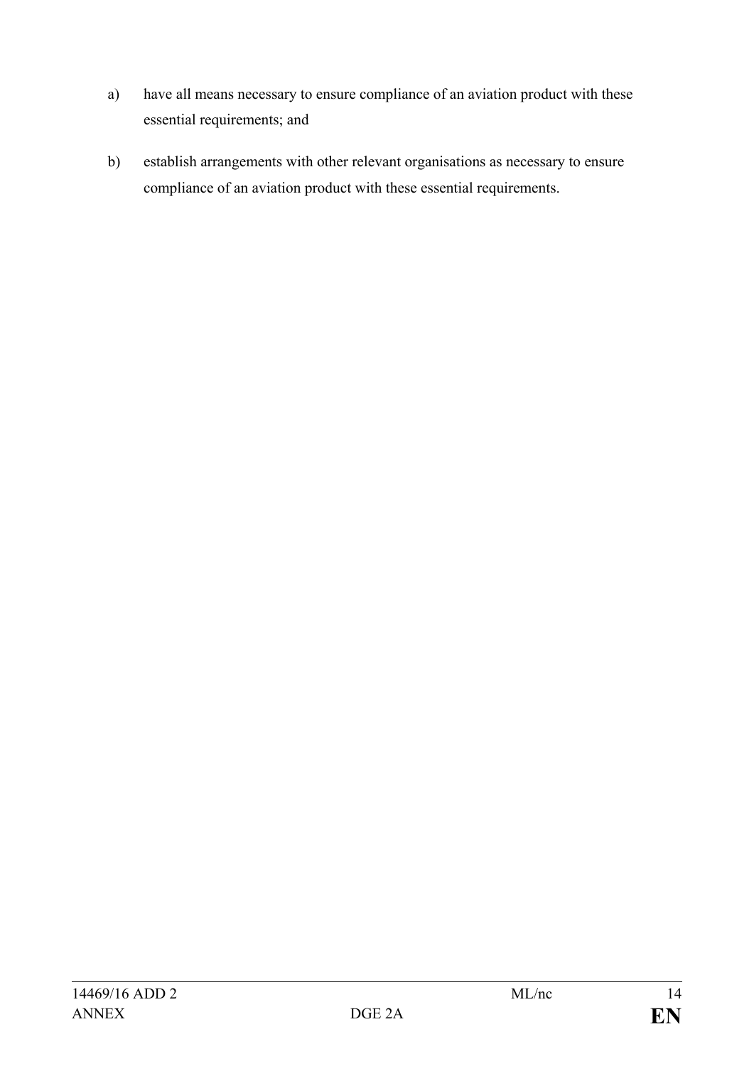a) have all means necessary to ensure compliance of an aviation product with these essential requirements; and

b) establish arrangements with other relevant organisations as necessary to ensure compliance of an aviation product with these essential requirements.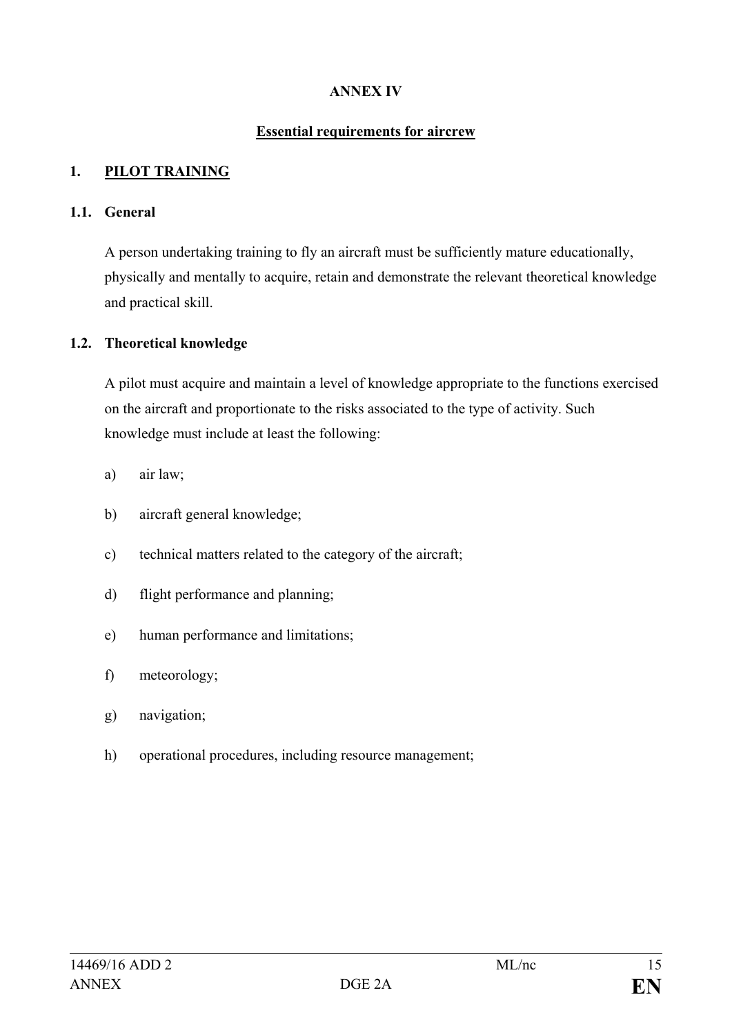# ANNEX IV

## Essential requirements for aircrew

## 1. PILOT TRAINING

### 1.1. General

A person undertaking training to fly an aircraft must be sufficiently mature educationally, physically and mentally to acquire, retain and demonstrate the relevant theoretical knowledge and practical skill.

### 1.2. Theoretical knowledge

A pilot must acquire and maintain a level of knowledge appropriate to the functions exercised on the aircraft and proportionate to the risks associated to the type of activity. Such knowledge must include at least the following:

a) air law;

b) aircraft general knowledge;

c) technical matters related to the category of the aircraft;

d) flight performance and planning;

e) human performance and limitations;

f) meteorology;

g) navigation;

h) operational procedures, including resource management;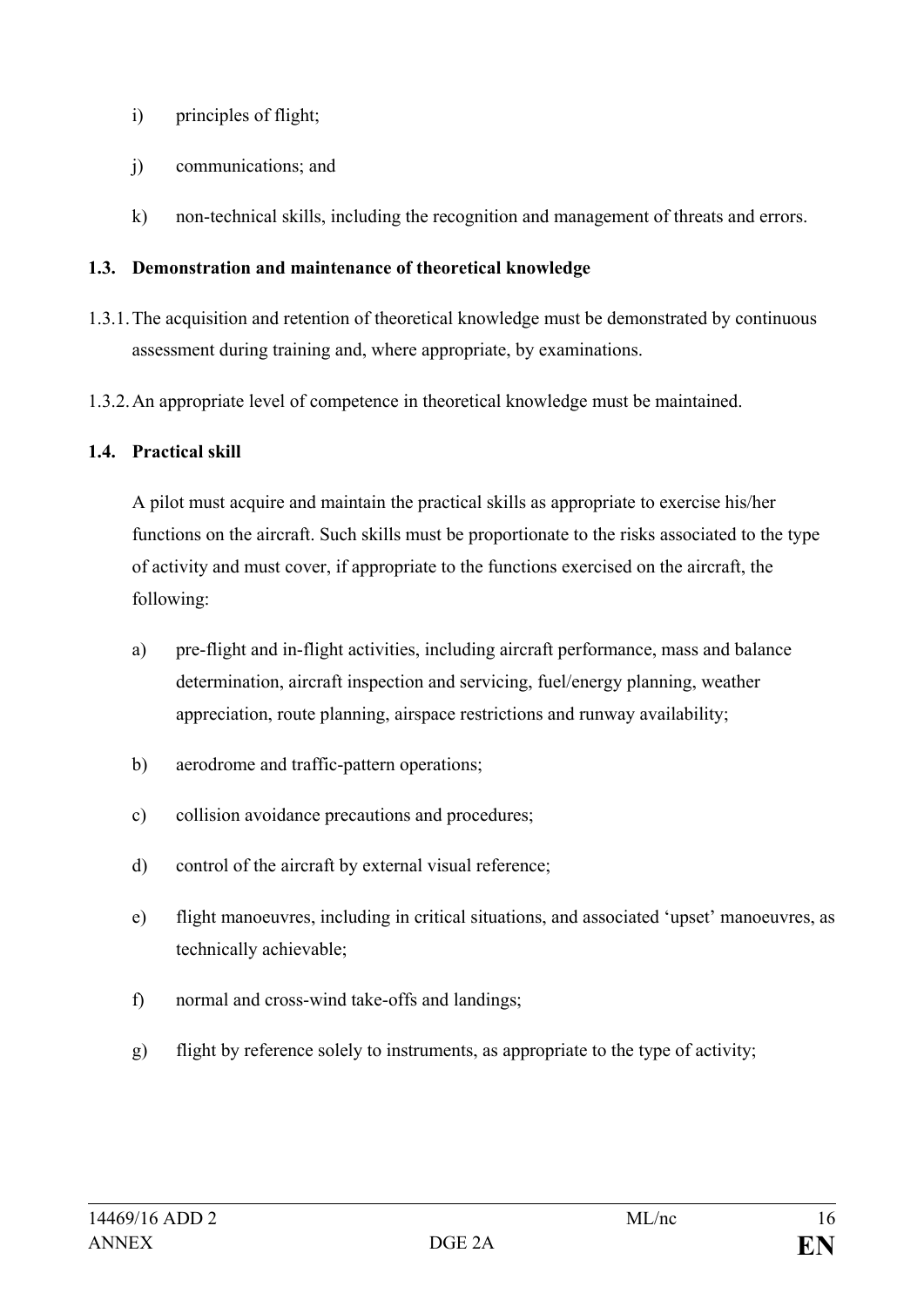i) principles of flight;

j) communications; and

k) non-technical skills, including the recognition and management of threats and errors.

**1.3. Demonstration and maintenance of theoretical knowledge**

1.3.1. The acquisition and retention of theoretical knowledge must be demonstrated by continuous assessment during training and, where appropriate, by examinations.

1.3.2. An appropriate level of competence in theoretical knowledge must be maintained.

**1.4. Practical skill**

A pilot must acquire and maintain the practical skills as appropriate to exercise his/her functions on the aircraft. Such skills must be proportionate to the risks associated to the type of activity and must cover, if appropriate to the functions exercised on the aircraft, the following:

a) pre-flight and in-flight activities, including aircraft performance, mass and balance determination, aircraft inspection and servicing, fuel/energy planning, weather appreciation, route planning, airspace restrictions and runway availability;

b) aerodrome and traffic-pattern operations;

c) collision avoidance precautions and procedures;

d) control of the aircraft by external visual reference;

e) flight manoeuvres, including in critical situations, and associated 'upset' manoeuvres, as technically achievable;

f) normal and cross-wind take-offs and landings;

g) flight by reference solely to instruments, as appropriate to the type of activity;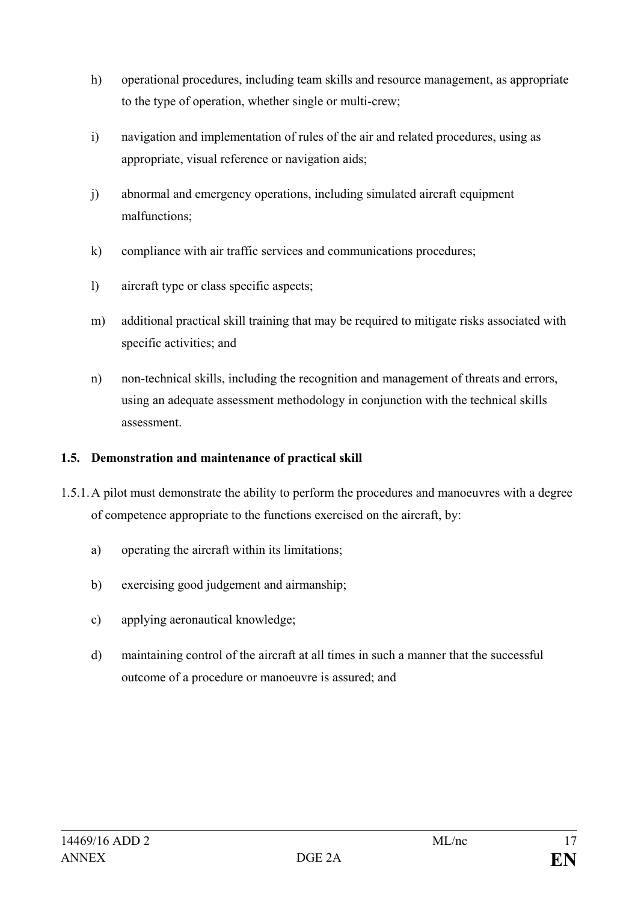h) operational procedures, including team skills and resource management, as appropriate to the type of operation, whether single or multi-crew;

i) navigation and implementation of rules of the air and related procedures, using as appropriate, visual reference or navigation aids;

j) abnormal and emergency operations, including simulated aircraft equipment malfunctions;

k) compliance with air traffic services and communications procedures;

l) aircraft type or class specific aspects;

m) additional practical skill training that may be required to mitigate risks associated with specific activities; and

n) non-technical skills, including the recognition and management of threats and errors, using an adequate assessment methodology in conjunction with the technical skills assessment.

**1.5. Demonstration and maintenance of practical skill**

1.5.1. A pilot must demonstrate the ability to perform the procedures and manoeuvres with a degree of competence appropriate to the functions exercised on the aircraft, by:

a) operating the aircraft within its limitations;

b) exercising good judgement and airmanship;

c) applying aeronautical knowledge;

d) maintaining control of the aircraft at all times in such a manner that the successful outcome of a procedure or manoeuvre is assured; and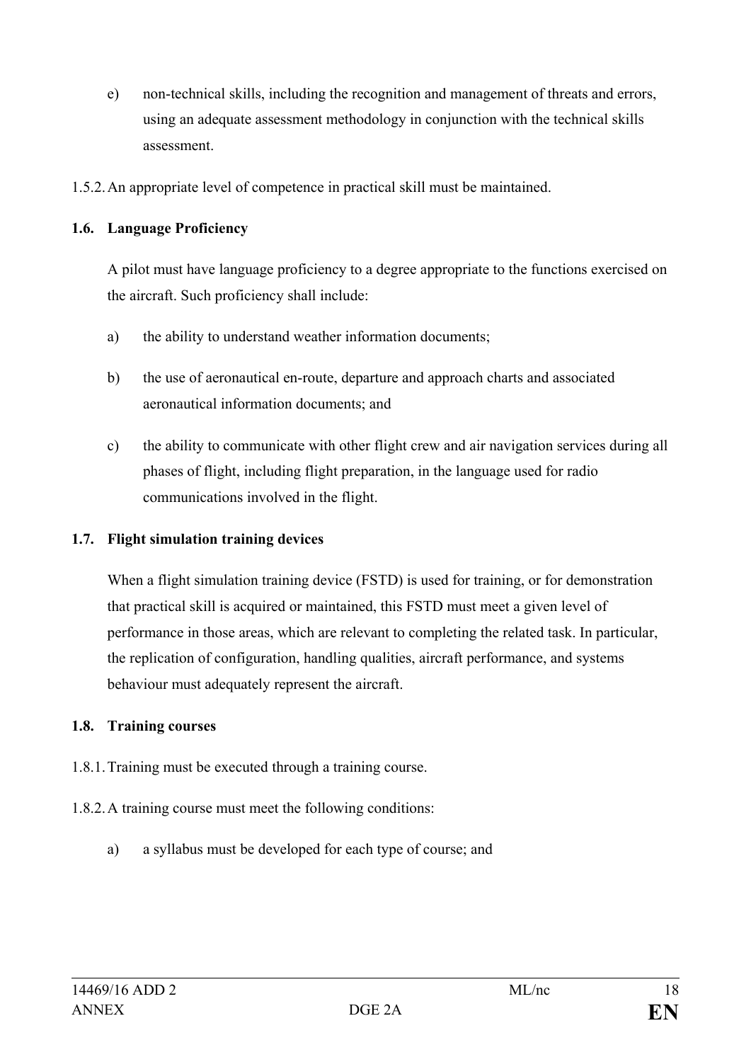e) non-technical skills, including the recognition and management of threats and errors, using an adequate assessment methodology in conjunction with the technical skills assessment.

1.5.2. An appropriate level of competence in practical skill must be maintained.

### 1.6. Language Proficiency

A pilot must have language proficiency to a degree appropriate to the functions exercised on the aircraft. Such proficiency shall include:

a) the ability to understand weather information documents;

b) the use of aeronautical en-route, departure and approach charts and associated aeronautical information documents; and

c) the ability to communicate with other flight crew and air navigation services during all phases of flight, including flight preparation, in the language used for radio communications involved in the flight.

### 1.7. Flight simulation training devices

When a flight simulation training device (FSTD) is used for training, or for demonstration that practical skill is acquired or maintained, this FSTD must meet a given level of performance in those areas, which are relevant to completing the related task. In particular, the replication of configuration, handling qualities, aircraft performance, and systems behaviour must adequately represent the aircraft.

### 1.8. Training courses

1.8.1. Training must be executed through a training course.

1.8.2. A training course must meet the following conditions:

a) a syllabus must be developed for each type of course; and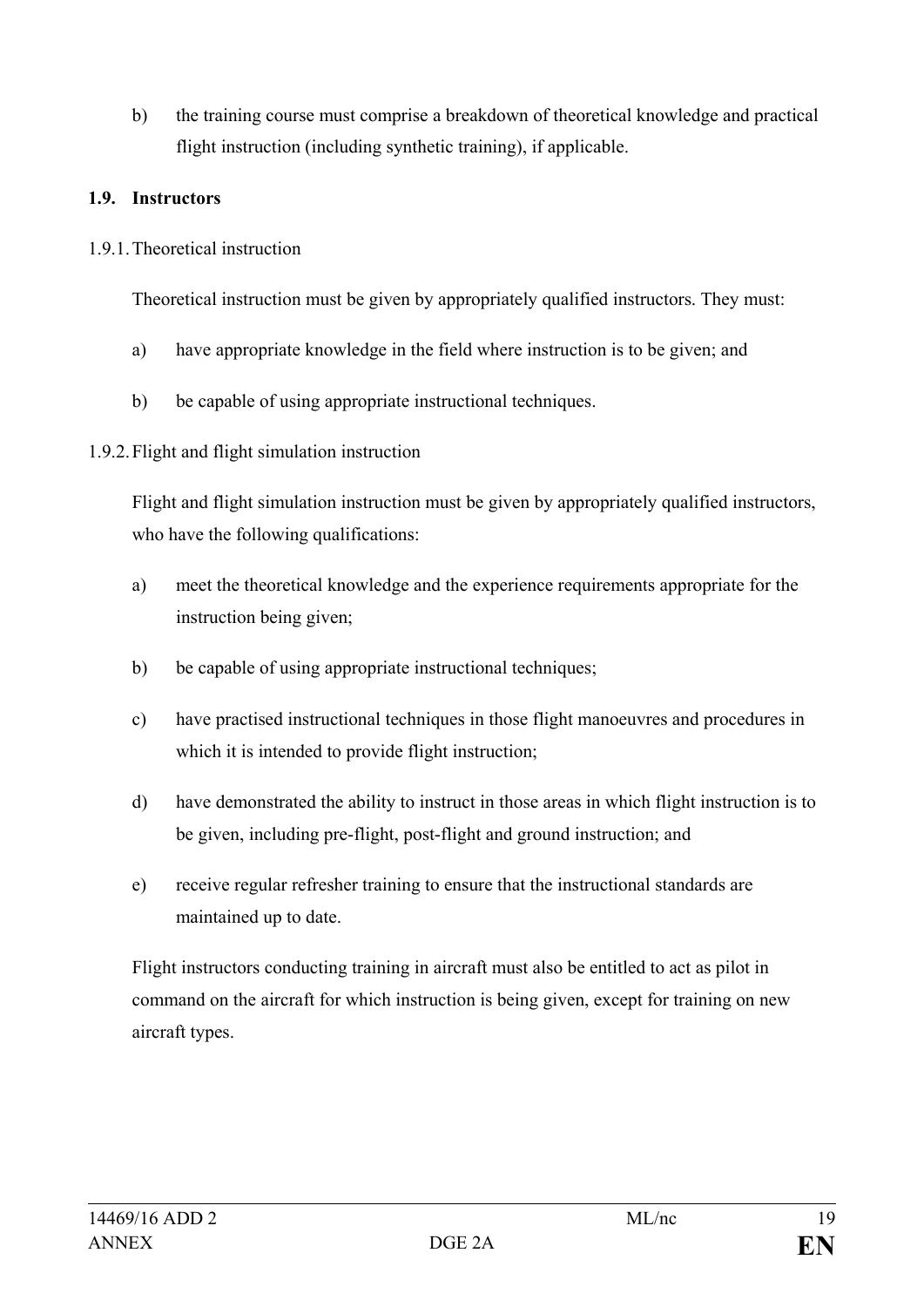b) the training course must comprise a breakdown of theoretical knowledge and practical flight instruction (including synthetic training), if applicable.

**1.9. Instructors**

1.9.1. Theoretical instruction

Theoretical instruction must be given by appropriately qualified instructors. They must:

a) have appropriate knowledge in the field where instruction is to be given; and

b) be capable of using appropriate instructional techniques.

1.9.2. Flight and flight simulation instruction

Flight and flight simulation instruction must be given by appropriately qualified instructors, who have the following qualifications:

a) meet the theoretical knowledge and the experience requirements appropriate for the instruction being given;

b) be capable of using appropriate instructional techniques;

c) have practised instructional techniques in those flight manoeuvres and procedures in which it is intended to provide flight instruction;

d) have demonstrated the ability to instruct in those areas in which flight instruction is to be given, including pre-flight, post-flight and ground instruction; and

e) receive regular refresher training to ensure that the instructional standards are maintained up to date.

Flight instructors conducting training in aircraft must also be entitled to act as pilot in command on the aircraft for which instruction is being given, except for training on new aircraft types.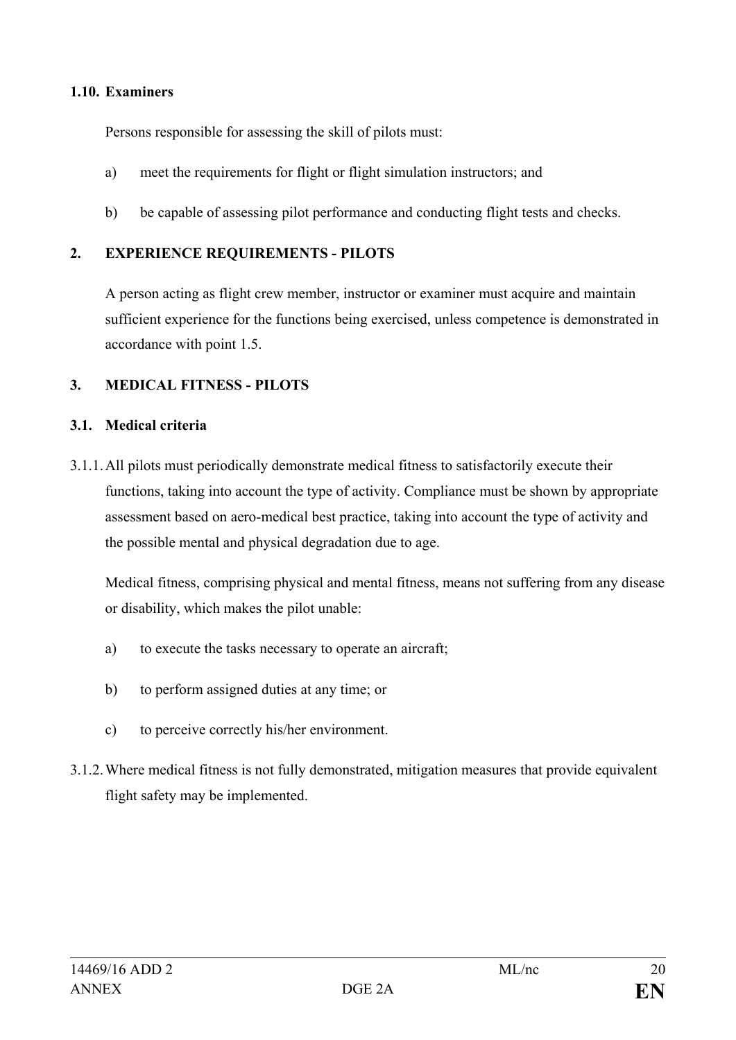**1.10. Examiners**

Persons responsible for assessing the skill of pilots must:

a) meet the requirements for flight or flight simulation instructors; and

b) be capable of assessing pilot performance and conducting flight tests and checks.

## 2. EXPERIENCE REQUIREMENTS - PILOTS

A person acting as flight crew member, instructor or examiner must acquire and maintain sufficient experience for the functions being exercised, unless competence is demonstrated in accordance with point 1.5.

## 3. MEDICAL FITNESS - PILOTS

**3.1. Medical criteria**

3.1.1. All pilots must periodically demonstrate medical fitness to satisfactorily execute their functions, taking into account the type of activity. Compliance must be shown by appropriate assessment based on aero-medical best practice, taking into account the type of activity and the possible mental and physical degradation due to age.

Medical fitness, comprising physical and mental fitness, means not suffering from any disease or disability, which makes the pilot unable:

a) to execute the tasks necessary to operate an aircraft;

b) to perform assigned duties at any time; or

c) to perceive correctly his/her environment.

3.1.2. Where medical fitness is not fully demonstrated, mitigation measures that provide equivalent flight safety may be implemented.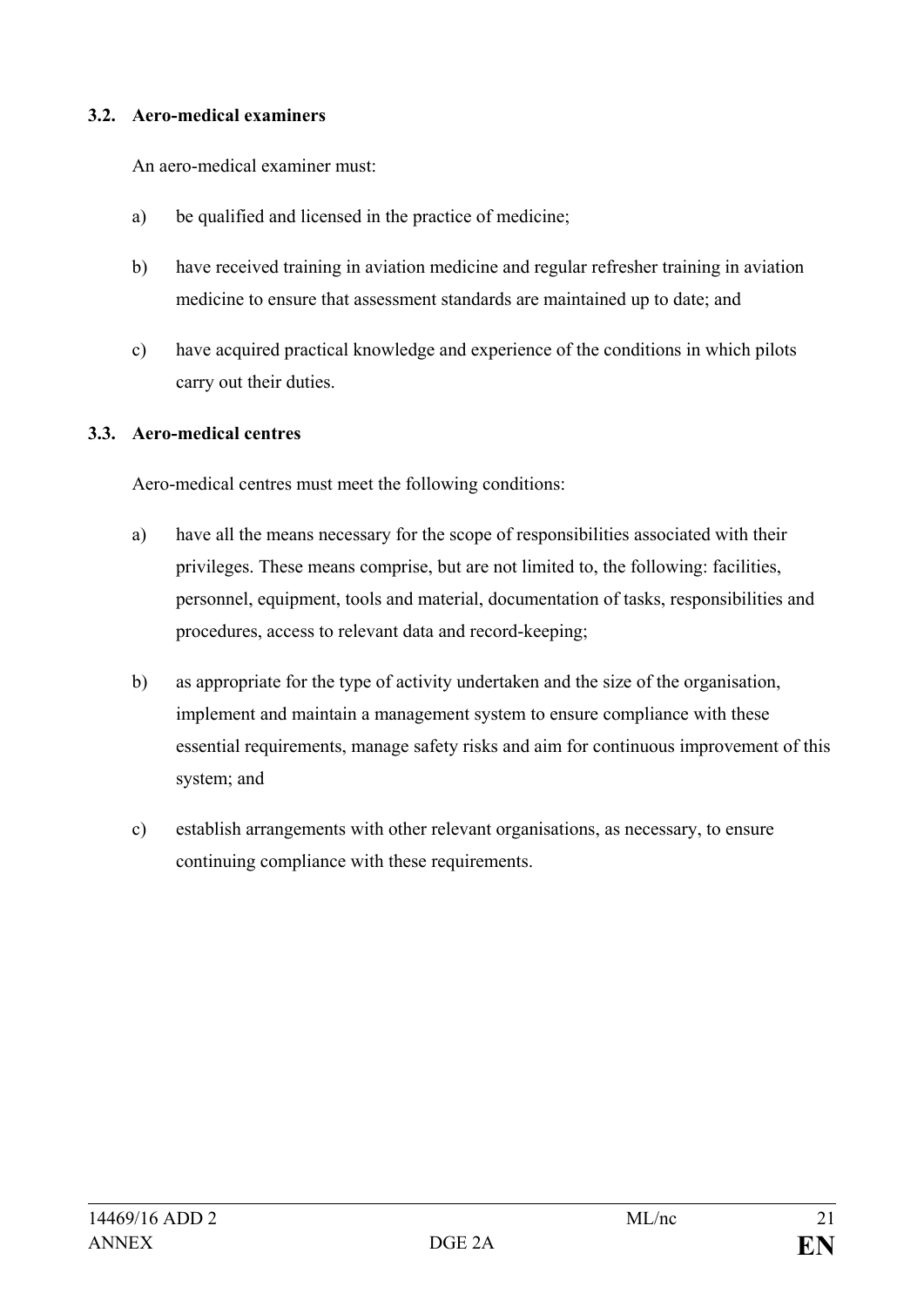### 3.2. Aero-medical examiners

An aero-medical examiner must:

a) be qualified and licensed in the practice of medicine;

b) have received training in aviation medicine and regular refresher training in aviation medicine to ensure that assessment standards are maintained up to date; and

c) have acquired practical knowledge and experience of the conditions in which pilots carry out their duties.

### 3.3. Aero-medical centres

Aero-medical centres must meet the following conditions:

a) have all the means necessary for the scope of responsibilities associated with their privileges. These means comprise, but are not limited to, the following: facilities, personnel, equipment, tools and material, documentation of tasks, responsibilities and procedures, access to relevant data and record-keeping;

b) as appropriate for the type of activity undertaken and the size of the organisation, implement and maintain a management system to ensure compliance with these essential requirements, manage safety risks and aim for continuous improvement of this system; and

c) establish arrangements with other relevant organisations, as necessary, to ensure continuing compliance with these requirements.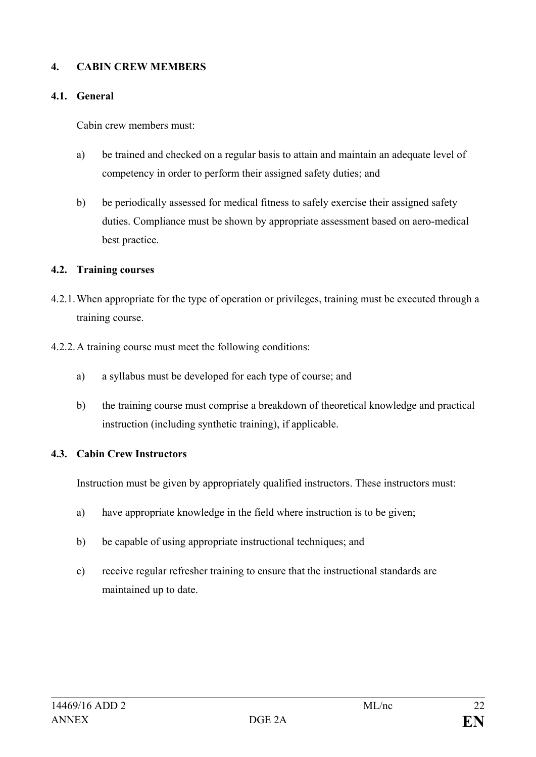## 4. CABIN CREW MEMBERS

### 4.1. General

Cabin crew members must:

a) be trained and checked on a regular basis to attain and maintain an adequate level of competency in order to perform their assigned safety duties; and

b) be periodically assessed for medical fitness to safely exercise their assigned safety duties. Compliance must be shown by appropriate assessment based on aero-medical best practice.

### 4.2. Training courses

4.2.1. When appropriate for the type of operation or privileges, training must be executed through a training course.

4.2.2. A training course must meet the following conditions:

a) a syllabus must be developed for each type of course; and

b) the training course must comprise a breakdown of theoretical knowledge and practical instruction (including synthetic training), if applicable.

### 4.3. Cabin Crew Instructors

Instruction must be given by appropriately qualified instructors. These instructors must:

a) have appropriate knowledge in the field where instruction is to be given;

b) be capable of using appropriate instructional techniques; and

c) receive regular refresher training to ensure that the instructional standards are maintained up to date.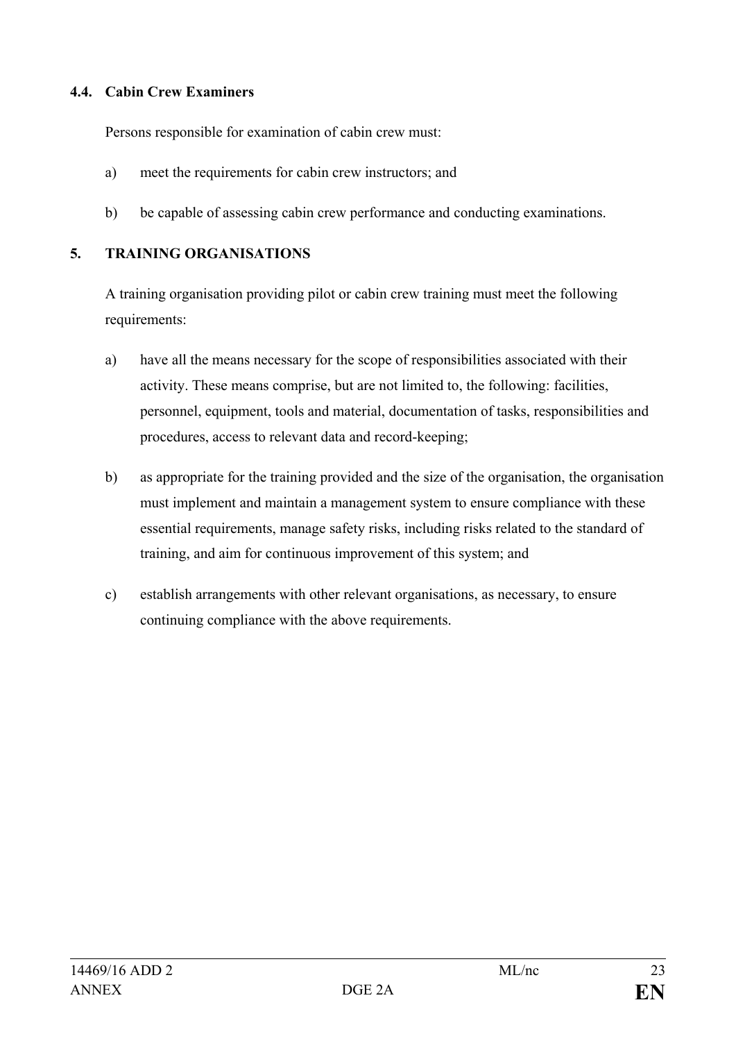#### 4.4. Cabin Crew Examiners

Persons responsible for examination of cabin crew must:

a) meet the requirements for cabin crew instructors; and

b) be capable of assessing cabin crew performance and conducting examinations.

### 5. TRAINING ORGANISATIONS

A training organisation providing pilot or cabin crew training must meet the following requirements:

a) have all the means necessary for the scope of responsibilities associated with their activity. These means comprise, but are not limited to, the following: facilities, personnel, equipment, tools and material, documentation of tasks, responsibilities and procedures, access to relevant data and record-keeping;

b) as appropriate for the training provided and the size of the organisation, the organisation must implement and maintain a management system to ensure compliance with these essential requirements, manage safety risks, including risks related to the standard of training, and aim for continuous improvement of this system; and

c) establish arrangements with other relevant organisations, as necessary, to ensure continuing compliance with the above requirements.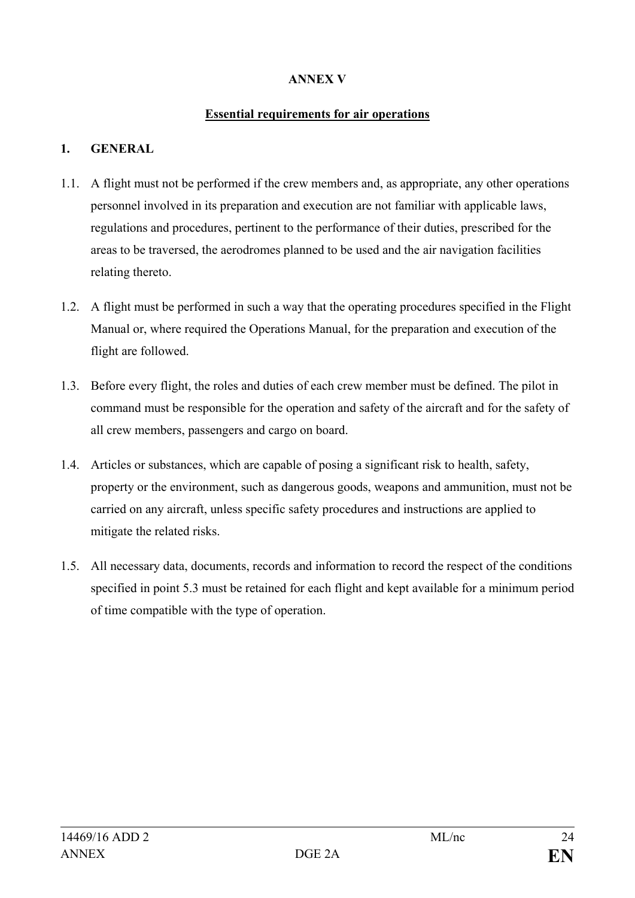# ANNEX V

## Essential requirements for air operations

### 1. GENERAL

1.1. A flight must not be performed if the crew members and, as appropriate, any other operations personnel involved in its preparation and execution are not familiar with applicable laws, regulations and procedures, pertinent to the performance of their duties, prescribed for the areas to be traversed, the aerodromes planned to be used and the air navigation facilities relating thereto.

1.2. A flight must be performed in such a way that the operating procedures specified in the Flight Manual or, where required the Operations Manual, for the preparation and execution of the flight are followed.

1.3. Before every flight, the roles and duties of each crew member must be defined. The pilot in command must be responsible for the operation and safety of the aircraft and for the safety of all crew members, passengers and cargo on board.

1.4. Articles or substances, which are capable of posing a significant risk to health, safety, property or the environment, such as dangerous goods, weapons and ammunition, must not be carried on any aircraft, unless specific safety procedures and instructions are applied to mitigate the related risks.

1.5. All necessary data, documents, records and information to record the respect of the conditions specified in point 5.3 must be retained for each flight and kept available for a minimum period of time compatible with the type of operation.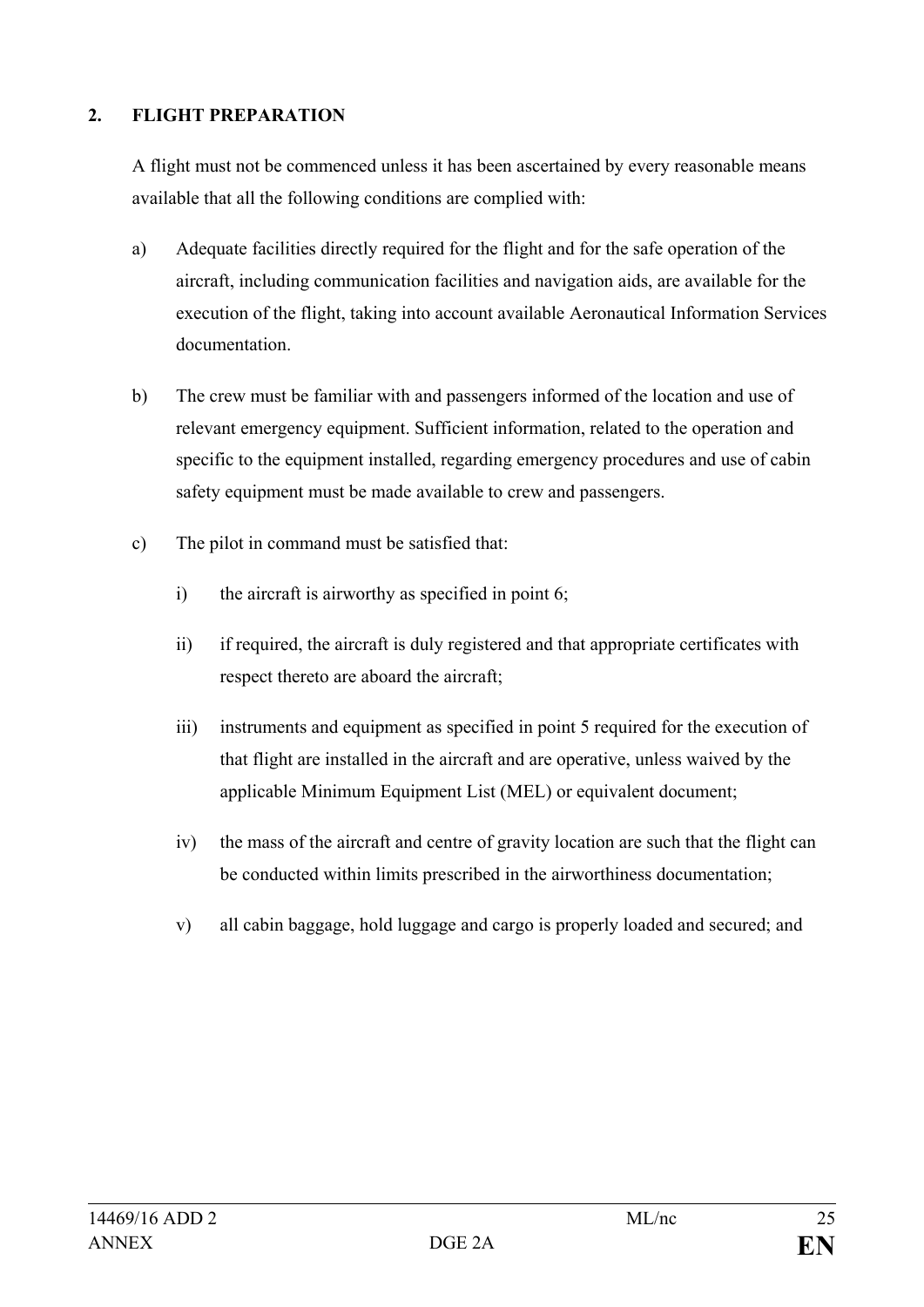## 2. FLIGHT PREPARATION

A flight must not be commenced unless it has been ascertained by every reasonable means available that all the following conditions are complied with:

a) Adequate facilities directly required for the flight and for the safe operation of the aircraft, including communication facilities and navigation aids, are available for the execution of the flight, taking into account available Aeronautical Information Services documentation.

b) The crew must be familiar with and passengers informed of the location and use of relevant emergency equipment. Sufficient information, related to the operation and specific to the equipment installed, regarding emergency procedures and use of cabin safety equipment must be made available to crew and passengers.

c) The pilot in command must be satisfied that:

   i) the aircraft is airworthy as specified in point 6;

   ii) if required, the aircraft is duly registered and that appropriate certificates with respect thereto are aboard the aircraft;

   iii) instruments and equipment as specified in point 5 required for the execution of that flight are installed in the aircraft and are operative, unless waived by the applicable Minimum Equipment List (MEL) or equivalent document;

   iv) the mass of the aircraft and centre of gravity location are such that the flight can be conducted within limits prescribed in the airworthiness documentation;

   v) all cabin baggage, hold luggage and cargo is properly loaded and secured; and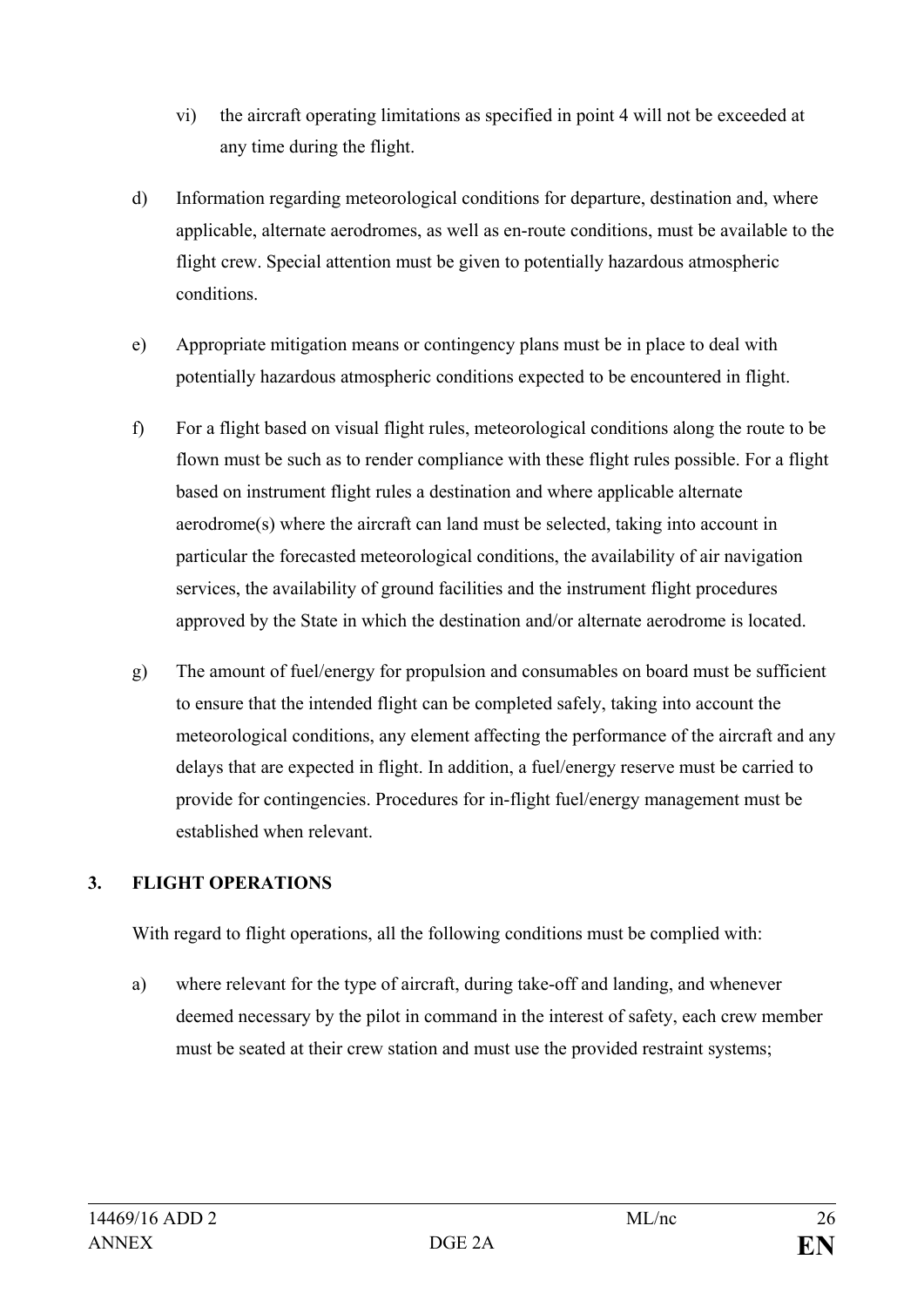vi) the aircraft operating limitations as specified in point 4 will not be exceeded at any time during the flight.

d) Information regarding meteorological conditions for departure, destination and, where applicable, alternate aerodromes, as well as en-route conditions, must be available to the flight crew. Special attention must be given to potentially hazardous atmospheric conditions.

e) Appropriate mitigation means or contingency plans must be in place to deal with potentially hazardous atmospheric conditions expected to be encountered in flight.

f) For a flight based on visual flight rules, meteorological conditions along the route to be flown must be such as to render compliance with these flight rules possible. For a flight based on instrument flight rules a destination and where applicable alternate aerodrome(s) where the aircraft can land must be selected, taking into account in particular the forecasted meteorological conditions, the availability of air navigation services, the availability of ground facilities and the instrument flight procedures approved by the State in which the destination and/or alternate aerodrome is located.

g) The amount of fuel/energy for propulsion and consumables on board must be sufficient to ensure that the intended flight can be completed safely, taking into account the meteorological conditions, any element affecting the performance of the aircraft and any delays that are expected in flight. In addition, a fuel/energy reserve must be carried to provide for contingencies. Procedures for in-flight fuel/energy management must be established when relevant.

## 3. FLIGHT OPERATIONS

With regard to flight operations, all the following conditions must be complied with:

a) where relevant for the type of aircraft, during take-off and landing, and whenever deemed necessary by the pilot in command in the interest of safety, each crew member must be seated at their crew station and must use the provided restraint systems;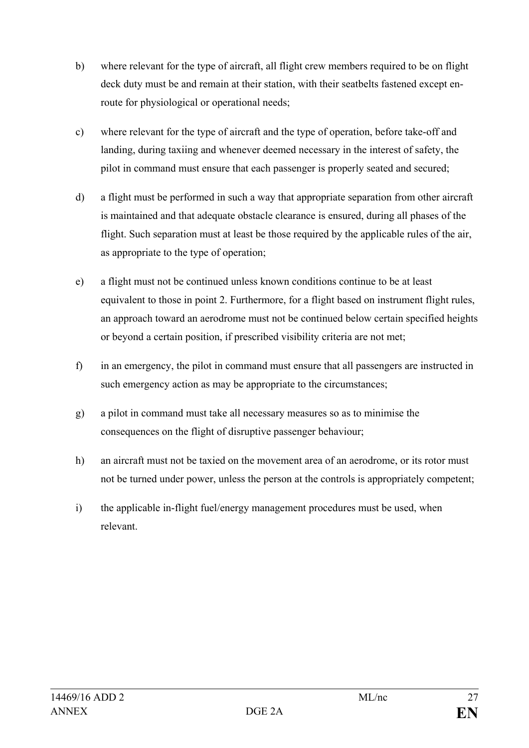b) where relevant for the type of aircraft, all flight crew members required to be on flight deck duty must be and remain at their station, with their seatbelts fastened except en-route for physiological or operational needs;

c) where relevant for the type of aircraft and the type of operation, before take-off and landing, during taxiing and whenever deemed necessary in the interest of safety, the pilot in command must ensure that each passenger is properly seated and secured;

d) a flight must be performed in such a way that appropriate separation from other aircraft is maintained and that adequate obstacle clearance is ensured, during all phases of the flight. Such separation must at least be those required by the applicable rules of the air, as appropriate to the type of operation;

e) a flight must not be continued unless known conditions continue to be at least equivalent to those in point 2. Furthermore, for a flight based on instrument flight rules, an approach toward an aerodrome must not be continued below certain specified heights or beyond a certain position, if prescribed visibility criteria are not met;

f) in an emergency, the pilot in command must ensure that all passengers are instructed in such emergency action as may be appropriate to the circumstances;

g) a pilot in command must take all necessary measures so as to minimise the consequences on the flight of disruptive passenger behaviour;

h) an aircraft must not be taxied on the movement area of an aerodrome, or its rotor must not be turned under power, unless the person at the controls is appropriately competent;

i) the applicable in-flight fuel/energy management procedures must be used, when relevant.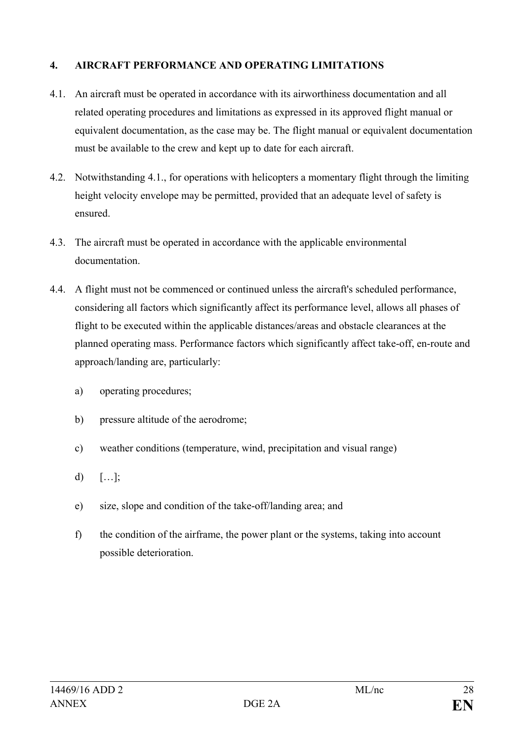## 4. AIRCRAFT PERFORMANCE AND OPERATING LIMITATIONS

4.1. An aircraft must be operated in accordance with its airworthiness documentation and all related operating procedures and limitations as expressed in its approved flight manual or equivalent documentation, as the case may be. The flight manual or equivalent documentation must be available to the crew and kept up to date for each aircraft.

4.2. Notwithstanding 4.1., for operations with helicopters a momentary flight through the limiting height velocity envelope may be permitted, provided that an adequate level of safety is ensured.

4.3. The aircraft must be operated in accordance with the applicable environmental documentation.

4.4. A flight must not be commenced or continued unless the aircraft's scheduled performance, considering all factors which significantly affect its performance level, allows all phases of flight to be executed within the applicable distances/areas and obstacle clearances at the planned operating mass. Performance factors which significantly affect take-off, en-route and approach/landing are, particularly:

a) operating procedures;

b) pressure altitude of the aerodrome;

c) weather conditions (temperature, wind, precipitation and visual range)

d) […];

e) size, slope and condition of the take-off/landing area; and

f) the condition of the airframe, the power plant or the systems, taking into account possible deterioration.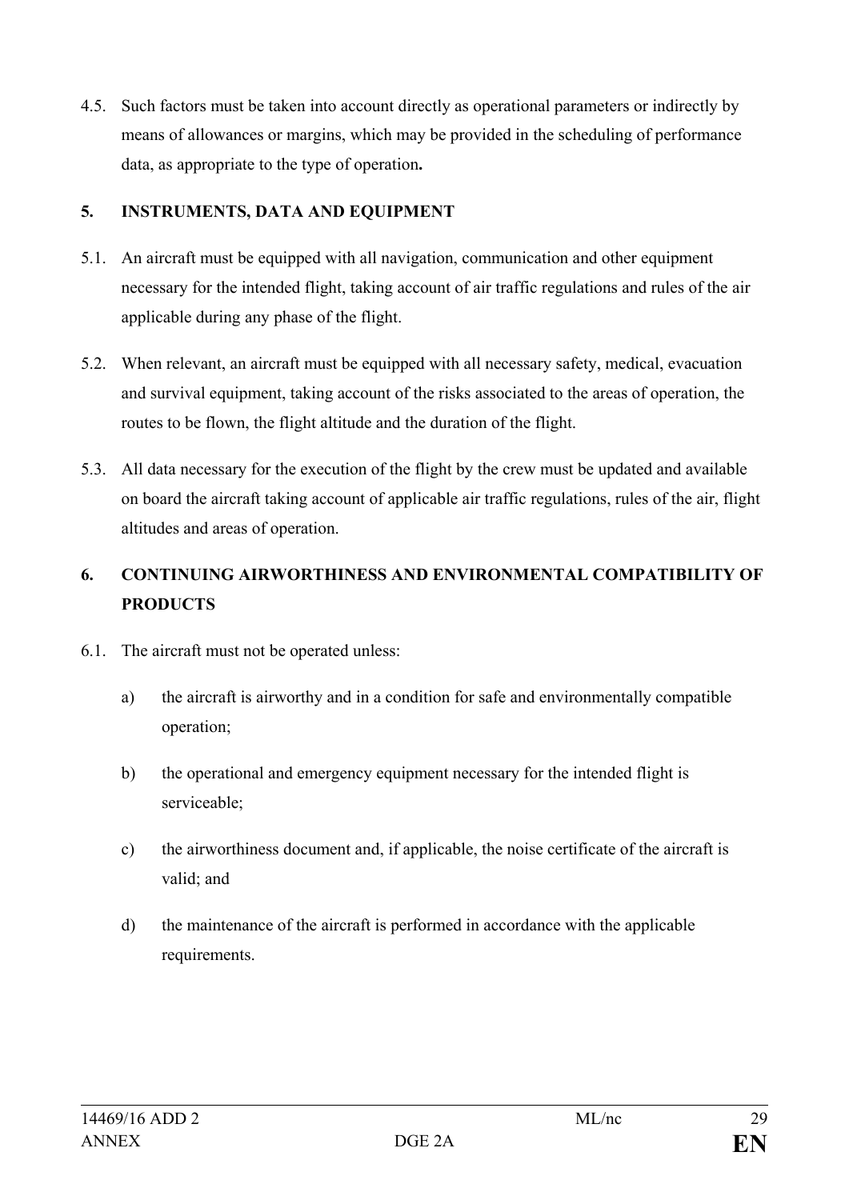4.5. Such factors must be taken into account directly as operational parameters or indirectly by means of allowances or margins, which may be provided in the scheduling of performance data, as appropriate to the type of operation**.**

## 5. INSTRUMENTS, DATA AND EQUIPMENT

5.1. An aircraft must be equipped with all navigation, communication and other equipment necessary for the intended flight, taking account of air traffic regulations and rules of the air applicable during any phase of the flight.

5.2. When relevant, an aircraft must be equipped with all necessary safety, medical, evacuation and survival equipment, taking account of the risks associated to the areas of operation, the routes to be flown, the flight altitude and the duration of the flight.

5.3. All data necessary for the execution of the flight by the crew must be updated and available on board the aircraft taking account of applicable air traffic regulations, rules of the air, flight altitudes and areas of operation.

## 6. CONTINUING AIRWORTHINESS AND ENVIRONMENTAL COMPATIBILITY OF PRODUCTS

6.1. The aircraft must not be operated unless:

a) the aircraft is airworthy and in a condition for safe and environmentally compatible operation;

b) the operational and emergency equipment necessary for the intended flight is serviceable;

c) the airworthiness document and, if applicable, the noise certificate of the aircraft is valid; and

d) the maintenance of the aircraft is performed in accordance with the applicable requirements.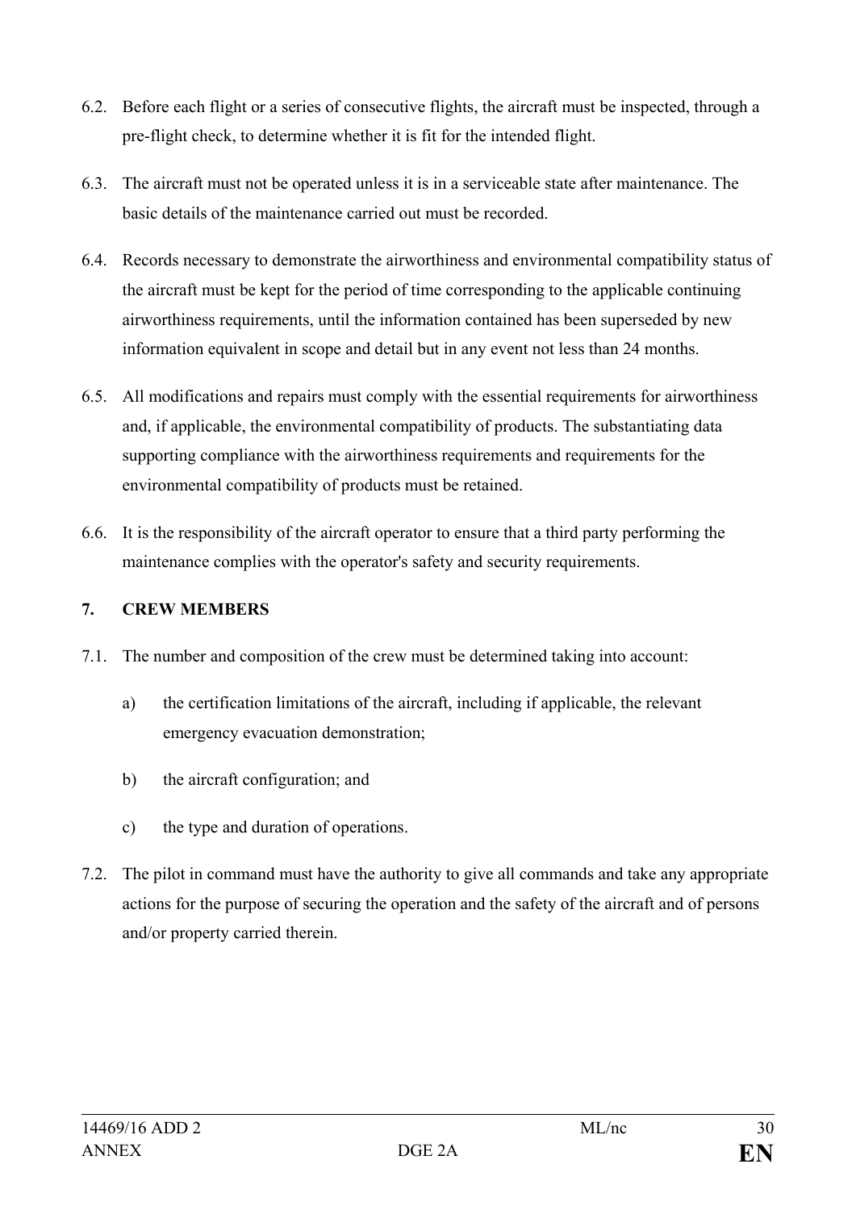6.2. Before each flight or a series of consecutive flights, the aircraft must be inspected, through a pre-flight check, to determine whether it is fit for the intended flight.

6.3. The aircraft must not be operated unless it is in a serviceable state after maintenance. The basic details of the maintenance carried out must be recorded.

6.4. Records necessary to demonstrate the airworthiness and environmental compatibility status of the aircraft must be kept for the period of time corresponding to the applicable continuing airworthiness requirements, until the information contained has been superseded by new information equivalent in scope and detail but in any event not less than 24 months.

6.5. All modifications and repairs must comply with the essential requirements for airworthiness and, if applicable, the environmental compatibility of products. The substantiating data supporting compliance with the airworthiness requirements and requirements for the environmental compatibility of products must be retained.

6.6. It is the responsibility of the aircraft operator to ensure that a third party performing the maintenance complies with the operator's safety and security requirements.

## 7. CREW MEMBERS

7.1. The number and composition of the crew must be determined taking into account:

a) the certification limitations of the aircraft, including if applicable, the relevant emergency evacuation demonstration;

b) the aircraft configuration; and

c) the type and duration of operations.

7.2. The pilot in command must have the authority to give all commands and take any appropriate actions for the purpose of securing the operation and the safety of the aircraft and of persons and/or property carried therein.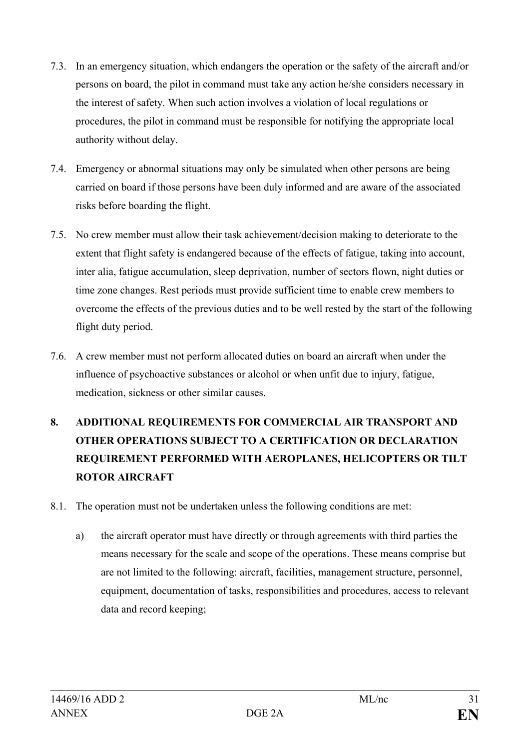7.3. In an emergency situation, which endangers the operation or the safety of the aircraft and/or persons on board, the pilot in command must take any action he/she considers necessary in the interest of safety. When such action involves a violation of local regulations or procedures, the pilot in command must be responsible for notifying the appropriate local authority without delay.

7.4. Emergency or abnormal situations may only be simulated when other persons are being carried on board if those persons have been duly informed and are aware of the associated risks before boarding the flight.

7.5. No crew member must allow their task achievement/decision making to deteriorate to the extent that flight safety is endangered because of the effects of fatigue, taking into account, inter alia, fatigue accumulation, sleep deprivation, number of sectors flown, night duties or time zone changes. Rest periods must provide sufficient time to enable crew members to overcome the effects of the previous duties and to be well rested by the start of the following flight duty period.

7.6. A crew member must not perform allocated duties on board an aircraft when under the influence of psychoactive substances or alcohol or when unfit due to injury, fatigue, medication, sickness or other similar causes.

## 8. ADDITIONAL REQUIREMENTS FOR COMMERCIAL AIR TRANSPORT AND OTHER OPERATIONS SUBJECT TO A CERTIFICATION OR DECLARATION REQUIREMENT PERFORMED WITH AEROPLANES, HELICOPTERS OR TILT ROTOR AIRCRAFT

8.1. The operation must not be undertaken unless the following conditions are met:

a) the aircraft operator must have directly or through agreements with third parties the means necessary for the scale and scope of the operations. These means comprise but are not limited to the following: aircraft, facilities, management structure, personnel, equipment, documentation of tasks, responsibilities and procedures, access to relevant data and record keeping;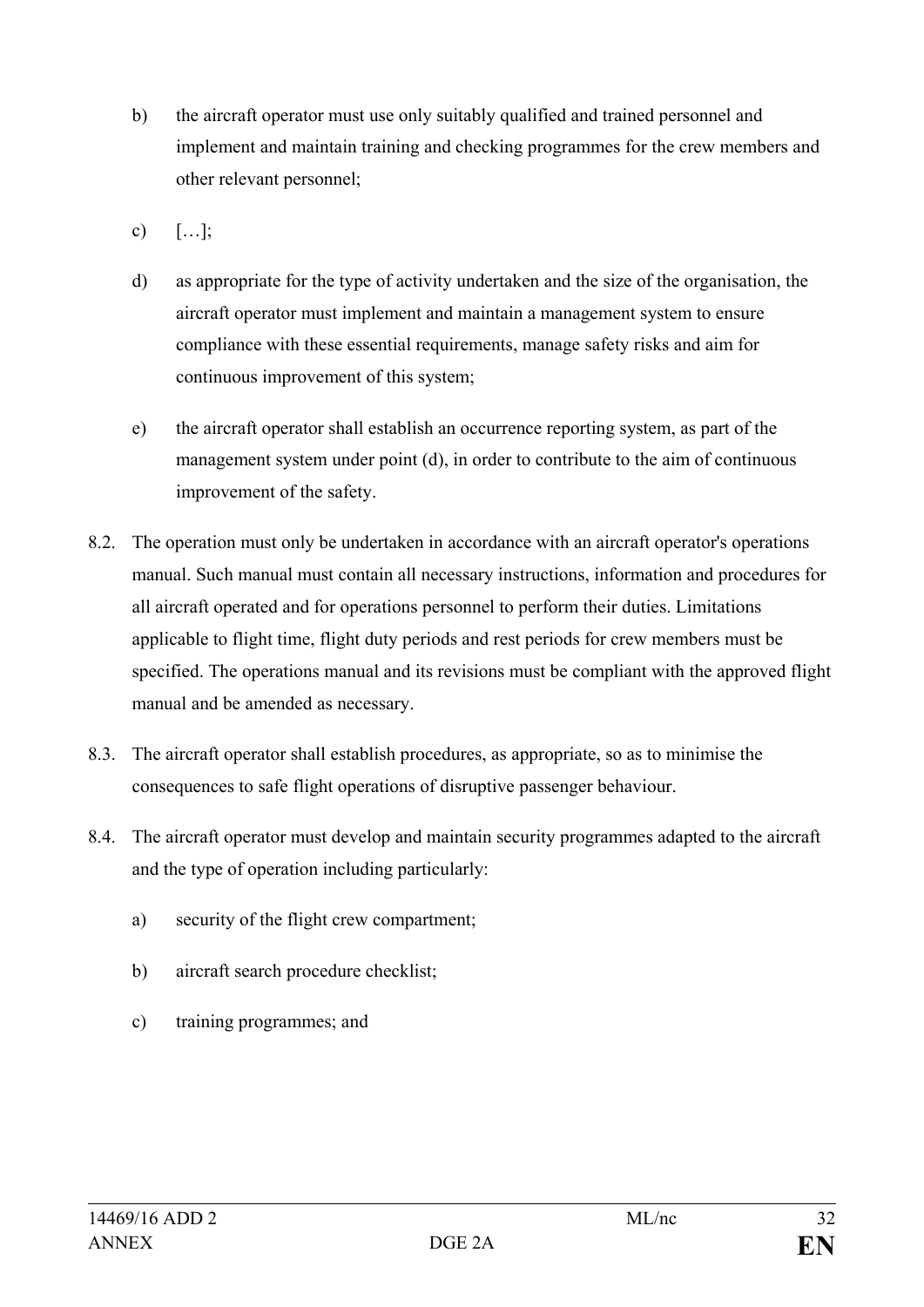b) the aircraft operator must use only suitably qualified and trained personnel and implement and maintain training and checking programmes for the crew members and other relevant personnel;

c) […];

d) as appropriate for the type of activity undertaken and the size of the organisation, the aircraft operator must implement and maintain a management system to ensure compliance with these essential requirements, manage safety risks and aim for continuous improvement of this system;

e) the aircraft operator shall establish an occurrence reporting system, as part of the management system under point (d), in order to contribute to the aim of continuous improvement of the safety.

8.2. The operation must only be undertaken in accordance with an aircraft operator's operations manual. Such manual must contain all necessary instructions, information and procedures for all aircraft operated and for operations personnel to perform their duties. Limitations applicable to flight time, flight duty periods and rest periods for crew members must be specified. The operations manual and its revisions must be compliant with the approved flight manual and be amended as necessary.

8.3. The aircraft operator shall establish procedures, as appropriate, so as to minimise the consequences to safe flight operations of disruptive passenger behaviour.

8.4. The aircraft operator must develop and maintain security programmes adapted to the aircraft and the type of operation including particularly:

a) security of the flight crew compartment;

b) aircraft search procedure checklist;

c) training programmes; and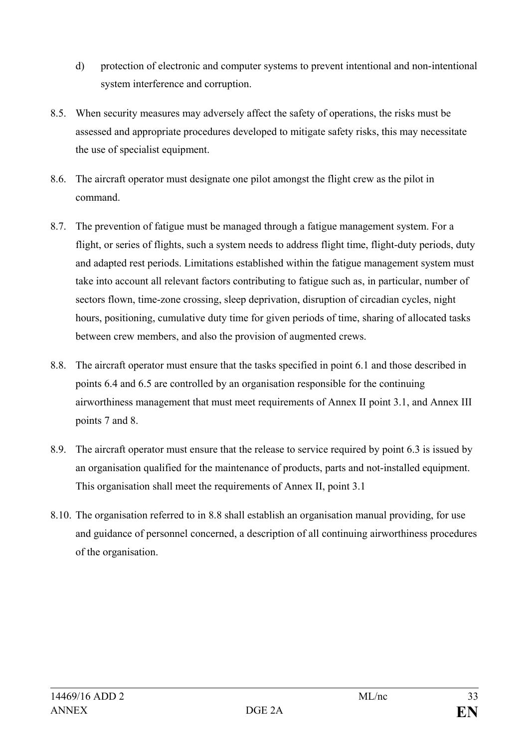d) protection of electronic and computer systems to prevent intentional and non-intentional system interference and corruption.

8.5. When security measures may adversely affect the safety of operations, the risks must be assessed and appropriate procedures developed to mitigate safety risks, this may necessitate the use of specialist equipment.

8.6. The aircraft operator must designate one pilot amongst the flight crew as the pilot in command.

8.7. The prevention of fatigue must be managed through a fatigue management system. For a flight, or series of flights, such a system needs to address flight time, flight-duty periods, duty and adapted rest periods. Limitations established within the fatigue management system must take into account all relevant factors contributing to fatigue such as, in particular, number of sectors flown, time-zone crossing, sleep deprivation, disruption of circadian cycles, night hours, positioning, cumulative duty time for given periods of time, sharing of allocated tasks between crew members, and also the provision of augmented crews.

8.8. The aircraft operator must ensure that the tasks specified in point 6.1 and those described in points 6.4 and 6.5 are controlled by an organisation responsible for the continuing airworthiness management that must meet requirements of Annex II point 3.1, and Annex III points 7 and 8.

8.9. The aircraft operator must ensure that the release to service required by point 6.3 is issued by an organisation qualified for the maintenance of products, parts and not-installed equipment. This organisation shall meet the requirements of Annex II, point 3.1

8.10. The organisation referred to in 8.8 shall establish an organisation manual providing, for use and guidance of personnel concerned, a description of all continuing airworthiness procedures of the organisation.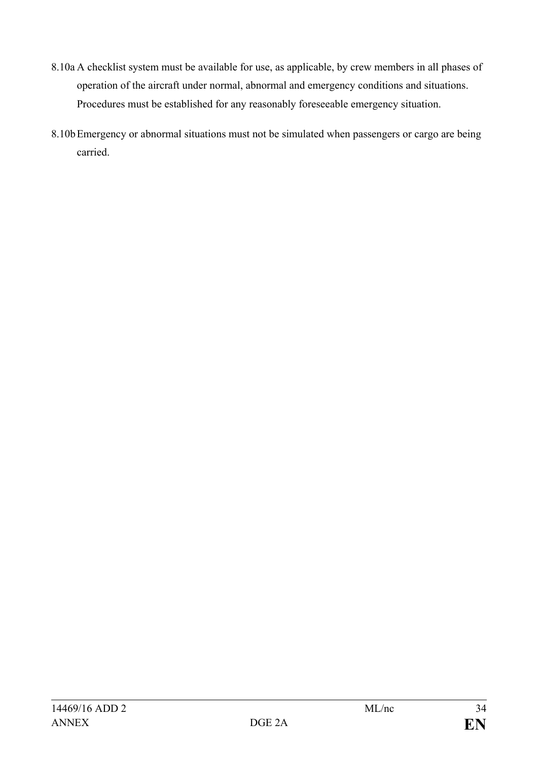8.10a A checklist system must be available for use, as applicable, by crew members in all phases of operation of the aircraft under normal, abnormal and emergency conditions and situations. Procedures must be established for any reasonably foreseeable emergency situation.

8.10b Emergency or abnormal situations must not be simulated when passengers or cargo are being carried.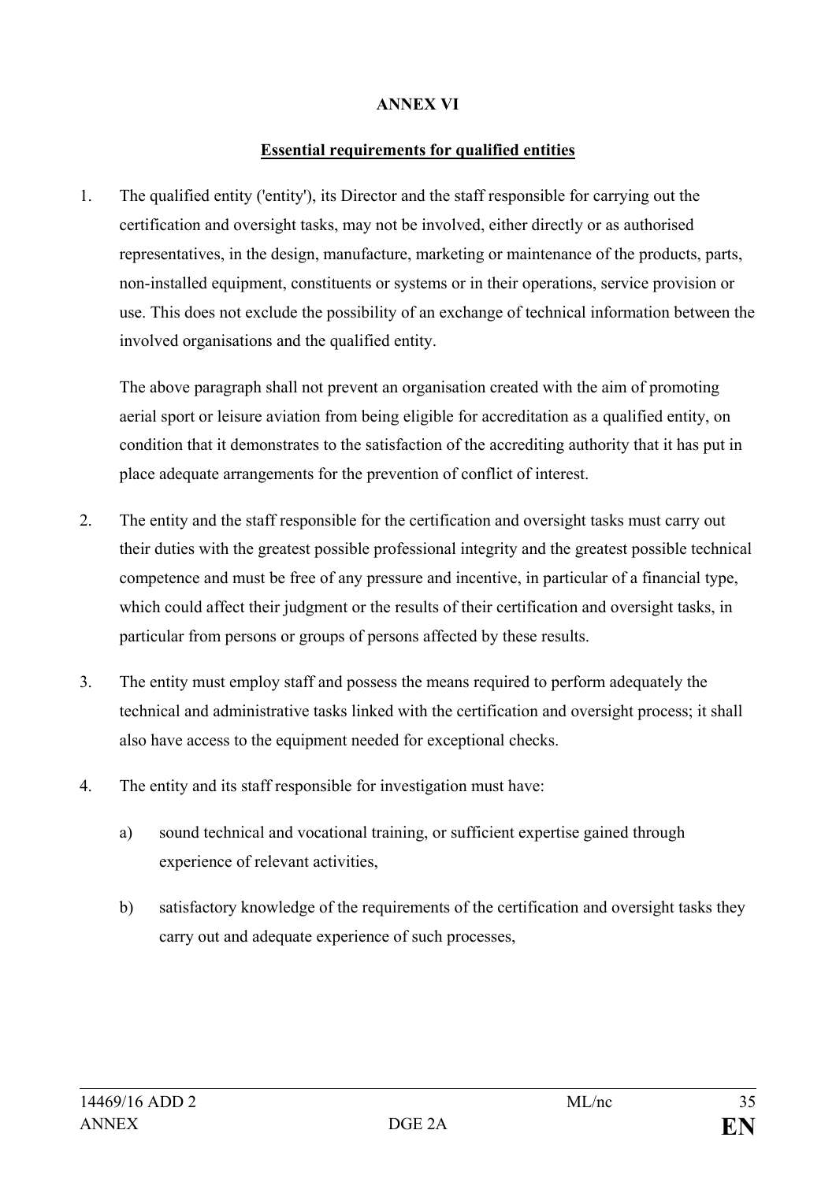**ANNEX VI**

**Essential requirements for qualified entities**

1. The qualified entity ('entity'), its Director and the staff responsible for carrying out the certification and oversight tasks, may not be involved, either directly or as authorised representatives, in the design, manufacture, marketing or maintenance of the products, parts, non-installed equipment, constituents or systems or in their operations, service provision or use. This does not exclude the possibility of an exchange of technical information between the involved organisations and the qualified entity.

   The above paragraph shall not prevent an organisation created with the aim of promoting aerial sport or leisure aviation from being eligible for accreditation as a qualified entity, on condition that it demonstrates to the satisfaction of the accrediting authority that it has put in place adequate arrangements for the prevention of conflict of interest.

2. The entity and the staff responsible for the certification and oversight tasks must carry out their duties with the greatest possible professional integrity and the greatest possible technical competence and must be free of any pressure and incentive, in particular of a financial type, which could affect their judgment or the results of their certification and oversight tasks, in particular from persons or groups of persons affected by these results.

3. The entity must employ staff and possess the means required to perform adequately the technical and administrative tasks linked with the certification and oversight process; it shall also have access to the equipment needed for exceptional checks.

4. The entity and its staff responsible for investigation must have:

   a) sound technical and vocational training, or sufficient expertise gained through experience of relevant activities,

   b) satisfactory knowledge of the requirements of the certification and oversight tasks they carry out and adequate experience of such processes,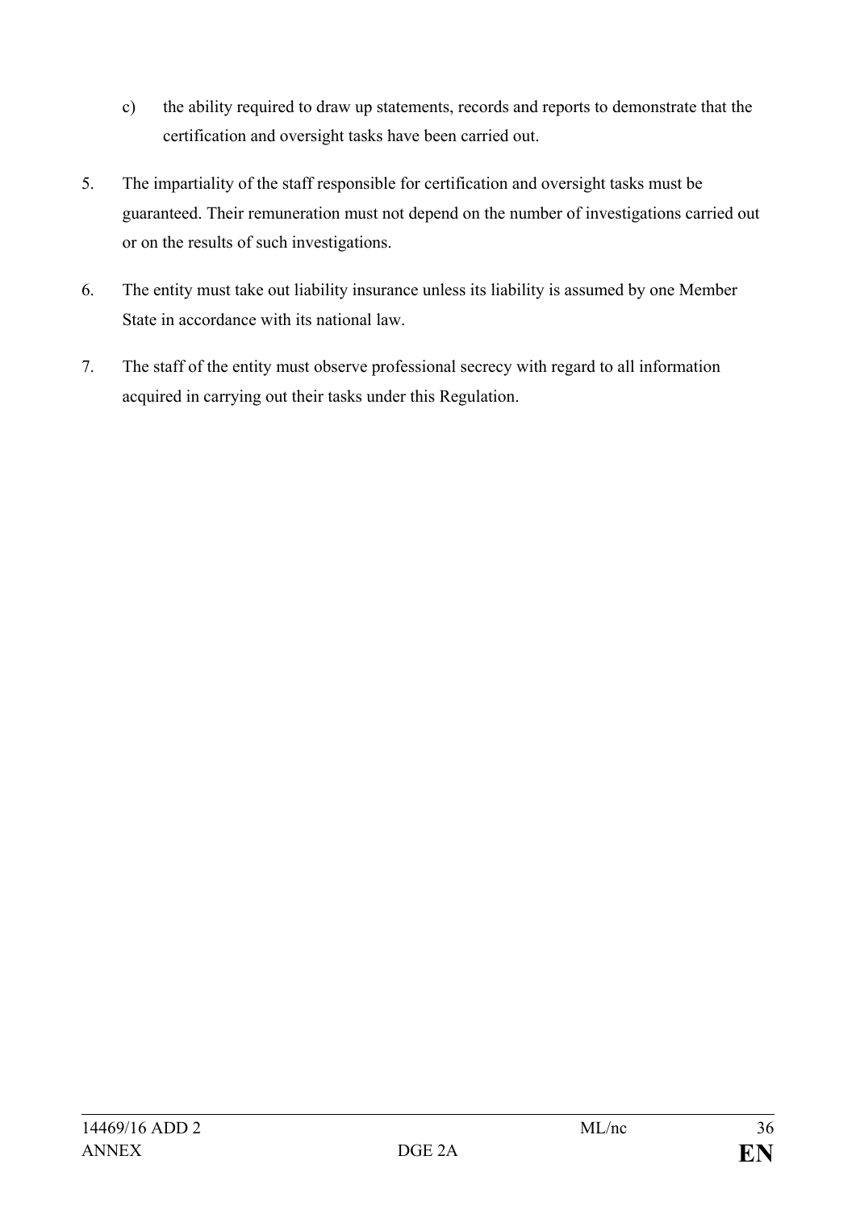c) the ability required to draw up statements, records and reports to demonstrate that the certification and oversight tasks have been carried out.

5. The impartiality of the staff responsible for certification and oversight tasks must be guaranteed. Their remuneration must not depend on the number of investigations carried out or on the results of such investigations.

6. The entity must take out liability insurance unless its liability is assumed by one Member State in accordance with its national law.

7. The staff of the entity must observe professional secrecy with regard to all information acquired in carrying out their tasks under this Regulation.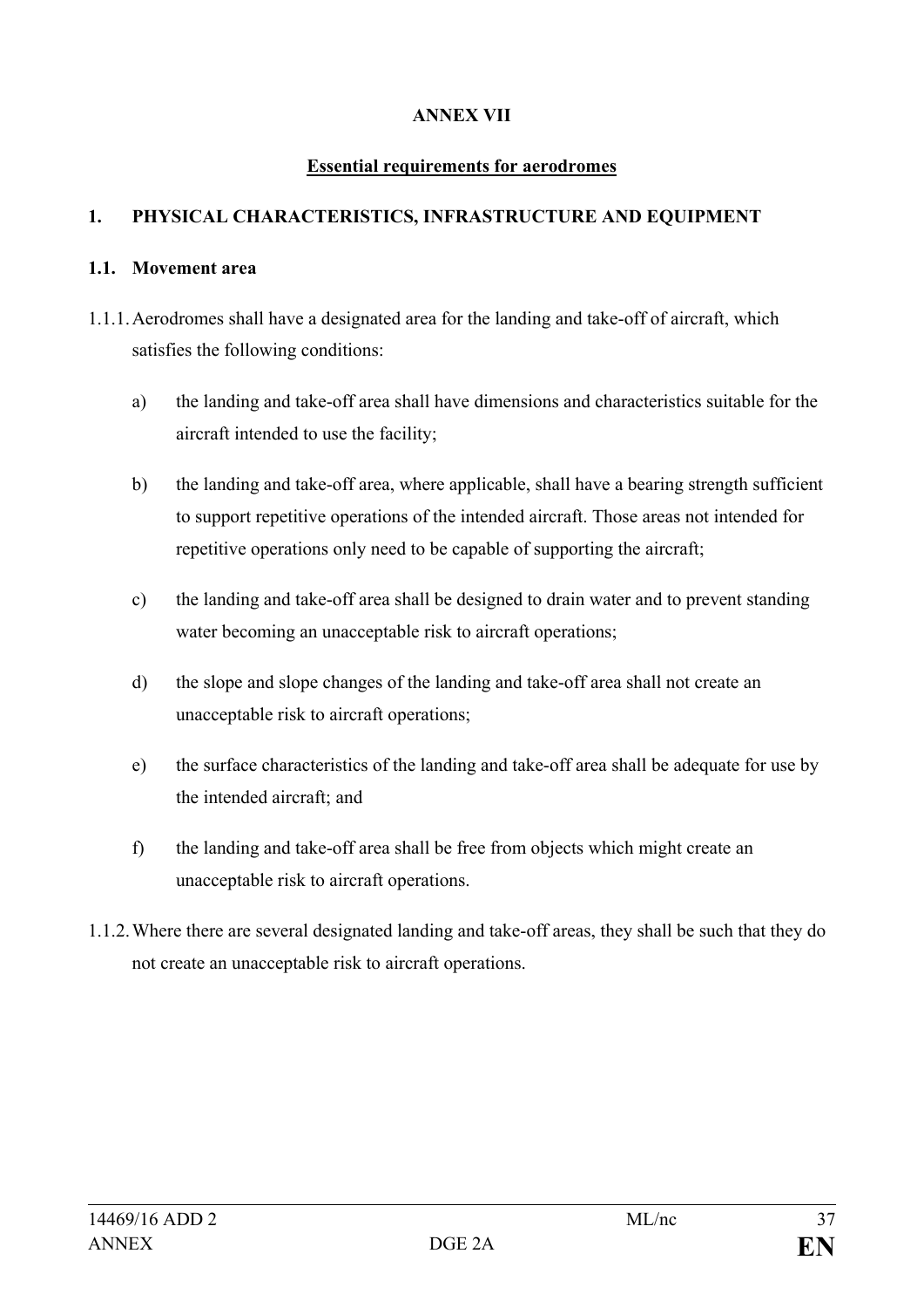## ANNEX VII

**<u>Essential requirements for aerodromes</u>**

### 1. PHYSICAL CHARACTERISTICS, INFRASTRUCTURE AND EQUIPMENT

#### 1.1. Movement area

1.1.1. Aerodromes shall have a designated area for the landing and take-off of aircraft, which satisfies the following conditions:

a) the landing and take-off area shall have dimensions and characteristics suitable for the aircraft intended to use the facility;

b) the landing and take-off area, where applicable, shall have a bearing strength sufficient to support repetitive operations of the intended aircraft. Those areas not intended for repetitive operations only need to be capable of supporting the aircraft;

c) the landing and take-off area shall be designed to drain water and to prevent standing water becoming an unacceptable risk to aircraft operations;

d) the slope and slope changes of the landing and take-off area shall not create an unacceptable risk to aircraft operations;

e) the surface characteristics of the landing and take-off area shall be adequate for use by the intended aircraft; and

f) the landing and take-off area shall be free from objects which might create an unacceptable risk to aircraft operations.

1.1.2. Where there are several designated landing and take-off areas, they shall be such that they do not create an unacceptable risk to aircraft operations.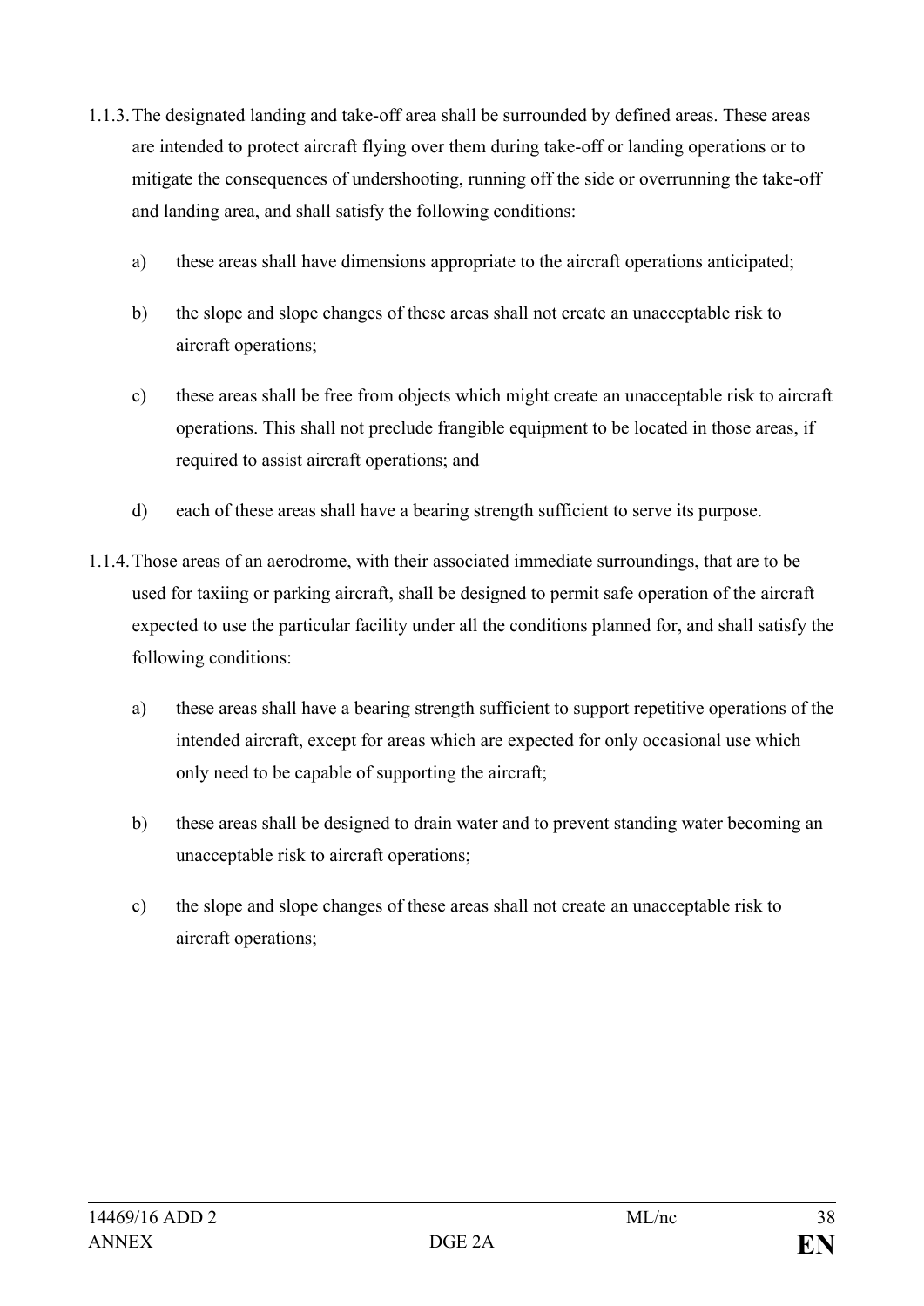1.1.3. The designated landing and take-off area shall be surrounded by defined areas. These areas are intended to protect aircraft flying over them during take-off or landing operations or to mitigate the consequences of undershooting, running off the side or overrunning the take-off and landing area, and shall satisfy the following conditions:

   a) these areas shall have dimensions appropriate to the aircraft operations anticipated;

   b) the slope and slope changes of these areas shall not create an unacceptable risk to aircraft operations;

   c) these areas shall be free from objects which might create an unacceptable risk to aircraft operations. This shall not preclude frangible equipment to be located in those areas, if required to assist aircraft operations; and

   d) each of these areas shall have a bearing strength sufficient to serve its purpose.

1.1.4. Those areas of an aerodrome, with their associated immediate surroundings, that are to be used for taxiing or parking aircraft, shall be designed to permit safe operation of the aircraft expected to use the particular facility under all the conditions planned for, and shall satisfy the following conditions:

   a) these areas shall have a bearing strength sufficient to support repetitive operations of the intended aircraft, except for areas which are expected for only occasional use which only need to be capable of supporting the aircraft;

   b) these areas shall be designed to drain water and to prevent standing water becoming an unacceptable risk to aircraft operations;

   c) the slope and slope changes of these areas shall not create an unacceptable risk to aircraft operations;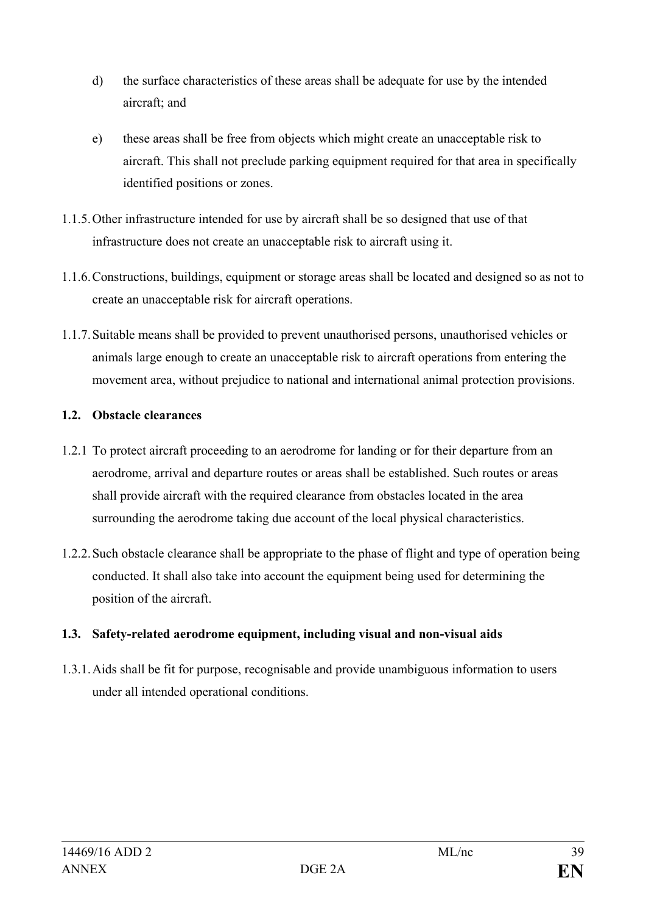d) the surface characteristics of these areas shall be adequate for use by the intended aircraft; and

e) these areas shall be free from objects which might create an unacceptable risk to aircraft. This shall not preclude parking equipment required for that area in specifically identified positions or zones.

1.1.5. Other infrastructure intended for use by aircraft shall be so designed that use of that infrastructure does not create an unacceptable risk to aircraft using it.

1.1.6. Constructions, buildings, equipment or storage areas shall be located and designed so as not to create an unacceptable risk for aircraft operations.

1.1.7. Suitable means shall be provided to prevent unauthorised persons, unauthorised vehicles or animals large enough to create an unacceptable risk to aircraft operations from entering the movement area, without prejudice to national and international animal protection provisions.

**1.2. Obstacle clearances**

1.2.1 To protect aircraft proceeding to an aerodrome for landing or for their departure from an aerodrome, arrival and departure routes or areas shall be established. Such routes or areas shall provide aircraft with the required clearance from obstacles located in the area surrounding the aerodrome taking due account of the local physical characteristics.

1.2.2. Such obstacle clearance shall be appropriate to the phase of flight and type of operation being conducted. It shall also take into account the equipment being used for determining the position of the aircraft.

**1.3. Safety-related aerodrome equipment, including visual and non-visual aids**

1.3.1. Aids shall be fit for purpose, recognisable and provide unambiguous information to users under all intended operational conditions.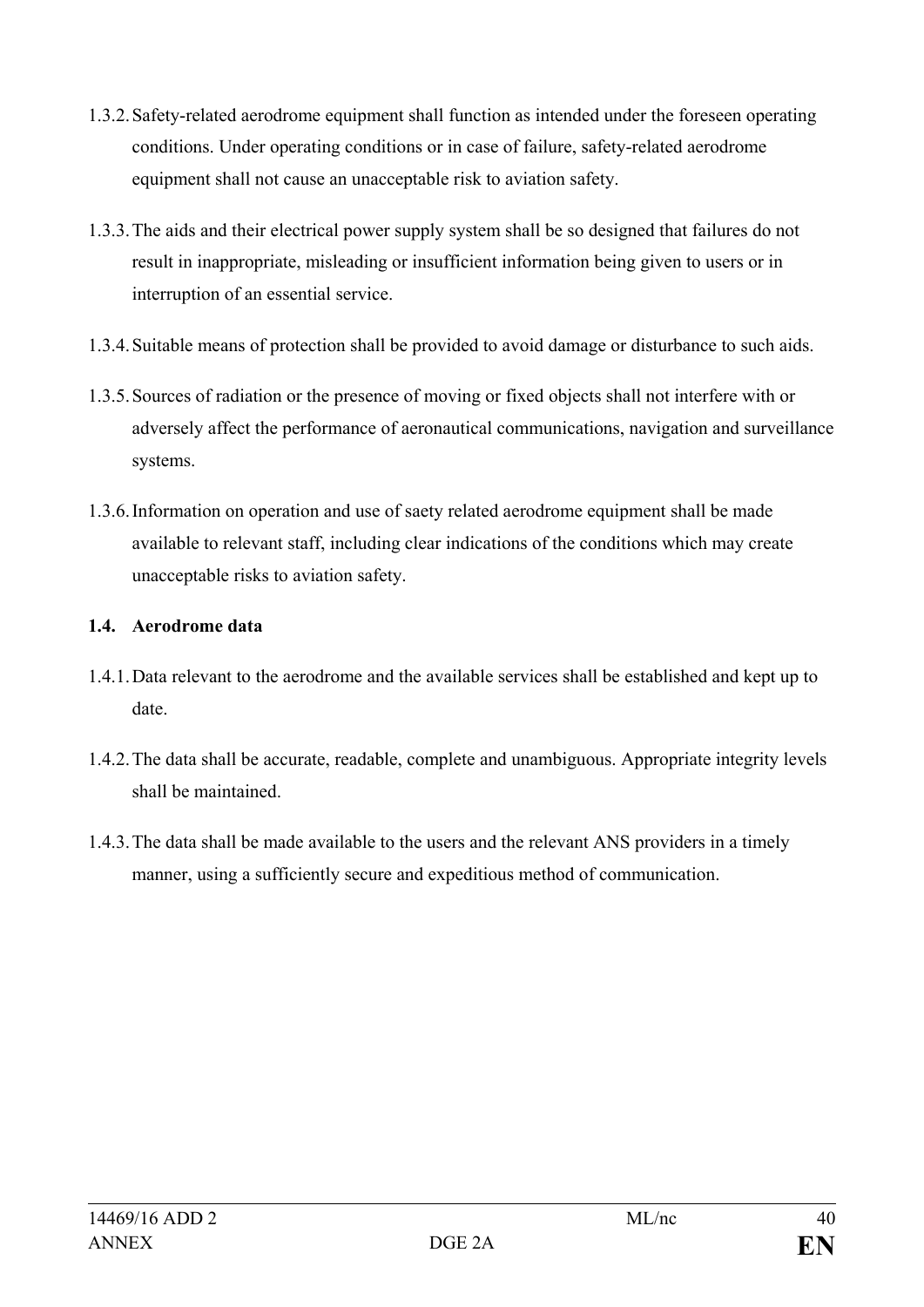1.3.2. Safety-related aerodrome equipment shall function as intended under the foreseen operating conditions. Under operating conditions or in case of failure, safety-related aerodrome equipment shall not cause an unacceptable risk to aviation safety.

1.3.3. The aids and their electrical power supply system shall be so designed that failures do not result in inappropriate, misleading or insufficient information being given to users or in interruption of an essential service.

1.3.4. Suitable means of protection shall be provided to avoid damage or disturbance to such aids.

1.3.5. Sources of radiation or the presence of moving or fixed objects shall not interfere with or adversely affect the performance of aeronautical communications, navigation and surveillance systems.

1.3.6. Information on operation and use of saety related aerodrome equipment shall be made available to relevant staff, including clear indications of the conditions which may create unacceptable risks to aviation safety.

**1.4. Aerodrome data**

1.4.1. Data relevant to the aerodrome and the available services shall be established and kept up to date.

1.4.2. The data shall be accurate, readable, complete and unambiguous. Appropriate integrity levels shall be maintained.

1.4.3. The data shall be made available to the users and the relevant ANS providers in a timely manner, using a sufficiently secure and expeditious method of communication.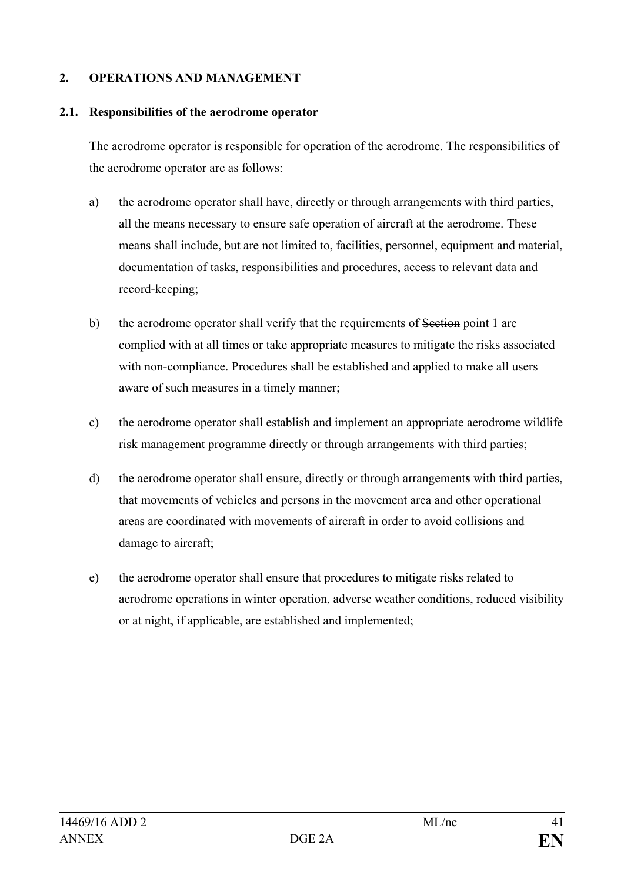## 2. OPERATIONS AND MANAGEMENT

### 2.1. Responsibilities of the aerodrome operator

The aerodrome operator is responsible for operation of the aerodrome. The responsibilities of the aerodrome operator are as follows:

a) the aerodrome operator shall have, directly or through arrangements with third parties, all the means necessary to ensure safe operation of aircraft at the aerodrome. These means shall include, but are not limited to, facilities, personnel, equipment and material, documentation of tasks, responsibilities and procedures, access to relevant data and record-keeping;

b) the aerodrome operator shall verify that the requirements of ~~Section~~ point 1 are complied with at all times or take appropriate measures to mitigate the risks associated with non-compliance. Procedures shall be established and applied to make all users aware of such measures in a timely manner;

c) the aerodrome operator shall establish and implement an appropriate aerodrome wildlife risk management programme directly or through arrangements with third parties;

d) the aerodrome operator shall ensure, directly or through arrangement**s** with third parties, that movements of vehicles and persons in the movement area and other operational areas are coordinated with movements of aircraft in order to avoid collisions and damage to aircraft;

e) the aerodrome operator shall ensure that procedures to mitigate risks related to aerodrome operations in winter operation, adverse weather conditions, reduced visibility or at night, if applicable, are established and implemented;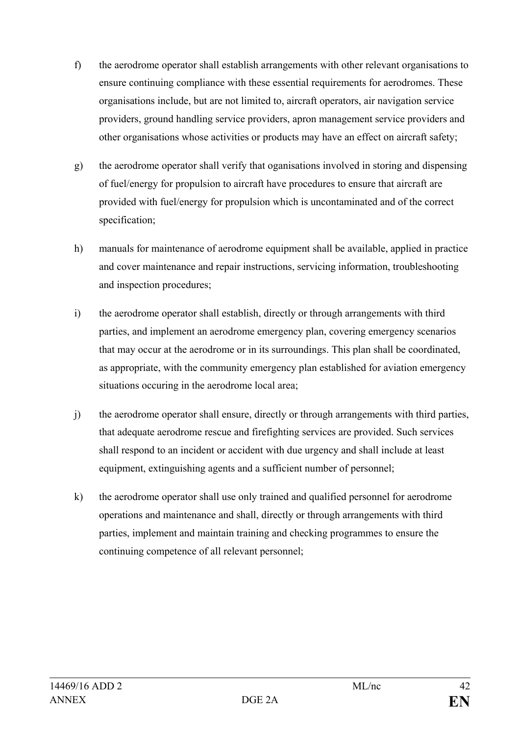f) the aerodrome operator shall establish arrangements with other relevant organisations to ensure continuing compliance with these essential requirements for aerodromes. These organisations include, but are not limited to, aircraft operators, air navigation service providers, ground handling service providers, apron management service providers and other organisations whose activities or products may have an effect on aircraft safety;

g) the aerodrome operator shall verify that oganisations involved in storing and dispensing of fuel/energy for propulsion to aircraft have procedures to ensure that aircraft are provided with fuel/energy for propulsion which is uncontaminated and of the correct specification;

h) manuals for maintenance of aerodrome equipment shall be available, applied in practice and cover maintenance and repair instructions, servicing information, troubleshooting and inspection procedures;

i) the aerodrome operator shall establish, directly or through arrangements with third parties, and implement an aerodrome emergency plan, covering emergency scenarios that may occur at the aerodrome or in its surroundings. This plan shall be coordinated, as appropriate, with the community emergency plan established for aviation emergency situations occuring in the aerodrome local area;

j) the aerodrome operator shall ensure, directly or through arrangements with third parties, that adequate aerodrome rescue and firefighting services are provided. Such services shall respond to an incident or accident with due urgency and shall include at least equipment, extinguishing agents and a sufficient number of personnel;

k) the aerodrome operator shall use only trained and qualified personnel for aerodrome operations and maintenance and shall, directly or through arrangements with third parties, implement and maintain training and checking programmes to ensure the continuing competence of all relevant personnel;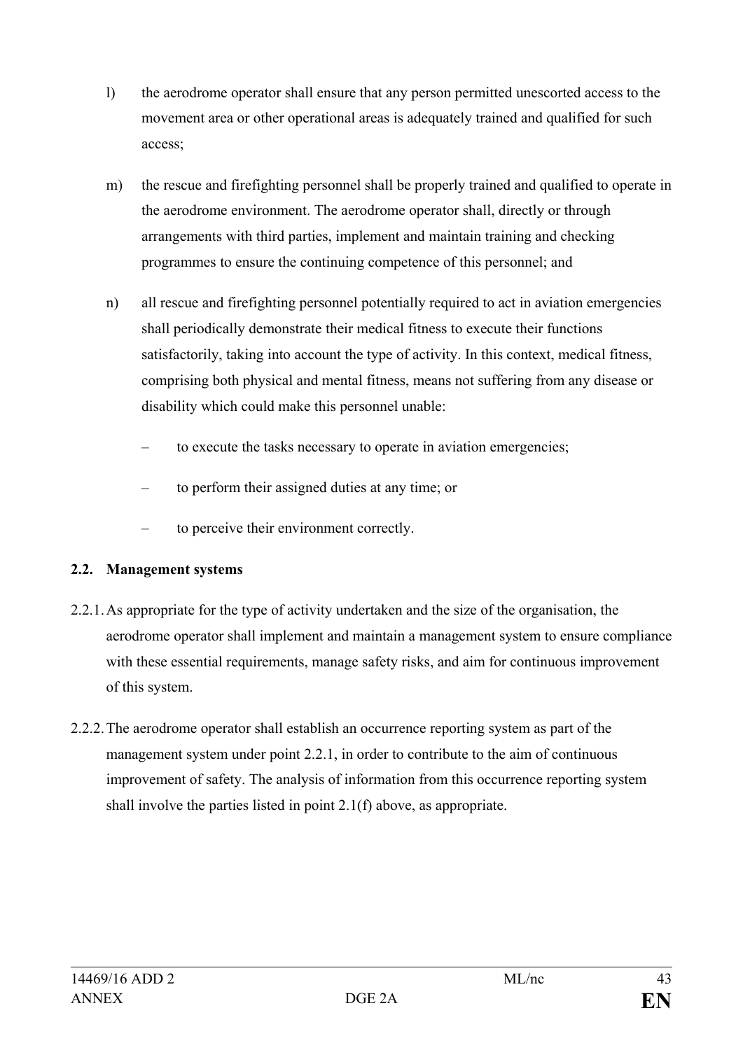l) the aerodrome operator shall ensure that any person permitted unescorted access to the movement area or other operational areas is adequately trained and qualified for such access;

m) the rescue and firefighting personnel shall be properly trained and qualified to operate in the aerodrome environment. The aerodrome operator shall, directly or through arrangements with third parties, implement and maintain training and checking programmes to ensure the continuing competence of this personnel; and

n) all rescue and firefighting personnel potentially required to act in aviation emergencies shall periodically demonstrate their medical fitness to execute their functions satisfactorily, taking into account the type of activity. In this context, medical fitness, comprising both physical and mental fitness, means not suffering from any disease or disability which could make this personnel unable:

- to execute the tasks necessary to operate in aviation emergencies;
- to perform their assigned duties at any time; or
- to perceive their environment correctly.

**2.2. Management systems**

2.2.1. As appropriate for the type of activity undertaken and the size of the organisation, the aerodrome operator shall implement and maintain a management system to ensure compliance with these essential requirements, manage safety risks, and aim for continuous improvement of this system.

2.2.2. The aerodrome operator shall establish an occurrence reporting system as part of the management system under point 2.2.1, in order to contribute to the aim of continuous improvement of safety. The analysis of information from this occurrence reporting system shall involve the parties listed in point 2.1(f) above, as appropriate.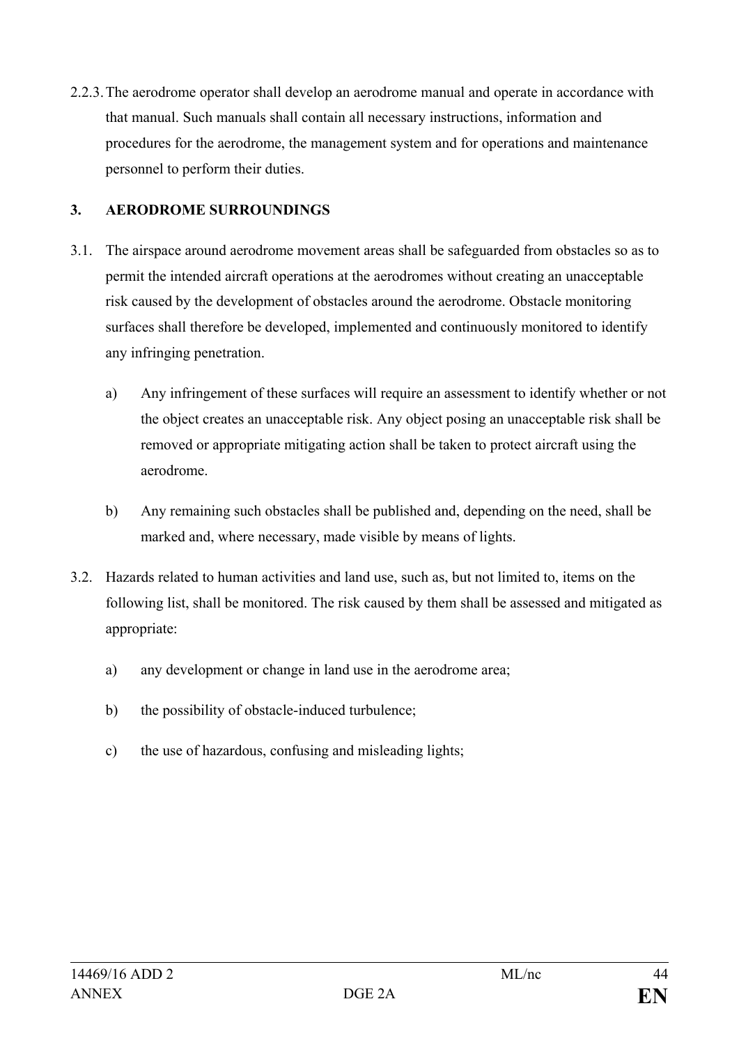2.2.3. The aerodrome operator shall develop an aerodrome manual and operate in accordance with that manual. Such manuals shall contain all necessary instructions, information and procedures for the aerodrome, the management system and for operations and maintenance personnel to perform their duties.

**3. AERODROME SURROUNDINGS**

3.1. The airspace around aerodrome movement areas shall be safeguarded from obstacles so as to permit the intended aircraft operations at the aerodromes without creating an unacceptable risk caused by the development of obstacles around the aerodrome. Obstacle monitoring surfaces shall therefore be developed, implemented and continuously monitored to identify any infringing penetration.

a) Any infringement of these surfaces will require an assessment to identify whether or not the object creates an unacceptable risk. Any object posing an unacceptable risk shall be removed or appropriate mitigating action shall be taken to protect aircraft using the aerodrome.

b) Any remaining such obstacles shall be published and, depending on the need, shall be marked and, where necessary, made visible by means of lights.

3.2. Hazards related to human activities and land use, such as, but not limited to, items on the following list, shall be monitored. The risk caused by them shall be assessed and mitigated as appropriate:

a) any development or change in land use in the aerodrome area;

b) the possibility of obstacle-induced turbulence;

c) the use of hazardous, confusing and misleading lights;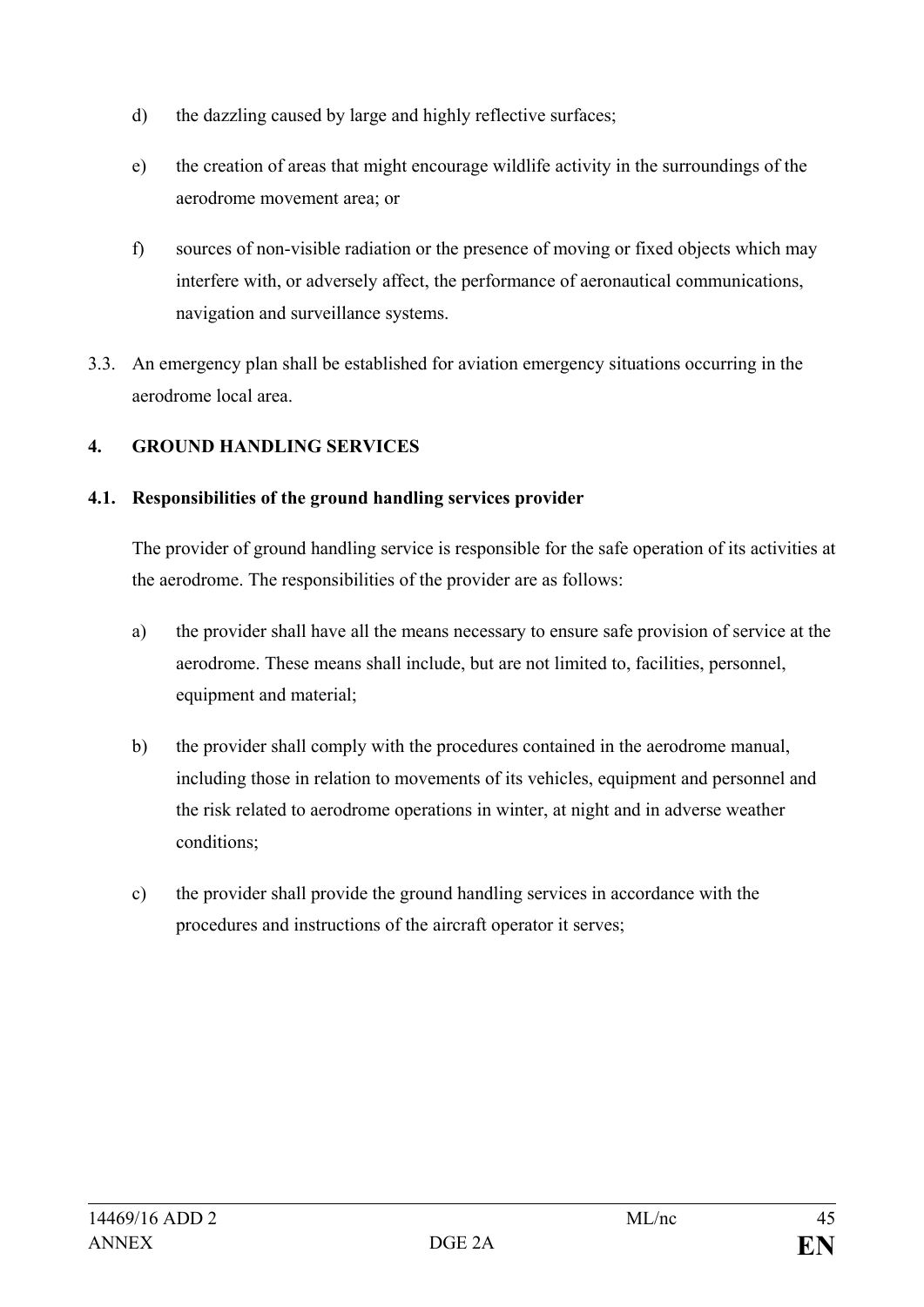d) the dazzling caused by large and highly reflective surfaces;

e) the creation of areas that might encourage wildlife activity in the surroundings of the aerodrome movement area; or

f) sources of non-visible radiation or the presence of moving or fixed objects which may interfere with, or adversely affect, the performance of aeronautical communications, navigation and surveillance systems.

3.3. An emergency plan shall be established for aviation emergency situations occurring in the aerodrome local area.

## 4. GROUND HANDLING SERVICES

### 4.1. Responsibilities of the ground handling services provider

The provider of ground handling service is responsible for the safe operation of its activities at the aerodrome. The responsibilities of the provider are as follows:

a) the provider shall have all the means necessary to ensure safe provision of service at the aerodrome. These means shall include, but are not limited to, facilities, personnel, equipment and material;

b) the provider shall comply with the procedures contained in the aerodrome manual, including those in relation to movements of its vehicles, equipment and personnel and the risk related to aerodrome operations in winter, at night and in adverse weather conditions;

c) the provider shall provide the ground handling services in accordance with the procedures and instructions of the aircraft operator it serves;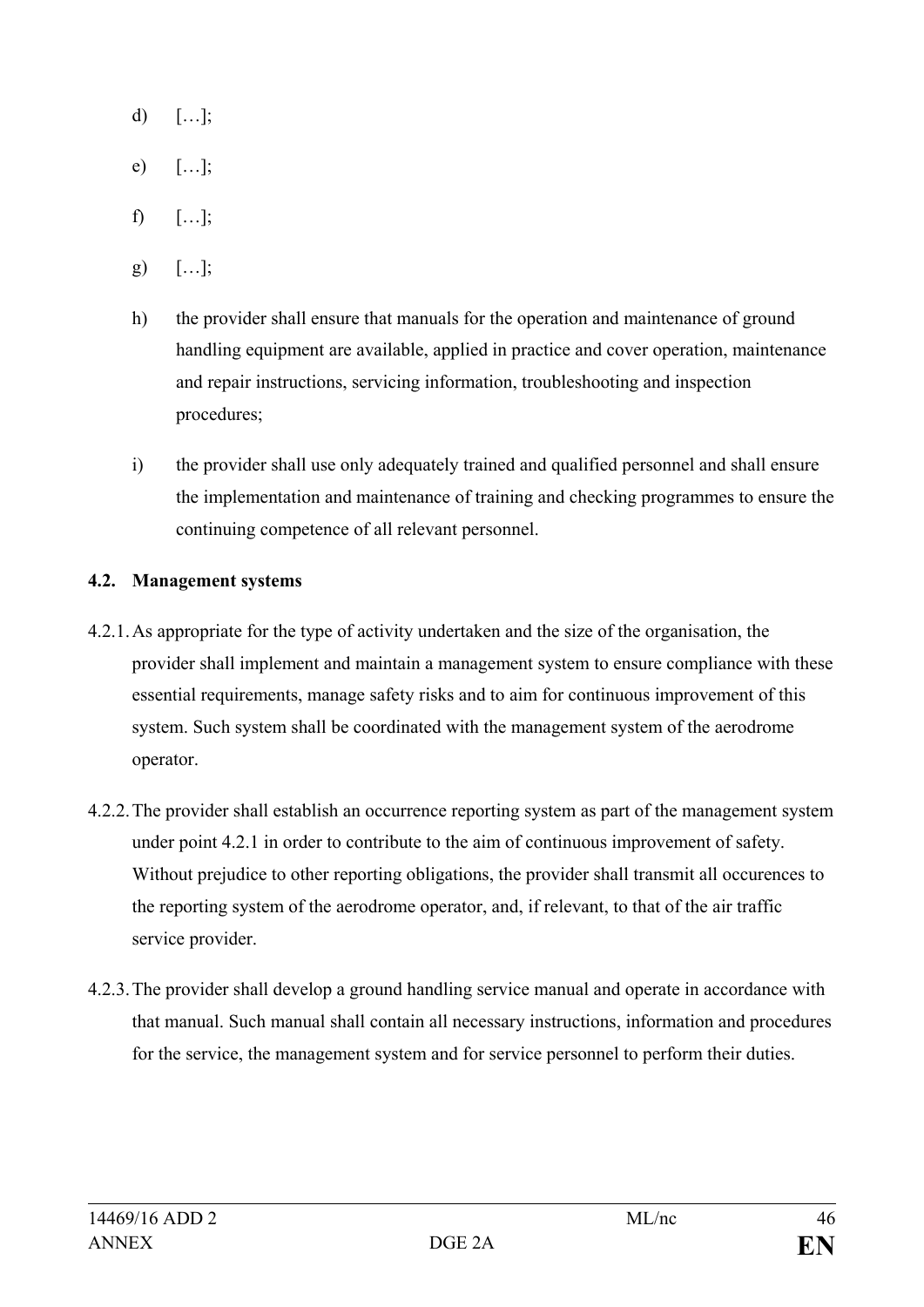d) […];

e) […];

f) […];

g) […];

h) the provider shall ensure that manuals for the operation and maintenance of ground handling equipment are available, applied in practice and cover operation, maintenance and repair instructions, servicing information, troubleshooting and inspection procedures;

i) the provider shall use only adequately trained and qualified personnel and shall ensure the implementation and maintenance of training and checking programmes to ensure the continuing competence of all relevant personnel.

**4.2. Management systems**

4.2.1. As appropriate for the type of activity undertaken and the size of the organisation, the provider shall implement and maintain a management system to ensure compliance with these essential requirements, manage safety risks and to aim for continuous improvement of this system. Such system shall be coordinated with the management system of the aerodrome operator.

4.2.2. The provider shall establish an occurrence reporting system as part of the management system under point 4.2.1 in order to contribute to the aim of continuous improvement of safety. Without prejudice to other reporting obligations, the provider shall transmit all occurences to the reporting system of the aerodrome operator, and, if relevant, to that of the air traffic service provider.

4.2.3. The provider shall develop a ground handling service manual and operate in accordance with that manual. Such manual shall contain all necessary instructions, information and procedures for the service, the management system and for service personnel to perform their duties.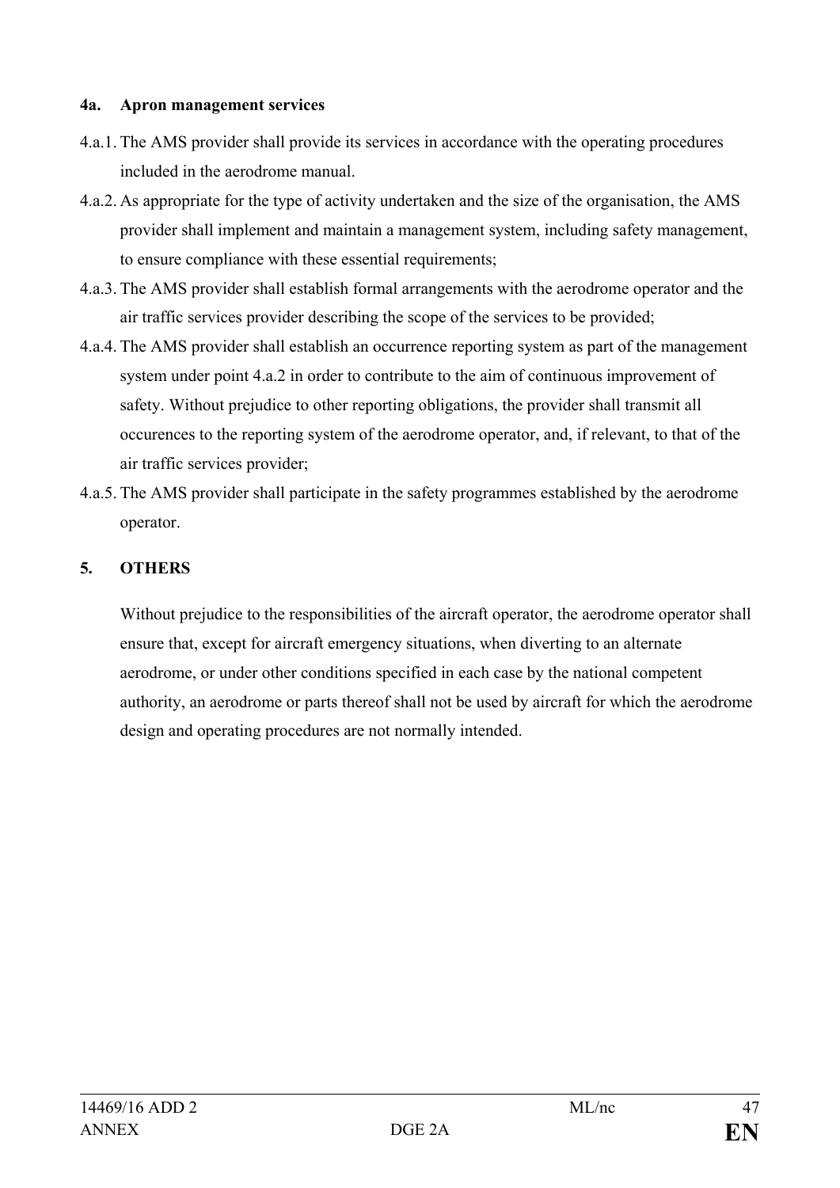**4a. Apron management services**

4.a.1. The AMS provider shall provide its services in accordance with the operating procedures included in the aerodrome manual.

4.a.2. As appropriate for the type of activity undertaken and the size of the organisation, the AMS provider shall implement and maintain a management system, including safety management, to ensure compliance with these essential requirements;

4.a.3. The AMS provider shall establish formal arrangements with the aerodrome operator and the air traffic services provider describing the scope of the services to be provided;

4.a.4. The AMS provider shall establish an occurrence reporting system as part of the management system under point 4.a.2 in order to contribute to the aim of continuous improvement of safety. Without prejudice to other reporting obligations, the provider shall transmit all occurences to the reporting system of the aerodrome operator, and, if relevant, to that of the air traffic services provider;

4.a.5. The AMS provider shall participate in the safety programmes established by the aerodrome operator.

**5. OTHERS**

Without prejudice to the responsibilities of the aircraft operator, the aerodrome operator shall ensure that, except for aircraft emergency situations, when diverting to an alternate aerodrome, or under other conditions specified in each case by the national competent authority, an aerodrome or parts thereof shall not be used by aircraft for which the aerodrome design and operating procedures are not normally intended.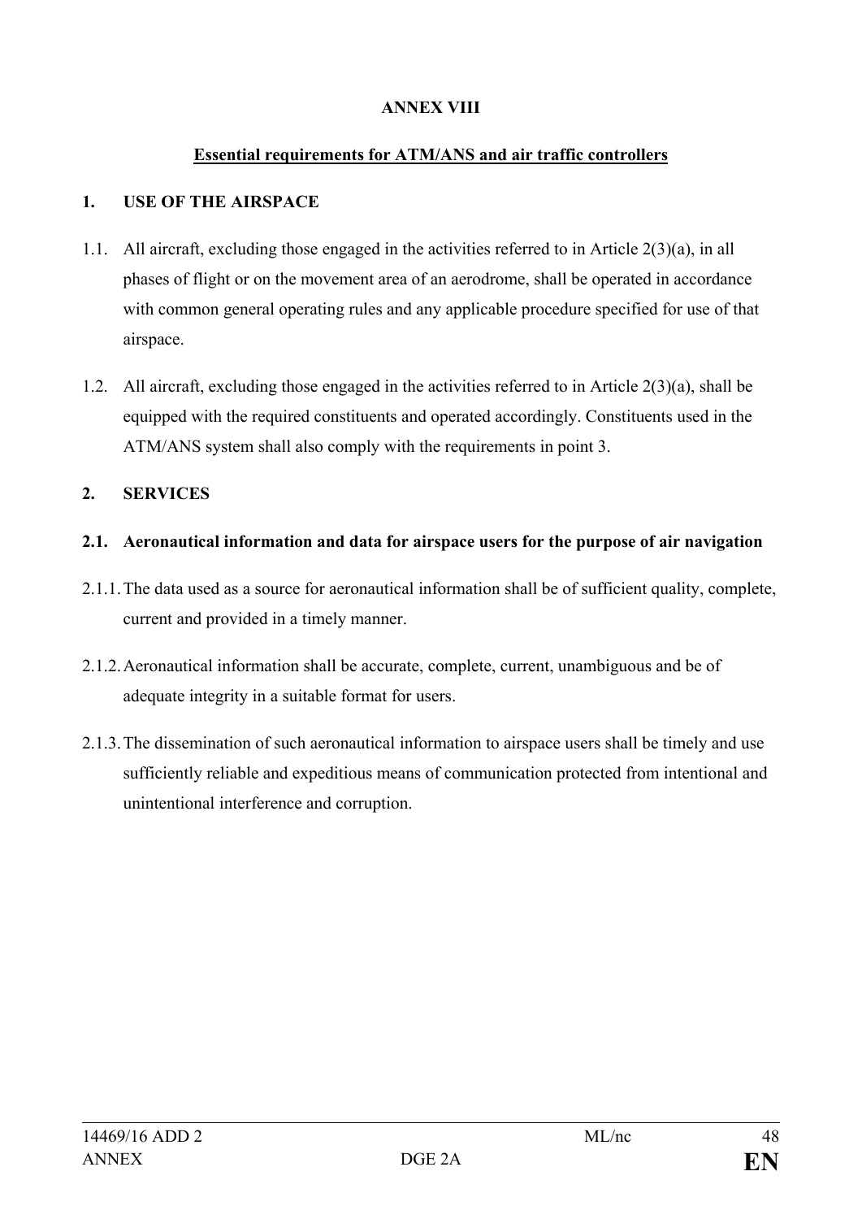# ANNEX VIII

## Essential requirements for ATM/ANS and air traffic controllers

### 1. USE OF THE AIRSPACE

1.1. All aircraft, excluding those engaged in the activities referred to in Article 2(3)(a), in all phases of flight or on the movement area of an aerodrome, shall be operated in accordance with common general operating rules and any applicable procedure specified for use of that airspace.

1.2. All aircraft, excluding those engaged in the activities referred to in Article 2(3)(a), shall be equipped with the required constituents and operated accordingly. Constituents used in the ATM/ANS system shall also comply with the requirements in point 3.

### 2. SERVICES

#### 2.1. Aeronautical information and data for airspace users for the purpose of air navigation

2.1.1. The data used as a source for aeronautical information shall be of sufficient quality, complete, current and provided in a timely manner.

2.1.2. Aeronautical information shall be accurate, complete, current, unambiguous and be of adequate integrity in a suitable format for users.

2.1.3. The dissemination of such aeronautical information to airspace users shall be timely and use sufficiently reliable and expeditious means of communication protected from intentional and unintentional interference and corruption.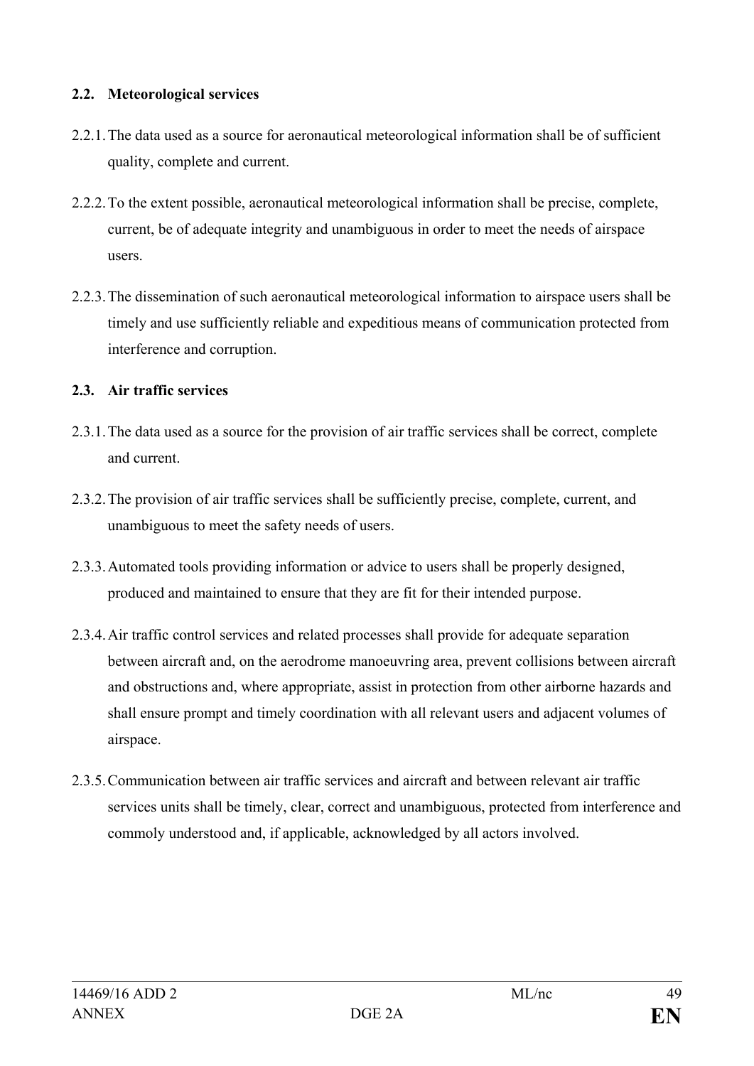### 2.2. Meteorological services

2.2.1. The data used as a source for aeronautical meteorological information shall be of sufficient quality, complete and current.

2.2.2. To the extent possible, aeronautical meteorological information shall be precise, complete, current, be of adequate integrity and unambiguous in order to meet the needs of airspace users.

2.2.3. The dissemination of such aeronautical meteorological information to airspace users shall be timely and use sufficiently reliable and expeditious means of communication protected from interference and corruption.

### 2.3. Air traffic services

2.3.1. The data used as a source for the provision of air traffic services shall be correct, complete and current.

2.3.2. The provision of air traffic services shall be sufficiently precise, complete, current, and unambiguous to meet the safety needs of users.

2.3.3. Automated tools providing information or advice to users shall be properly designed, produced and maintained to ensure that they are fit for their intended purpose.

2.3.4. Air traffic control services and related processes shall provide for adequate separation between aircraft and, on the aerodrome manoeuvring area, prevent collisions between aircraft and obstructions and, where appropriate, assist in protection from other airborne hazards and shall ensure prompt and timely coordination with all relevant users and adjacent volumes of airspace.

2.3.5. Communication between air traffic services and aircraft and between relevant air traffic services units shall be timely, clear, correct and unambiguous, protected from interference and commoly understood and, if applicable, acknowledged by all actors involved.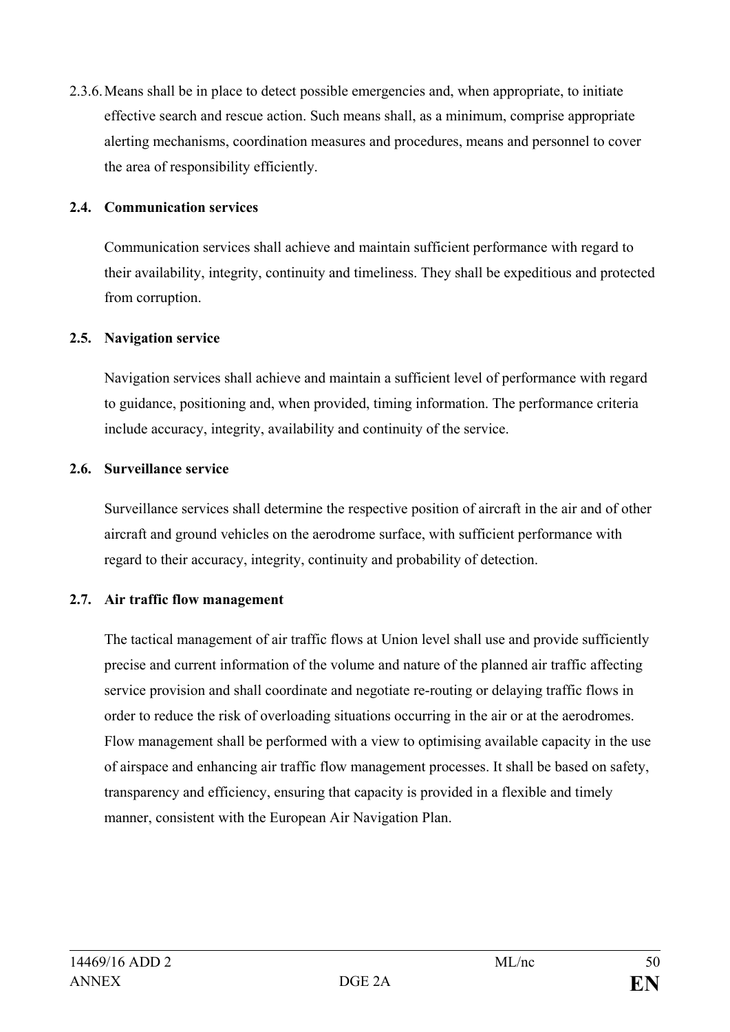2.3.6. Means shall be in place to detect possible emergencies and, when appropriate, to initiate effective search and rescue action. Such means shall, as a minimum, comprise appropriate alerting mechanisms, coordination measures and procedures, means and personnel to cover the area of responsibility efficiently.

**2.4. Communication services**

Communication services shall achieve and maintain sufficient performance with regard to their availability, integrity, continuity and timeliness. They shall be expeditious and protected from corruption.

**2.5. Navigation service**

Navigation services shall achieve and maintain a sufficient level of performance with regard to guidance, positioning and, when provided, timing information. The performance criteria include accuracy, integrity, availability and continuity of the service.

**2.6. Surveillance service**

Surveillance services shall determine the respective position of aircraft in the air and of other aircraft and ground vehicles on the aerodrome surface, with sufficient performance with regard to their accuracy, integrity, continuity and probability of detection.

**2.7. Air traffic flow management**

The tactical management of air traffic flows at Union level shall use and provide sufficiently precise and current information of the volume and nature of the planned air traffic affecting service provision and shall coordinate and negotiate re-routing or delaying traffic flows in order to reduce the risk of overloading situations occurring in the air or at the aerodromes. Flow management shall be performed with a view to optimising available capacity in the use of airspace and enhancing air traffic flow management processes. It shall be based on safety, transparency and efficiency, ensuring that capacity is provided in a flexible and timely manner, consistent with the European Air Navigation Plan.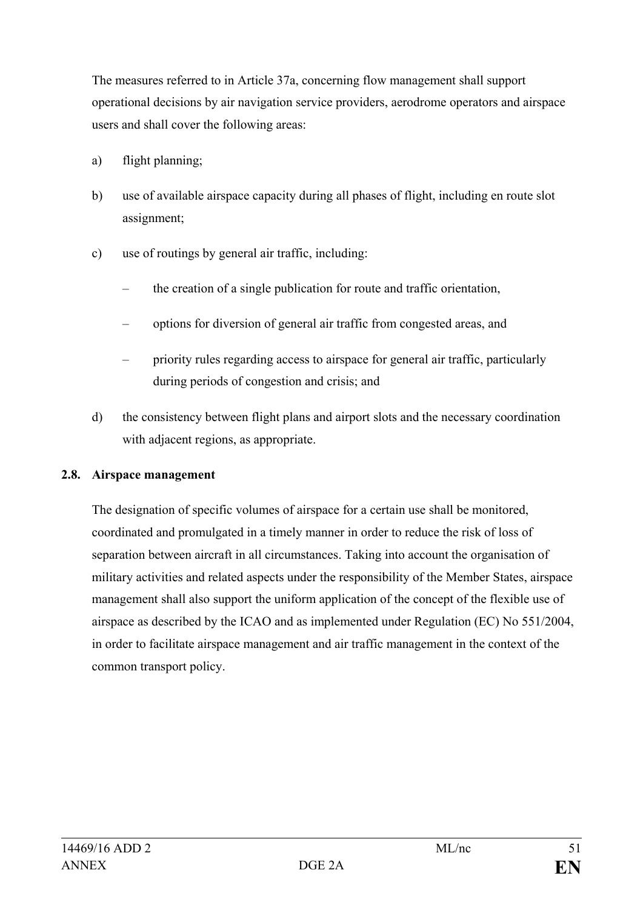The measures referred to in Article 37a, concerning flow management shall support operational decisions by air navigation service providers, aerodrome operators and airspace users and shall cover the following areas:

a) flight planning;

b) use of available airspace capacity during all phases of flight, including en route slot assignment;

c) use of routings by general air traffic, including:

   – the creation of a single publication for route and traffic orientation,

   – options for diversion of general air traffic from congested areas, and

   – priority rules regarding access to airspace for general air traffic, particularly during periods of congestion and crisis; and

d) the consistency between flight plans and airport slots and the necessary coordination with adjacent regions, as appropriate.

**2.8. Airspace management**

The designation of specific volumes of airspace for a certain use shall be monitored, coordinated and promulgated in a timely manner in order to reduce the risk of loss of separation between aircraft in all circumstances. Taking into account the organisation of military activities and related aspects under the responsibility of the Member States, airspace management shall also support the uniform application of the concept of the flexible use of airspace as described by the ICAO and as implemented under Regulation (EC) No 551/2004, in order to facilitate airspace management and air traffic management in the context of the common transport policy.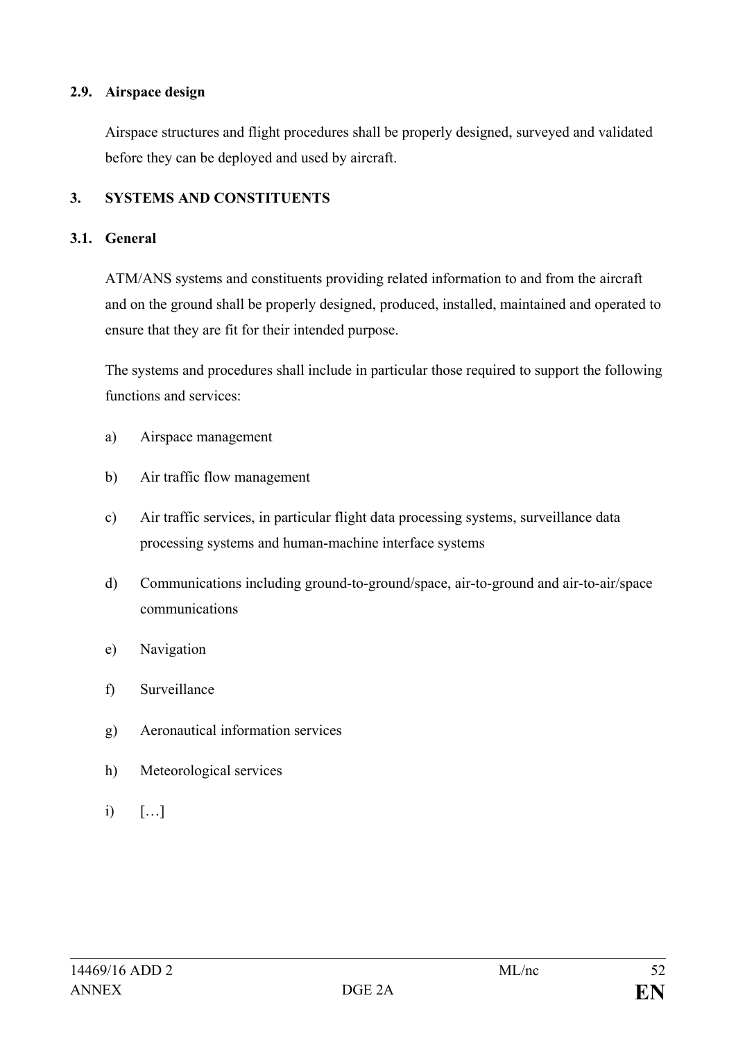### 2.9. Airspace design

Airspace structures and flight procedures shall be properly designed, surveyed and validated before they can be deployed and used by aircraft.

## 3. SYSTEMS AND CONSTITUENTS

### 3.1. General

ATM/ANS systems and constituents providing related information to and from the aircraft and on the ground shall be properly designed, produced, installed, maintained and operated to ensure that they are fit for their intended purpose.

The systems and procedures shall include in particular those required to support the following functions and services:

a) Airspace management

b) Air traffic flow management

c) Air traffic services, in particular flight data processing systems, surveillance data processing systems and human-machine interface systems

d) Communications including ground-to-ground/space, air-to-ground and air-to-air/space communications

e) Navigation

f) Surveillance

g) Aeronautical information services

h) Meteorological services

i) […]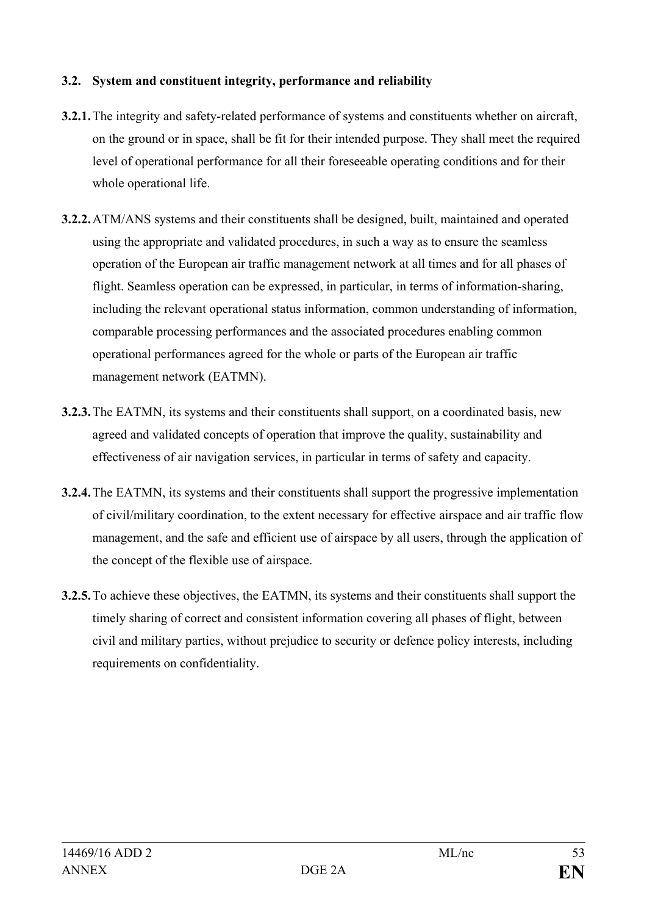### 3.2. System and constituent integrity, performance and reliability

**3.2.1.** The integrity and safety-related performance of systems and constituents whether on aircraft, on the ground or in space, shall be fit for their intended purpose. They shall meet the required level of operational performance for all their foreseeable operating conditions and for their whole operational life.

**3.2.2.** ATM/ANS systems and their constituents shall be designed, built, maintained and operated using the appropriate and validated procedures, in such a way as to ensure the seamless operation of the European air traffic management network at all times and for all phases of flight. Seamless operation can be expressed, in particular, in terms of information-sharing, including the relevant operational status information, common understanding of information, comparable processing performances and the associated procedures enabling common operational performances agreed for the whole or parts of the European air traffic management network (EATMN).

**3.2.3.** The EATMN, its systems and their constituents shall support, on a coordinated basis, new agreed and validated concepts of operation that improve the quality, sustainability and effectiveness of air navigation services, in particular in terms of safety and capacity.

**3.2.4.** The EATMN, its systems and their constituents shall support the progressive implementation of civil/military coordination, to the extent necessary for effective airspace and air traffic flow management, and the safe and efficient use of airspace by all users, through the application of the concept of the flexible use of airspace.

**3.2.5.** To achieve these objectives, the EATMN, its systems and their constituents shall support the timely sharing of correct and consistent information covering all phases of flight, between civil and military parties, without prejudice to security or defence policy interests, including requirements on confidentiality.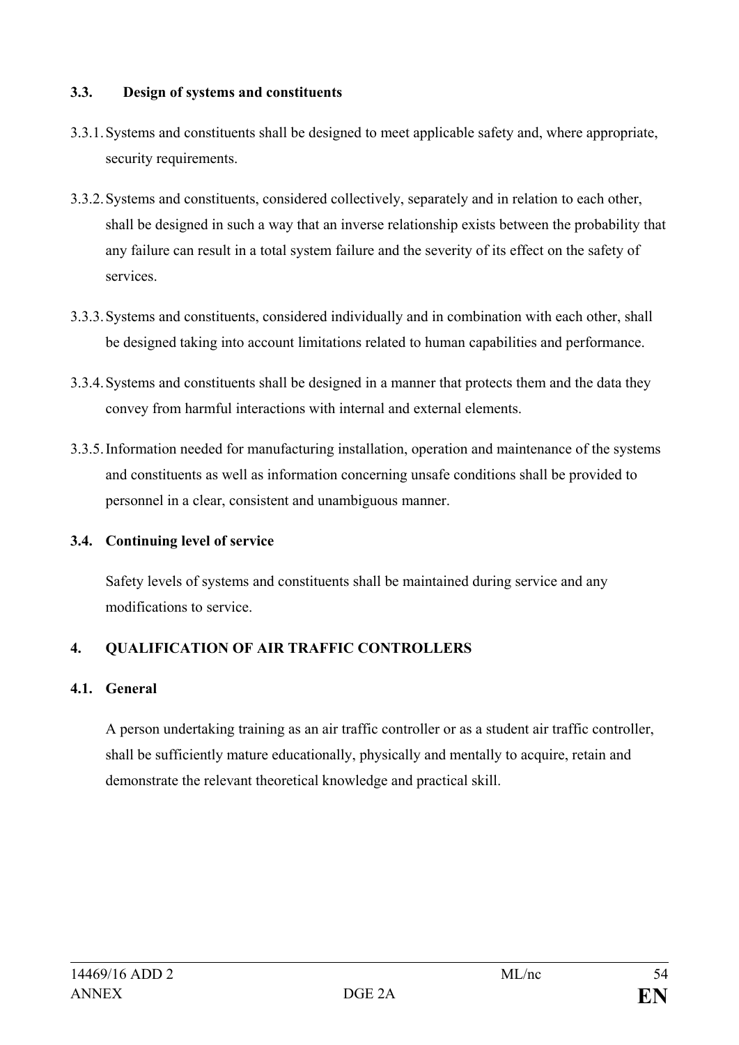### 3.3. Design of systems and constituents

3.3.1. Systems and constituents shall be designed to meet applicable safety and, where appropriate, security requirements.

3.3.2. Systems and constituents, considered collectively, separately and in relation to each other, shall be designed in such a way that an inverse relationship exists between the probability that any failure can result in a total system failure and the severity of its effect on the safety of services.

3.3.3. Systems and constituents, considered individually and in combination with each other, shall be designed taking into account limitations related to human capabilities and performance.

3.3.4. Systems and constituents shall be designed in a manner that protects them and the data they convey from harmful interactions with internal and external elements.

3.3.5. Information needed for manufacturing installation, operation and maintenance of the systems and constituents as well as information concerning unsafe conditions shall be provided to personnel in a clear, consistent and unambiguous manner.

### 3.4. Continuing level of service

Safety levels of systems and constituents shall be maintained during service and any modifications to service.

## 4. QUALIFICATION OF AIR TRAFFIC CONTROLLERS

### 4.1. General

A person undertaking training as an air traffic controller or as a student air traffic controller, shall be sufficiently mature educationally, physically and mentally to acquire, retain and demonstrate the relevant theoretical knowledge and practical skill.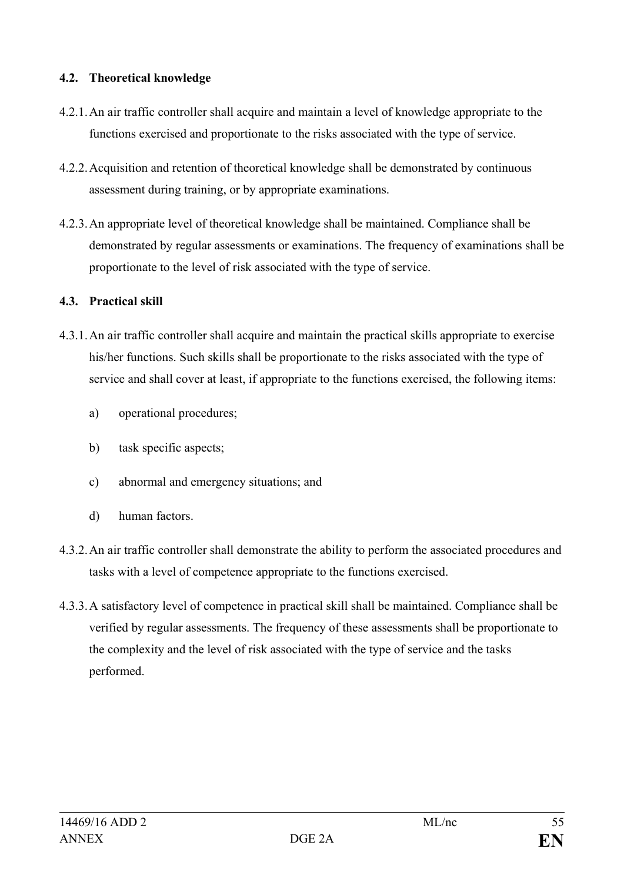#### 4.2. Theoretical knowledge

4.2.1. An air traffic controller shall acquire and maintain a level of knowledge appropriate to the functions exercised and proportionate to the risks associated with the type of service.

4.2.2. Acquisition and retention of theoretical knowledge shall be demonstrated by continuous assessment during training, or by appropriate examinations.

4.2.3. An appropriate level of theoretical knowledge shall be maintained. Compliance shall be demonstrated by regular assessments or examinations. The frequency of examinations shall be proportionate to the level of risk associated with the type of service.

#### 4.3. Practical skill

4.3.1. An air traffic controller shall acquire and maintain the practical skills appropriate to exercise his/her functions. Such skills shall be proportionate to the risks associated with the type of service and shall cover at least, if appropriate to the functions exercised, the following items:

a) operational procedures;

b) task specific aspects;

c) abnormal and emergency situations; and

d) human factors.

4.3.2. An air traffic controller shall demonstrate the ability to perform the associated procedures and tasks with a level of competence appropriate to the functions exercised.

4.3.3. A satisfactory level of competence in practical skill shall be maintained. Compliance shall be verified by regular assessments. The frequency of these assessments shall be proportionate to the complexity and the level of risk associated with the type of service and the tasks performed.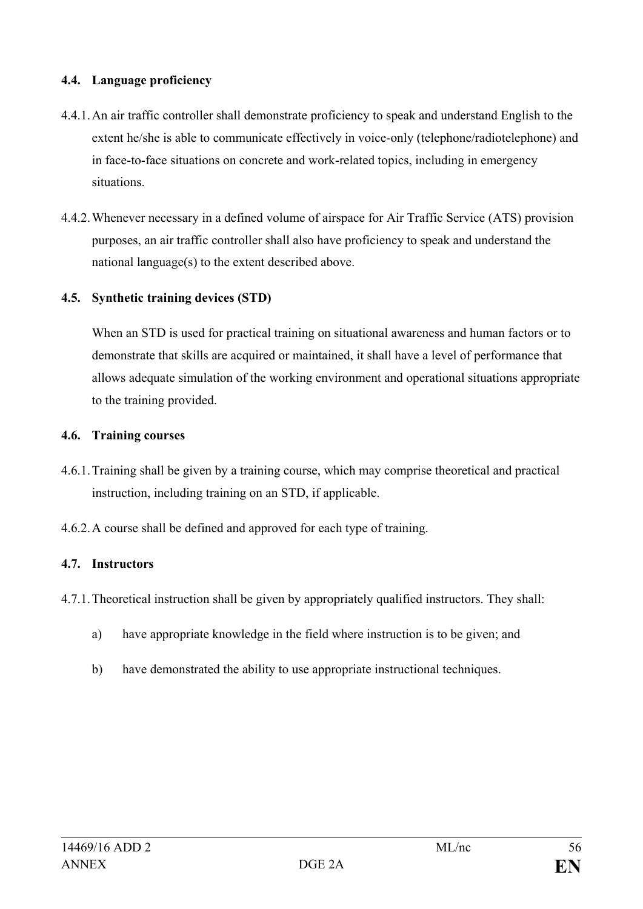### 4.4. Language proficiency

4.4.1. An air traffic controller shall demonstrate proficiency to speak and understand English to the extent he/she is able to communicate effectively in voice-only (telephone/radiotelephone) and in face-to-face situations on concrete and work-related topics, including in emergency situations.

4.4.2. Whenever necessary in a defined volume of airspace for Air Traffic Service (ATS) provision purposes, an air traffic controller shall also have proficiency to speak and understand the national language(s) to the extent described above.

### 4.5. Synthetic training devices (STD)

When an STD is used for practical training on situational awareness and human factors or to demonstrate that skills are acquired or maintained, it shall have a level of performance that allows adequate simulation of the working environment and operational situations appropriate to the training provided.

### 4.6. Training courses

4.6.1. Training shall be given by a training course, which may comprise theoretical and practical instruction, including training on an STD, if applicable.

4.6.2. A course shall be defined and approved for each type of training.

### 4.7. Instructors

4.7.1. Theoretical instruction shall be given by appropriately qualified instructors. They shall:

a) have appropriate knowledge in the field where instruction is to be given; and

b) have demonstrated the ability to use appropriate instructional techniques.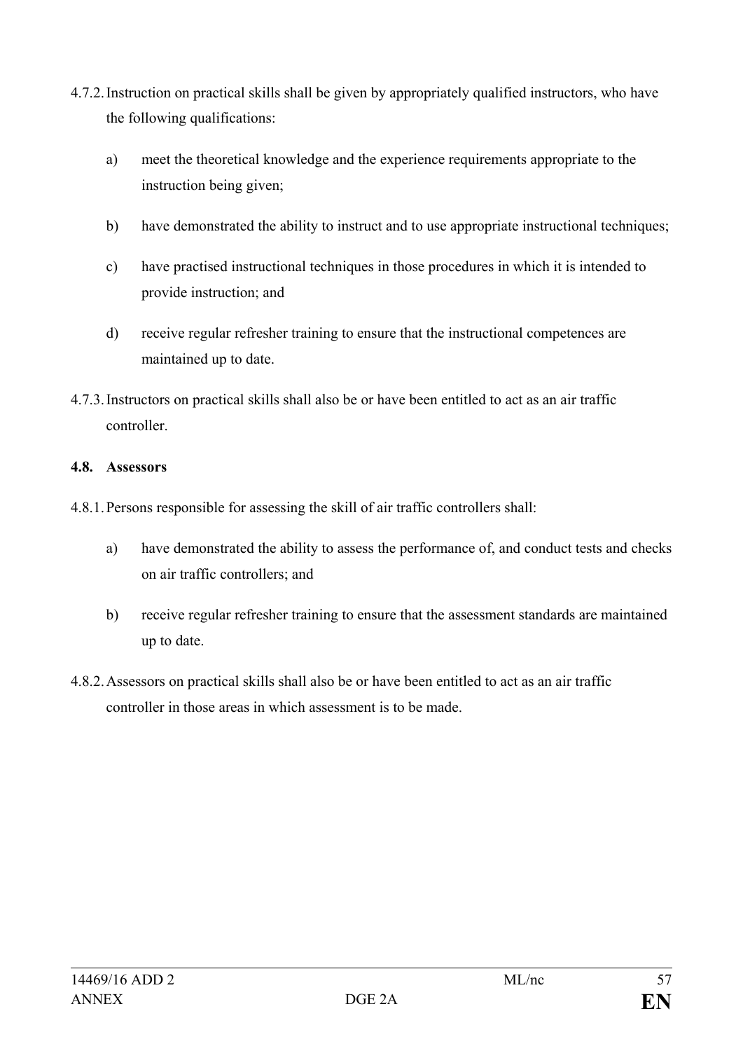4.7.2. Instruction on practical skills shall be given by appropriately qualified instructors, who have the following qualifications:

a) meet the theoretical knowledge and the experience requirements appropriate to the instruction being given;

b) have demonstrated the ability to instruct and to use appropriate instructional techniques;

c) have practised instructional techniques in those procedures in which it is intended to provide instruction; and

d) receive regular refresher training to ensure that the instructional competences are maintained up to date.

4.7.3. Instructors on practical skills shall also be or have been entitled to act as an air traffic controller.

**4.8. Assessors**

4.8.1. Persons responsible for assessing the skill of air traffic controllers shall:

a) have demonstrated the ability to assess the performance of, and conduct tests and checks on air traffic controllers; and

b) receive regular refresher training to ensure that the assessment standards are maintained up to date.

4.8.2. Assessors on practical skills shall also be or have been entitled to act as an air traffic controller in those areas in which assessment is to be made.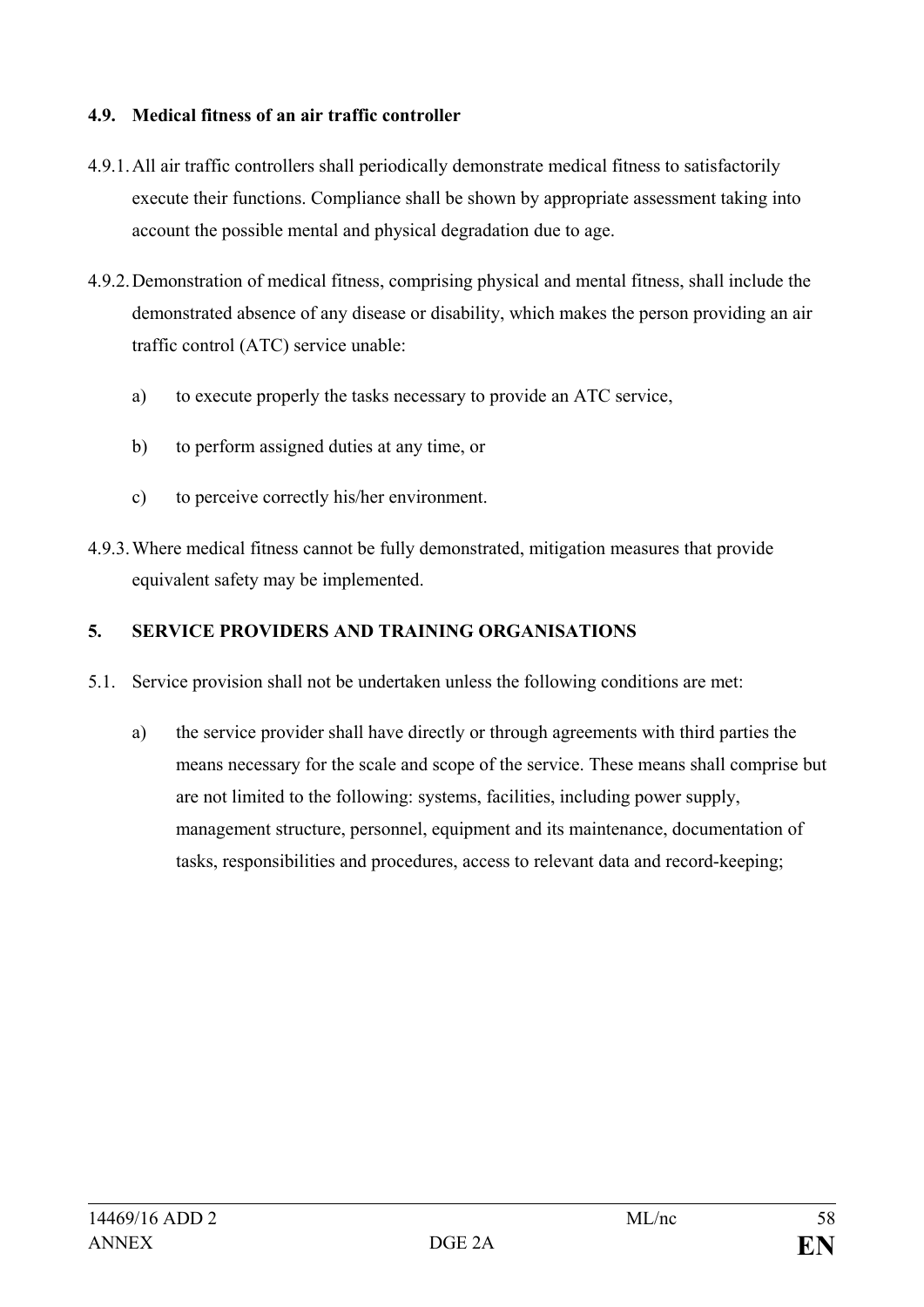#### 4.9. Medical fitness of an air traffic controller

4.9.1. All air traffic controllers shall periodically demonstrate medical fitness to satisfactorily execute their functions. Compliance shall be shown by appropriate assessment taking into account the possible mental and physical degradation due to age.

4.9.2. Demonstration of medical fitness, comprising physical and mental fitness, shall include the demonstrated absence of any disease or disability, which makes the person providing an air traffic control (ATC) service unable:

a) to execute properly the tasks necessary to provide an ATC service,

b) to perform assigned duties at any time, or

c) to perceive correctly his/her environment.

4.9.3. Where medical fitness cannot be fully demonstrated, mitigation measures that provide equivalent safety may be implemented.

### 5. SERVICE PROVIDERS AND TRAINING ORGANISATIONS

5.1. Service provision shall not be undertaken unless the following conditions are met:

a) the service provider shall have directly or through agreements with third parties the means necessary for the scale and scope of the service. These means shall comprise but are not limited to the following: systems, facilities, including power supply, management structure, personnel, equipment and its maintenance, documentation of tasks, responsibilities and procedures, access to relevant data and record-keeping;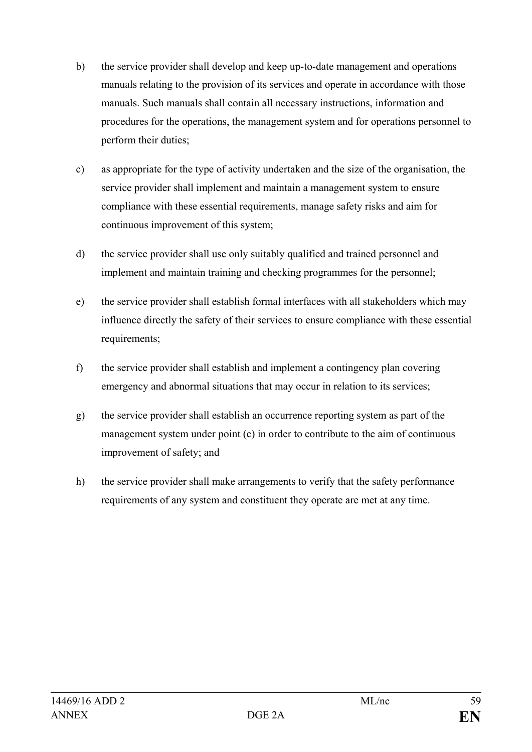b) the service provider shall develop and keep up-to-date management and operations manuals relating to the provision of its services and operate in accordance with those manuals. Such manuals shall contain all necessary instructions, information and procedures for the operations, the management system and for operations personnel to perform their duties;

c) as appropriate for the type of activity undertaken and the size of the organisation, the service provider shall implement and maintain a management system to ensure compliance with these essential requirements, manage safety risks and aim for continuous improvement of this system;

d) the service provider shall use only suitably qualified and trained personnel and implement and maintain training and checking programmes for the personnel;

e) the service provider shall establish formal interfaces with all stakeholders which may influence directly the safety of their services to ensure compliance with these essential requirements;

f) the service provider shall establish and implement a contingency plan covering emergency and abnormal situations that may occur in relation to its services;

g) the service provider shall establish an occurrence reporting system as part of the management system under point (c) in order to contribute to the aim of continuous improvement of safety; and

h) the service provider shall make arrangements to verify that the safety performance requirements of any system and constituent they operate are met at any time.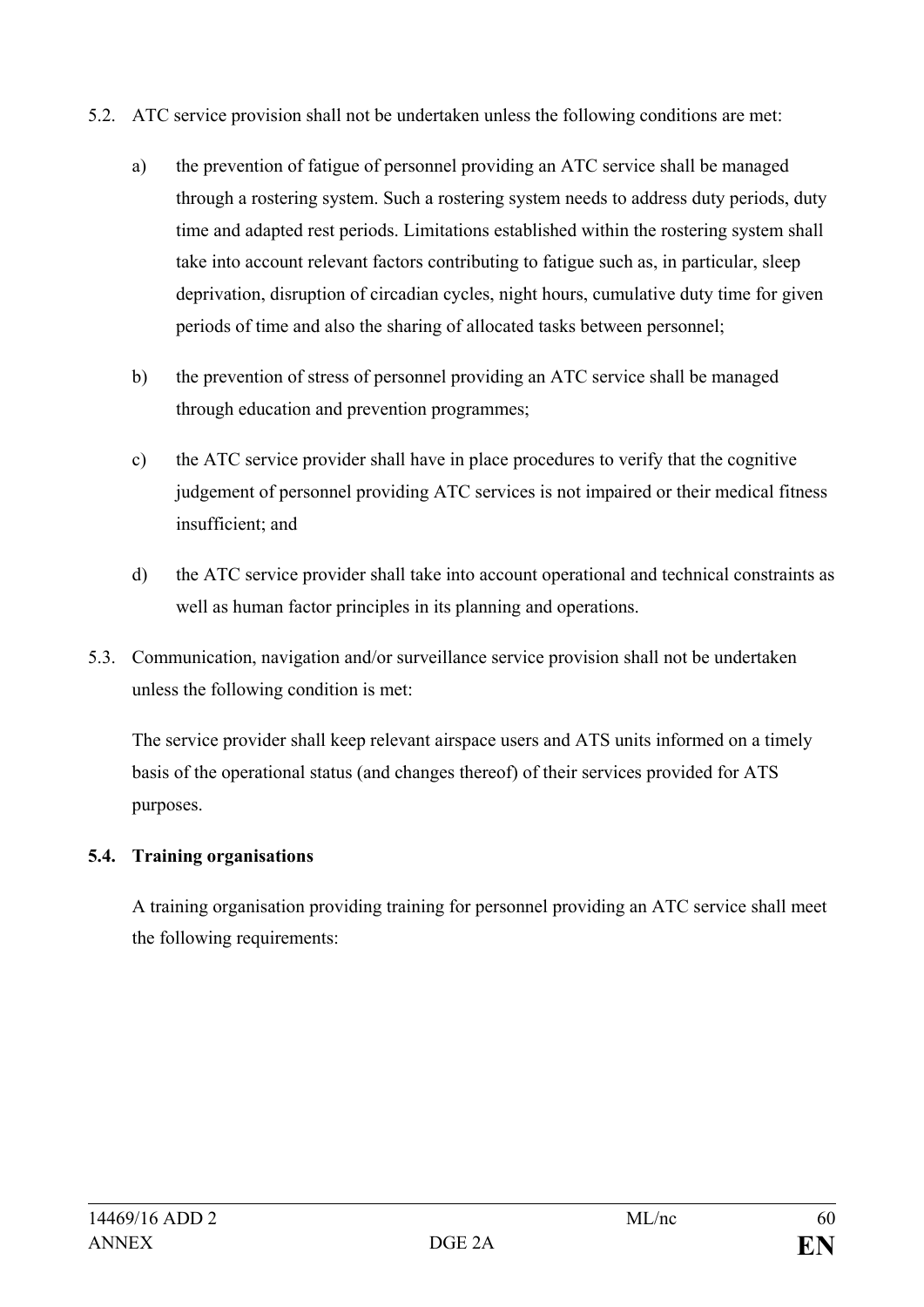5.2. ATC service provision shall not be undertaken unless the following conditions are met:

a) the prevention of fatigue of personnel providing an ATC service shall be managed through a rostering system. Such a rostering system needs to address duty periods, duty time and adapted rest periods. Limitations established within the rostering system shall take into account relevant factors contributing to fatigue such as, in particular, sleep deprivation, disruption of circadian cycles, night hours, cumulative duty time for given periods of time and also the sharing of allocated tasks between personnel;

b) the prevention of stress of personnel providing an ATC service shall be managed through education and prevention programmes;

c) the ATC service provider shall have in place procedures to verify that the cognitive judgement of personnel providing ATC services is not impaired or their medical fitness insufficient; and

d) the ATC service provider shall take into account operational and technical constraints as well as human factor principles in its planning and operations.

5.3. Communication, navigation and/or surveillance service provision shall not be undertaken unless the following condition is met:

The service provider shall keep relevant airspace users and ATS units informed on a timely basis of the operational status (and changes thereof) of their services provided for ATS purposes.

**5.4. Training organisations**

A training organisation providing training for personnel providing an ATC service shall meet the following requirements: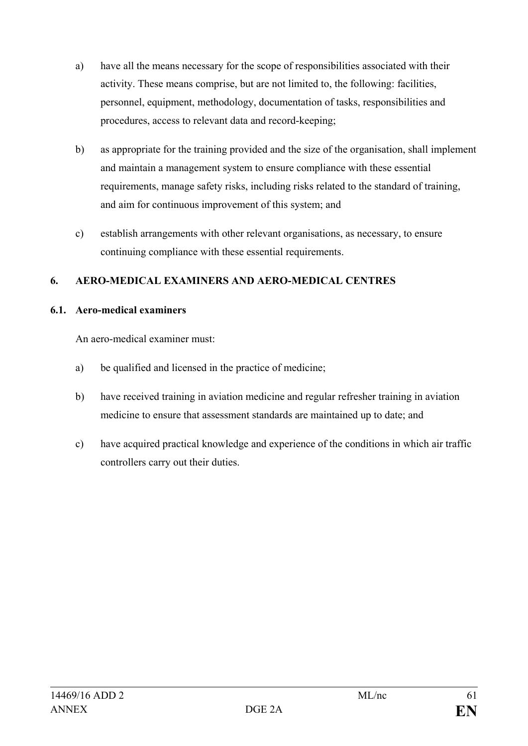a) have all the means necessary for the scope of responsibilities associated with their activity. These means comprise, but are not limited to, the following: facilities, personnel, equipment, methodology, documentation of tasks, responsibilities and procedures, access to relevant data and record-keeping;

b) as appropriate for the training provided and the size of the organisation, shall implement and maintain a management system to ensure compliance with these essential requirements, manage safety risks, including risks related to the standard of training, and aim for continuous improvement of this system; and

c) establish arrangements with other relevant organisations, as necessary, to ensure continuing compliance with these essential requirements.

**6. AERO-MEDICAL EXAMINERS AND AERO-MEDICAL CENTRES**

**6.1. Aero-medical examiners**

An aero-medical examiner must:

a) be qualified and licensed in the practice of medicine;

b) have received training in aviation medicine and regular refresher training in aviation medicine to ensure that assessment standards are maintained up to date; and

c) have acquired practical knowledge and experience of the conditions in which air traffic controllers carry out their duties.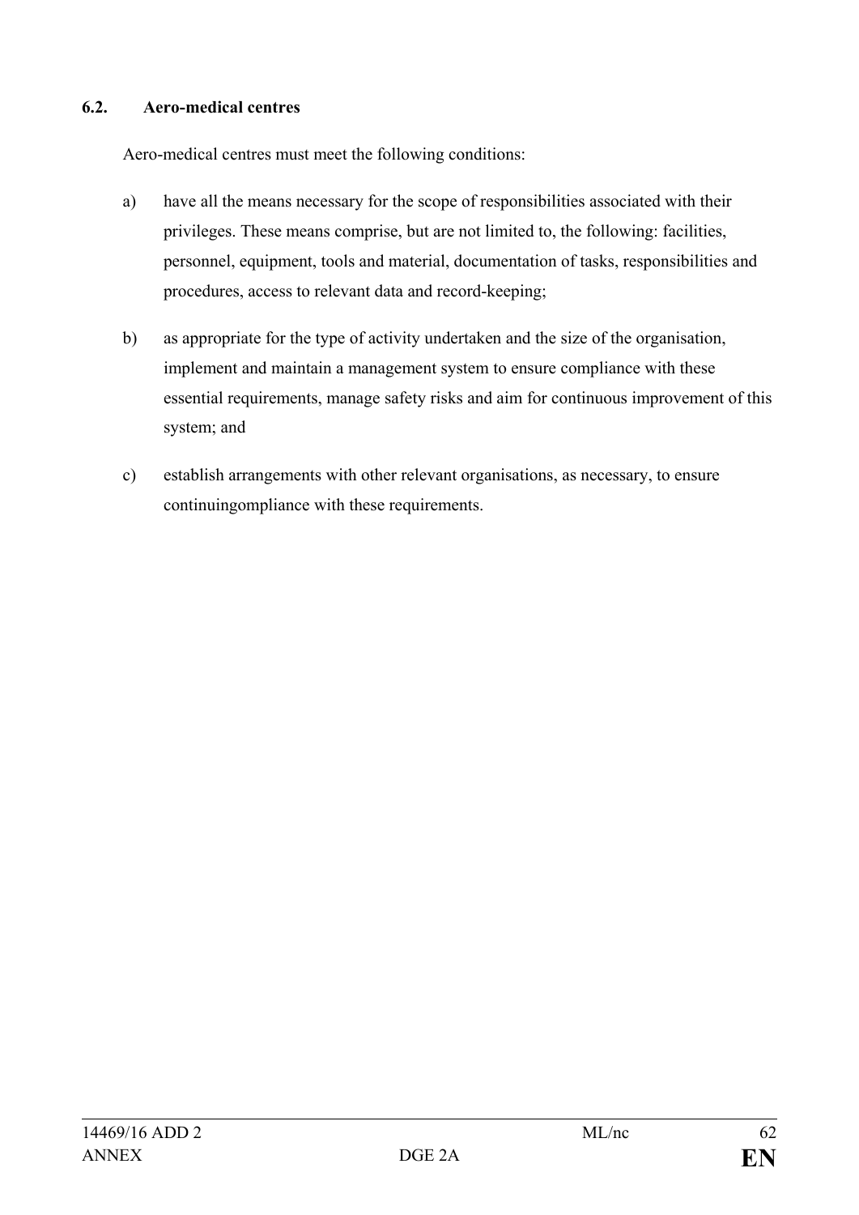### 6.2. Aero-medical centres

Aero-medical centres must meet the following conditions:

a) have all the means necessary for the scope of responsibilities associated with their privileges. These means comprise, but are not limited to, the following: facilities, personnel, equipment, tools and material, documentation of tasks, responsibilities and procedures, access to relevant data and record-keeping;

b) as appropriate for the type of activity undertaken and the size of the organisation, implement and maintain a management system to ensure compliance with these essential requirements, manage safety risks and aim for continuous improvement of this system; and

c) establish arrangements with other relevant organisations, as necessary, to ensure continuingompliance with these requirements.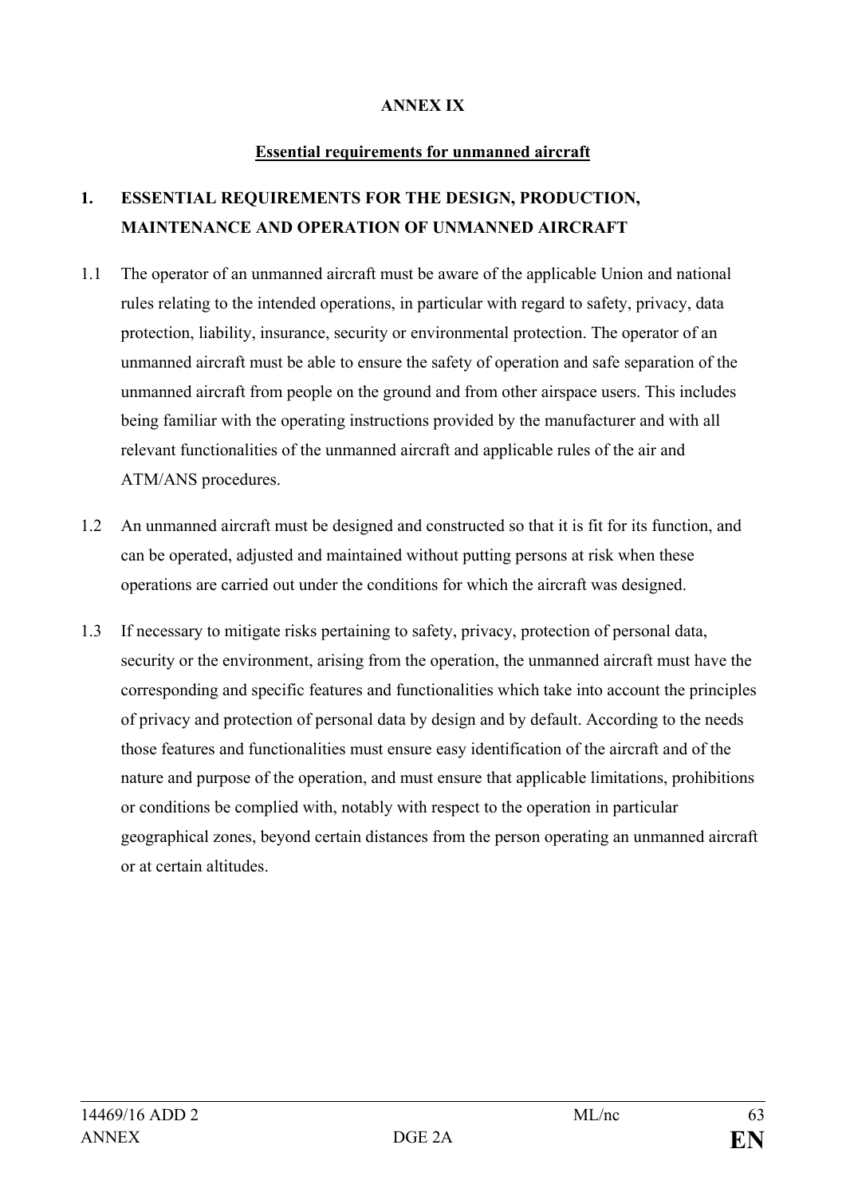# ANNEX IX

## Essential requirements for unmanned aircraft

### 1. ESSENTIAL REQUIREMENTS FOR THE DESIGN, PRODUCTION, MAINTENANCE AND OPERATION OF UNMANNED AIRCRAFT

1.1 The operator of an unmanned aircraft must be aware of the applicable Union and national rules relating to the intended operations, in particular with regard to safety, privacy, data protection, liability, insurance, security or environmental protection. The operator of an unmanned aircraft must be able to ensure the safety of operation and safe separation of the unmanned aircraft from people on the ground and from other airspace users. This includes being familiar with the operating instructions provided by the manufacturer and with all relevant functionalities of the unmanned aircraft and applicable rules of the air and ATM/ANS procedures.

1.2 An unmanned aircraft must be designed and constructed so that it is fit for its function, and can be operated, adjusted and maintained without putting persons at risk when these operations are carried out under the conditions for which the aircraft was designed.

1.3 If necessary to mitigate risks pertaining to safety, privacy, protection of personal data, security or the environment, arising from the operation, the unmanned aircraft must have the corresponding and specific features and functionalities which take into account the principles of privacy and protection of personal data by design and by default. According to the needs those features and functionalities must ensure easy identification of the aircraft and of the nature and purpose of the operation, and must ensure that applicable limitations, prohibitions or conditions be complied with, notably with respect to the operation in particular geographical zones, beyond certain distances from the person operating an unmanned aircraft or at certain altitudes.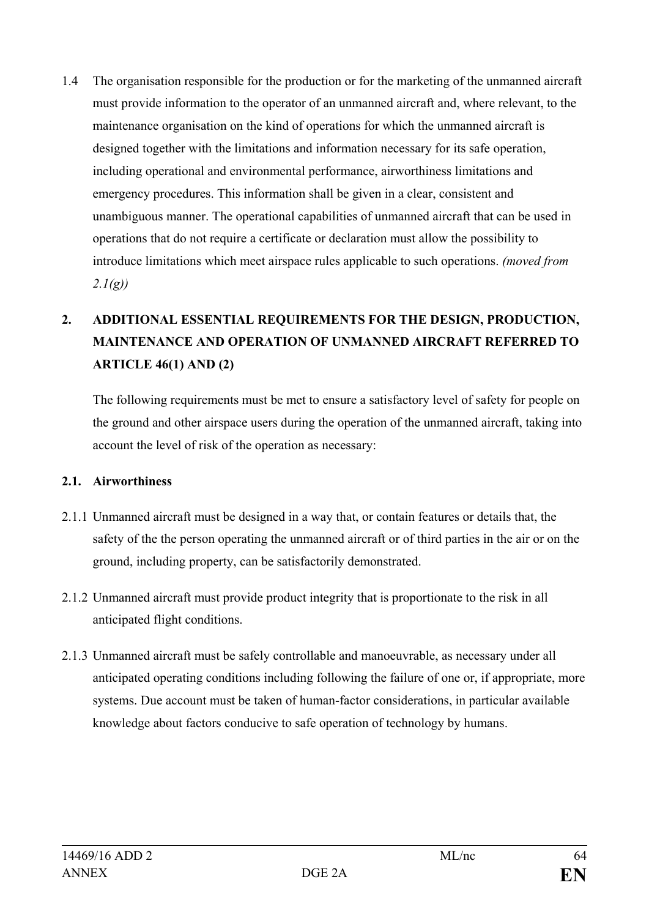1.4 The organisation responsible for the production or for the marketing of the unmanned aircraft must provide information to the operator of an unmanned aircraft and, where relevant, to the maintenance organisation on the kind of operations for which the unmanned aircraft is designed together with the limitations and information necessary for its safe operation, including operational and environmental performance, airworthiness limitations and emergency procedures. This information shall be given in a clear, consistent and unambiguous manner. The operational capabilities of unmanned aircraft that can be used in operations that do not require a certificate or declaration must allow the possibility to introduce limitations which meet airspace rules applicable to such operations. *(moved from 2.1(g))*

## 2. ADDITIONAL ESSENTIAL REQUIREMENTS FOR THE DESIGN, PRODUCTION, MAINTENANCE AND OPERATION OF UNMANNED AIRCRAFT REFERRED TO ARTICLE 46(1) AND (2)

The following requirements must be met to ensure a satisfactory level of safety for people on the ground and other airspace users during the operation of the unmanned aircraft, taking into account the level of risk of the operation as necessary:

### 2.1. Airworthiness

2.1.1 Unmanned aircraft must be designed in a way that, or contain features or details that, the safety of the the person operating the unmanned aircraft or of third parties in the air or on the ground, including property, can be satisfactorily demonstrated.

2.1.2 Unmanned aircraft must provide product integrity that is proportionate to the risk in all anticipated flight conditions.

2.1.3 Unmanned aircraft must be safely controllable and manoeuvrable, as necessary under all anticipated operating conditions including following the failure of one or, if appropriate, more systems. Due account must be taken of human-factor considerations, in particular available knowledge about factors conducive to safe operation of technology by humans.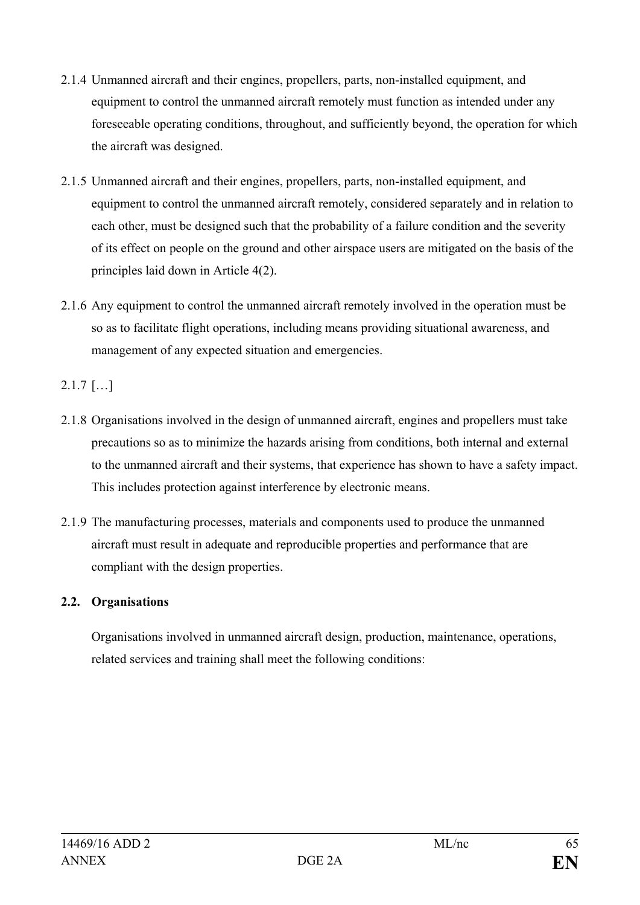2.1.4 Unmanned aircraft and their engines, propellers, parts, non-installed equipment, and equipment to control the unmanned aircraft remotely must function as intended under any foreseeable operating conditions, throughout, and sufficiently beyond, the operation for which the aircraft was designed.

2.1.5 Unmanned aircraft and their engines, propellers, parts, non-installed equipment, and equipment to control the unmanned aircraft remotely, considered separately and in relation to each other, must be designed such that the probability of a failure condition and the severity of its effect on people on the ground and other airspace users are mitigated on the basis of the principles laid down in Article 4(2).

2.1.6 Any equipment to control the unmanned aircraft remotely involved in the operation must be so as to facilitate flight operations, including means providing situational awareness, and management of any expected situation and emergencies.

2.1.7 […]

2.1.8 Organisations involved in the design of unmanned aircraft, engines and propellers must take precautions so as to minimize the hazards arising from conditions, both internal and external to the unmanned aircraft and their systems, that experience has shown to have a safety impact. This includes protection against interference by electronic means.

2.1.9 The manufacturing processes, materials and components used to produce the unmanned aircraft must result in adequate and reproducible properties and performance that are compliant with the design properties.

**2.2. Organisations**

Organisations involved in unmanned aircraft design, production, maintenance, operations, related services and training shall meet the following conditions: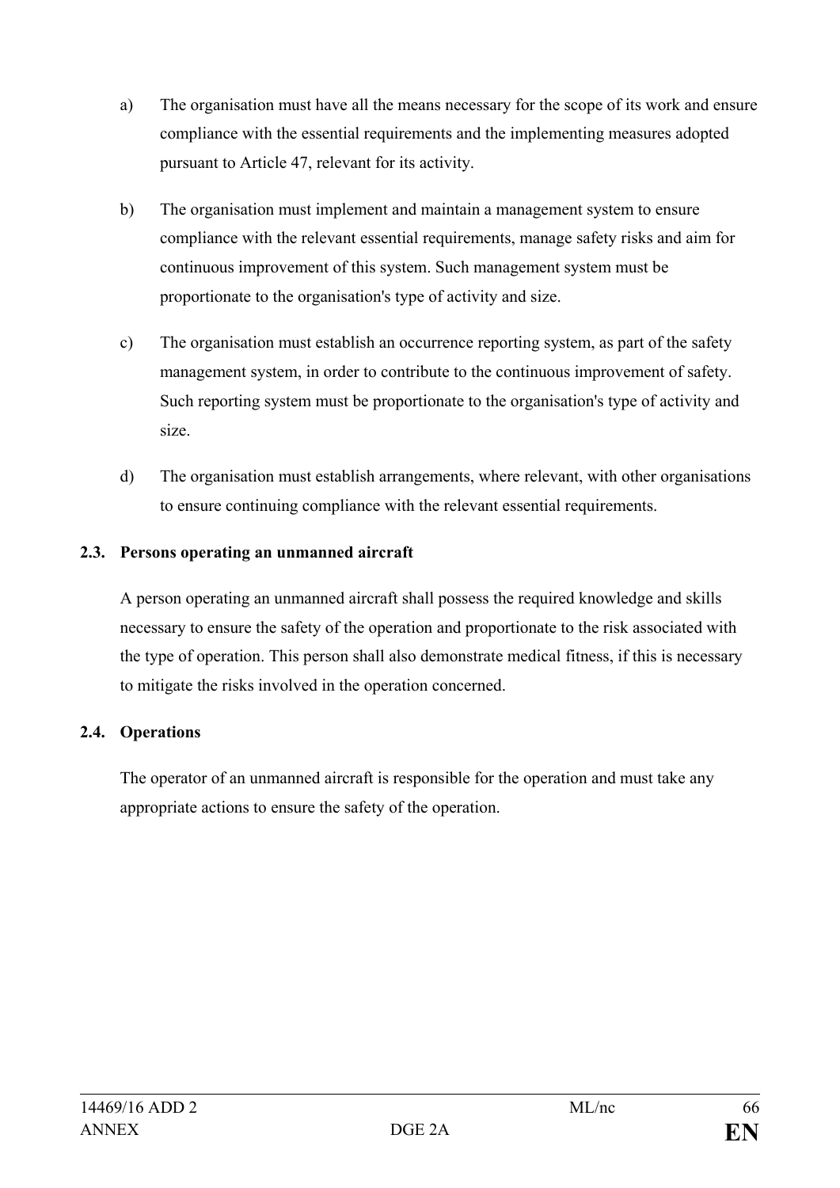a) The organisation must have all the means necessary for the scope of its work and ensure compliance with the essential requirements and the implementing measures adopted pursuant to Article 47, relevant for its activity.

b) The organisation must implement and maintain a management system to ensure compliance with the relevant essential requirements, manage safety risks and aim for continuous improvement of this system. Such management system must be proportionate to the organisation's type of activity and size.

c) The organisation must establish an occurrence reporting system, as part of the safety management system, in order to contribute to the continuous improvement of safety. Such reporting system must be proportionate to the organisation's type of activity and size.

d) The organisation must establish arrangements, where relevant, with other organisations to ensure continuing compliance with the relevant essential requirements.

**2.3. Persons operating an unmanned aircraft**

A person operating an unmanned aircraft shall possess the required knowledge and skills necessary to ensure the safety of the operation and proportionate to the risk associated with the type of operation. This person shall also demonstrate medical fitness, if this is necessary to mitigate the risks involved in the operation concerned.

**2.4. Operations**

The operator of an unmanned aircraft is responsible for the operation and must take any appropriate actions to ensure the safety of the operation.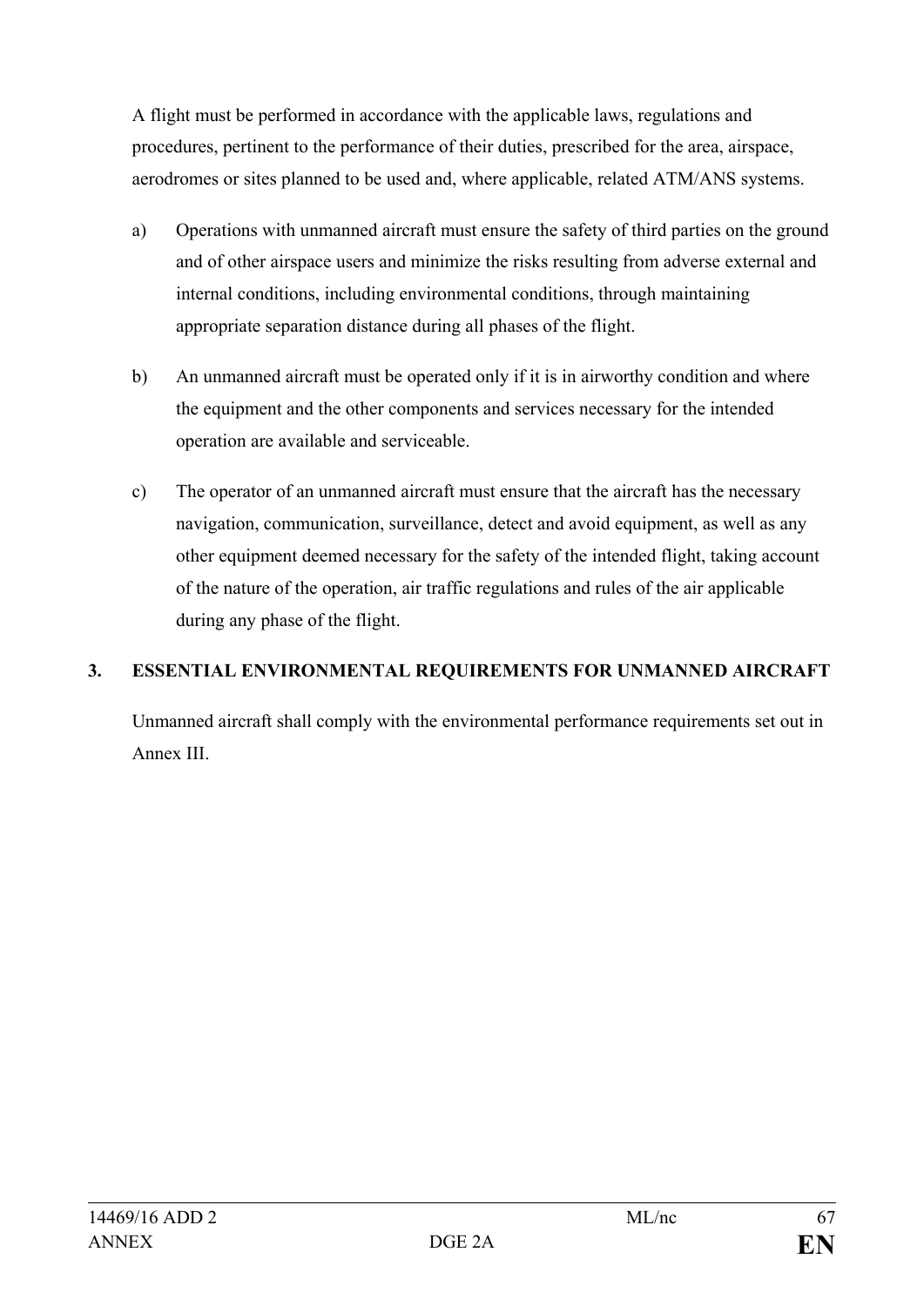A flight must be performed in accordance with the applicable laws, regulations and procedures, pertinent to the performance of their duties, prescribed for the area, airspace, aerodromes or sites planned to be used and, where applicable, related ATM/ANS systems.

a) Operations with unmanned aircraft must ensure the safety of third parties on the ground and of other airspace users and minimize the risks resulting from adverse external and internal conditions, including environmental conditions, through maintaining appropriate separation distance during all phases of the flight.

b) An unmanned aircraft must be operated only if it is in airworthy condition and where the equipment and the other components and services necessary for the intended operation are available and serviceable.

c) The operator of an unmanned aircraft must ensure that the aircraft has the necessary navigation, communication, surveillance, detect and avoid equipment, as well as any other equipment deemed necessary for the safety of the intended flight, taking account of the nature of the operation, air traffic regulations and rules of the air applicable during any phase of the flight.

## 3. ESSENTIAL ENVIRONMENTAL REQUIREMENTS FOR UNMANNED AIRCRAFT

Unmanned aircraft shall comply with the environmental performance requirements set out in Annex III.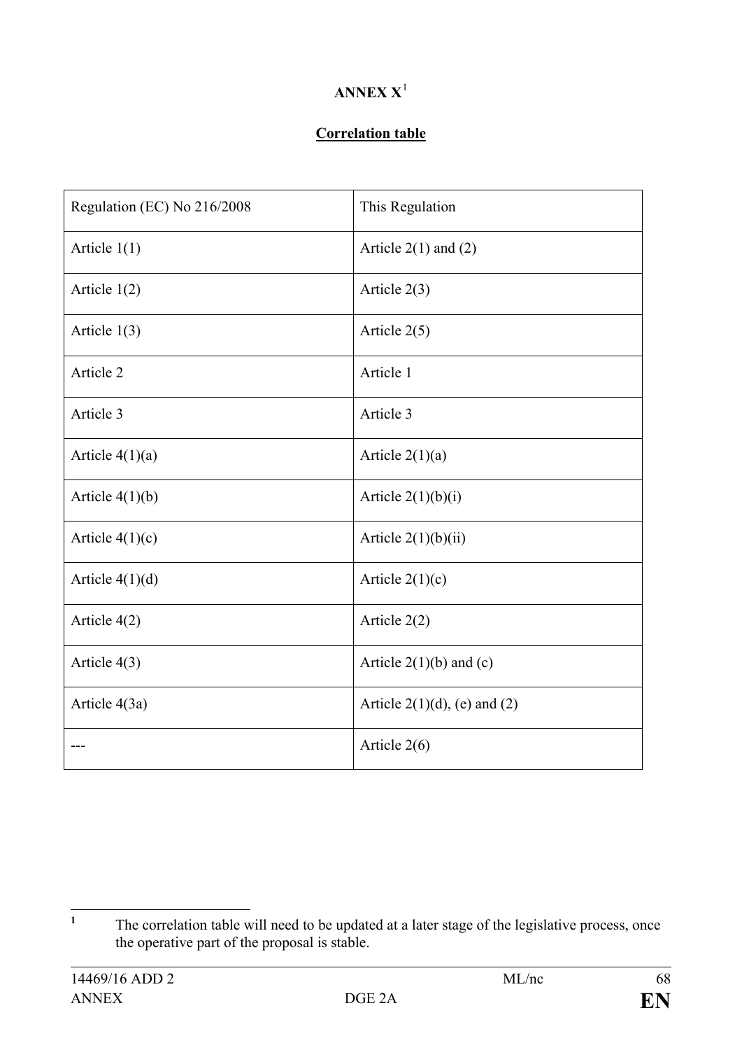**ANNEX X**[1]

**Correlation table**

| Regulation (EC) No 216/2008 | This Regulation |
|---|---|
| Article 1(1) | Article 2(1) and (2) |
| Article 1(2) | Article 2(3) |
| Article 1(3) | Article 2(5) |
| Article 2 | Article 1 |
| Article 3 | Article 3 |
| Article 4(1)(a) | Article 2(1)(a) |
| Article 4(1)(b) | Article 2(1)(b)(i) |
| Article 4(1)(c) | Article 2(1)(b)(ii) |
| Article 4(1)(d) | Article 2(1)(c) |
| Article 4(2) | Article 2(2) |
| Article 4(3) | Article 2(1)(b) and (c) |
| Article 4(3a) | Article 2(1)(d), (e) and (2) |
| --- | Article 2(6) |

[1] The correlation table will need to be updated at a later stage of the legislative process, once the operative part of the proposal is stable.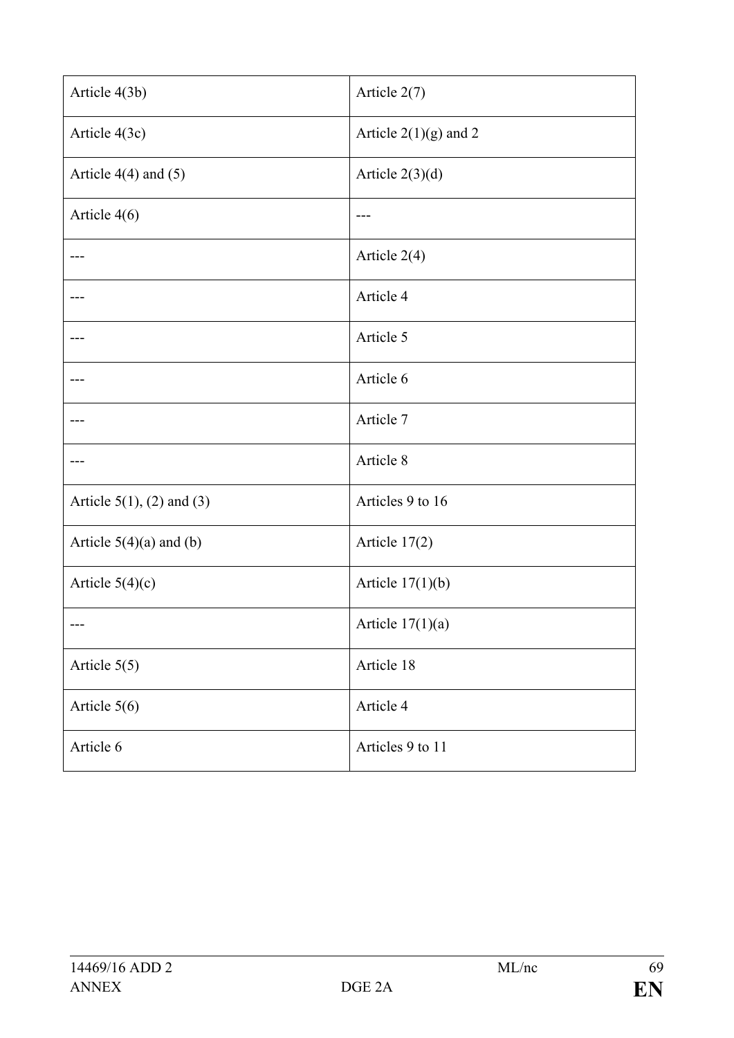| Article 4(3b) | Article 2(7) |
|---|---|
| Article 4(3c) | Article 2(1)(g) and 2 |
| Article 4(4) and (5) | Article 2(3)(d) |
| Article 4(6) | --- |
| --- | Article 2(4) |
| --- | Article 4 |
| --- | Article 5 |
| --- | Article 6 |
| --- | Article 7 |
| --- | Article 8 |
| Article 5(1), (2) and (3) | Articles 9 to 16 |
| Article 5(4)(a) and (b) | Article 17(2) |
| Article 5(4)(c) | Article 17(1)(b) |
| --- | Article 17(1)(a) |
| Article 5(5) | Article 18 |
| Article 5(6) | Article 4 |
| Article 6 | Articles 9 to 11 |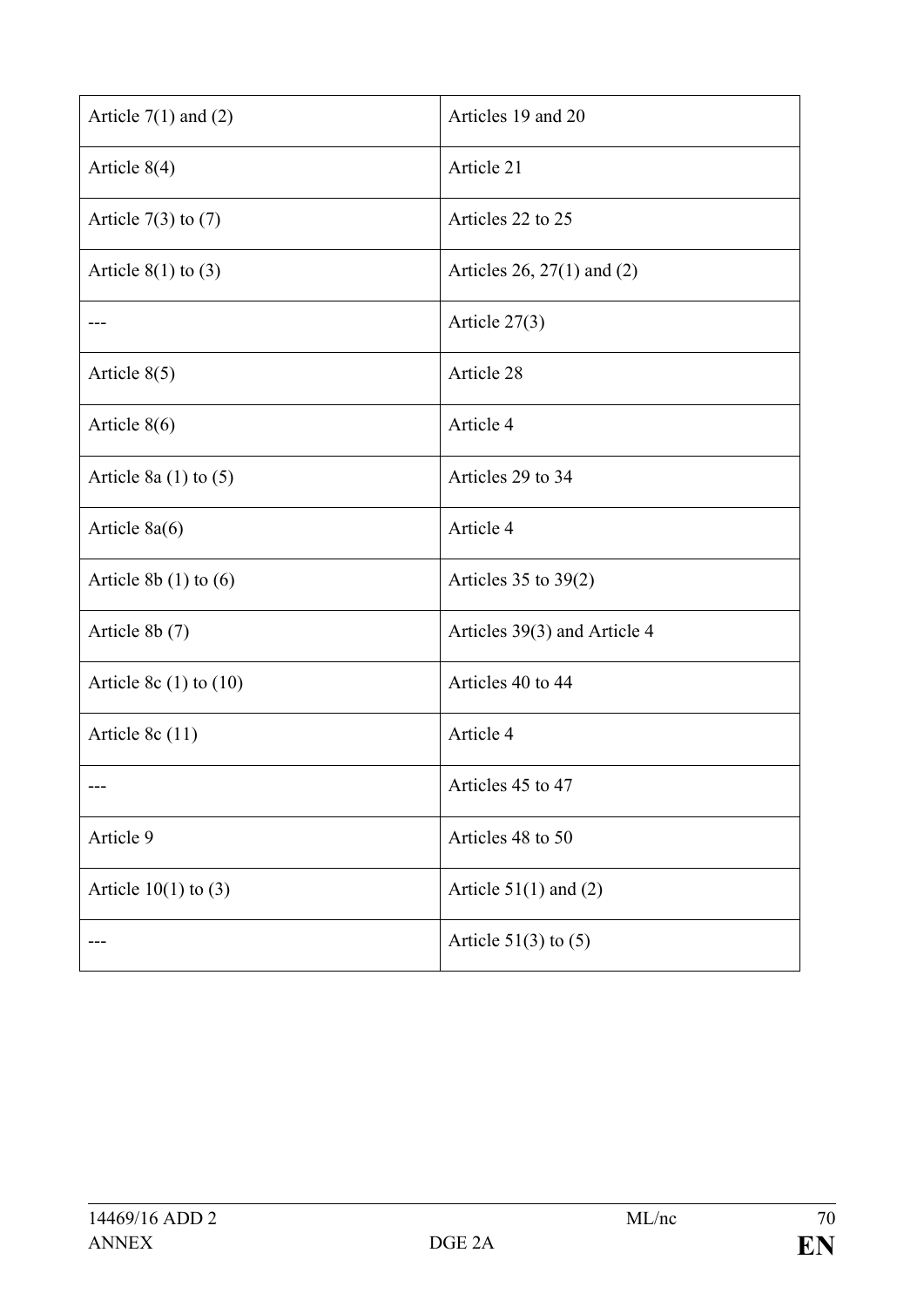| Article 7(1) and (2) | Articles 19 and 20 |
|---|---|
| Article 8(4) | Article 21 |
| Article 7(3) to (7) | Articles 22 to 25 |
| Article 8(1) to (3) | Articles 26, 27(1) and (2) |
| --- | Article 27(3) |
| Article 8(5) | Article 28 |
| Article 8(6) | Article 4 |
| Article 8a (1) to (5) | Articles 29 to 34 |
| Article 8a(6) | Article 4 |
| Article 8b (1) to (6) | Articles 35 to 39(2) |
| Article 8b (7) | Articles 39(3) and Article 4 |
| Article 8c (1) to (10) | Articles 40 to 44 |
| Article 8c (11) | Article 4 |
| --- | Articles 45 to 47 |
| Article 9 | Articles 48 to 50 |
| Article 10(1) to (3) | Article 51(1) and (2) |
| --- | Article 51(3) to (5) |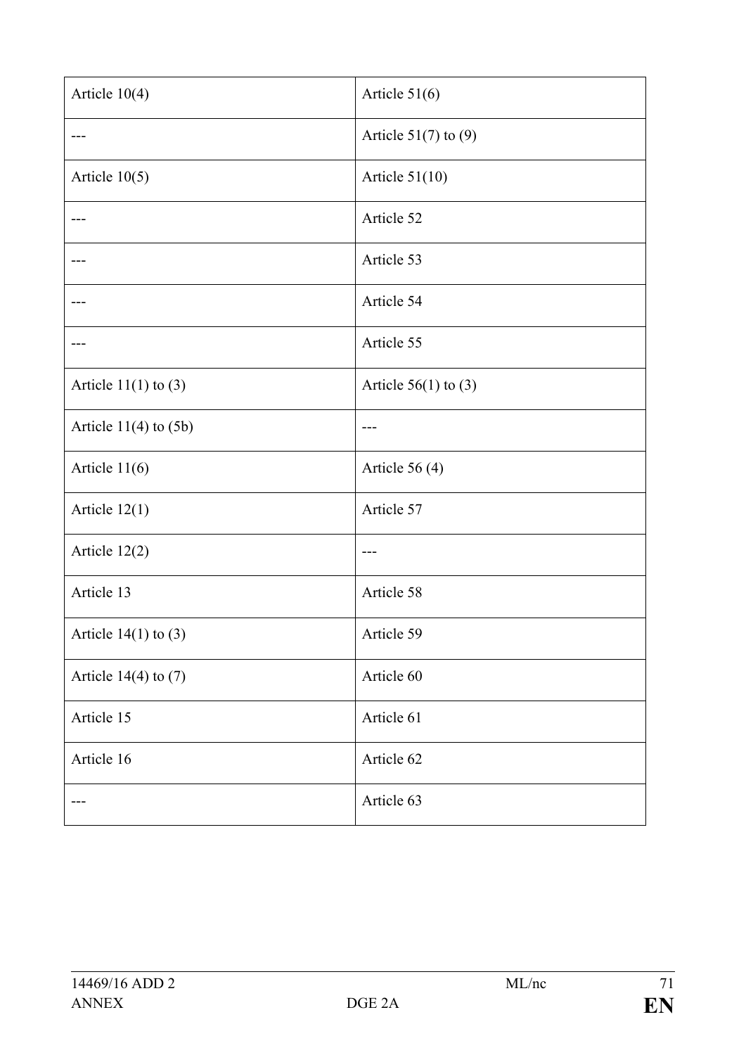| Article 10(4) | Article 51(6) |
|---|---|
| --- | Article 51(7) to (9) |
| Article 10(5) | Article 51(10) |
| --- | Article 52 |
| --- | Article 53 |
| --- | Article 54 |
| --- | Article 55 |
| Article 11(1) to (3) | Article 56(1) to (3) |
| Article 11(4) to (5b) | --- |
| Article 11(6) | Article 56 (4) |
| Article 12(1) | Article 57 |
| Article 12(2) | --- |
| Article 13 | Article 58 |
| Article 14(1) to (3) | Article 59 |
| Article 14(4) to (7) | Article 60 |
| Article 15 | Article 61 |
| Article 16 | Article 62 |
| --- | Article 63 |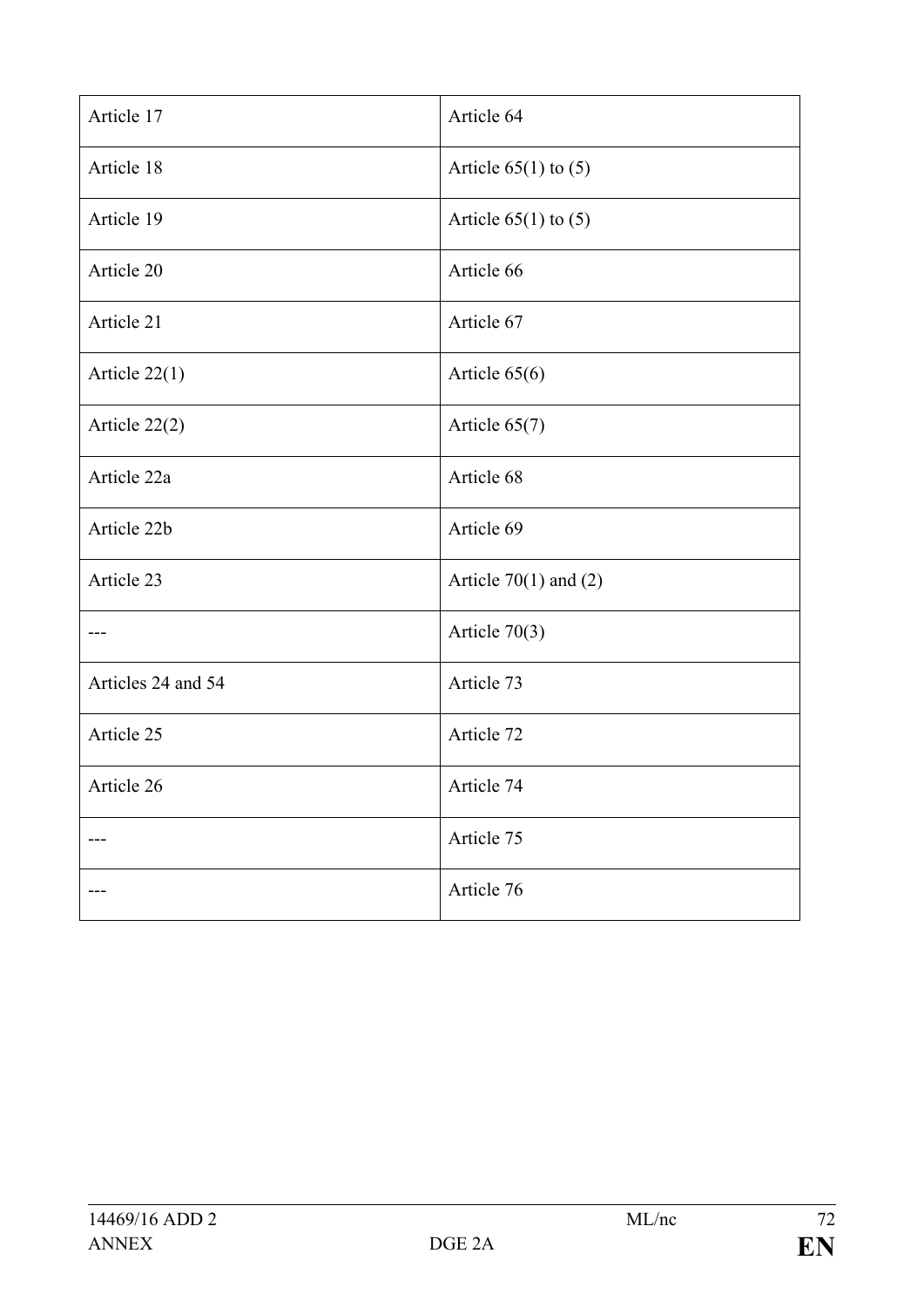| | |
|---|---|
| Article 17 | Article 64 |
| Article 18 | Article 65(1) to (5) |
| Article 19 | Article 65(1) to (5) |
| Article 20 | Article 66 |
| Article 21 | Article 67 |
| Article 22(1) | Article 65(6) |
| Article 22(2) | Article 65(7) |
| Article 22a | Article 68 |
| Article 22b | Article 69 |
| Article 23 | Article 70(1) and (2) |
| --- | Article 70(3) |
| Articles 24 and 54 | Article 73 |
| Article 25 | Article 72 |
| Article 26 | Article 74 |
| --- | Article 75 |
| --- | Article 76 |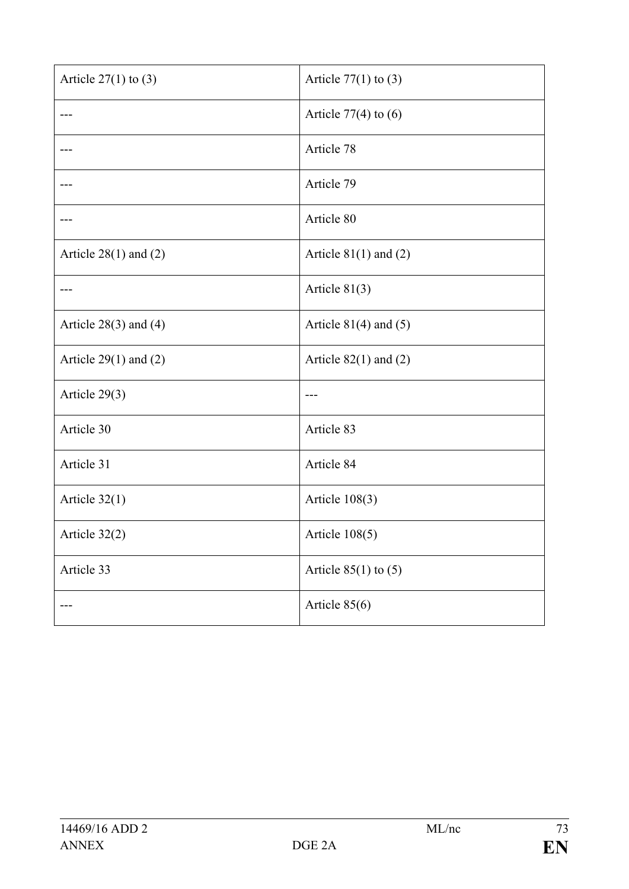| | |
|---|---|
| Article 27(1) to (3) | Article 77(1) to (3) |
| --- | Article 77(4) to (6) |
| --- | Article 78 |
| --- | Article 79 |
| --- | Article 80 |
| Article 28(1) and (2) | Article 81(1) and (2) |
| --- | Article 81(3) |
| Article 28(3) and (4) | Article 81(4) and (5) |
| Article 29(1) and (2) | Article 82(1) and (2) |
| Article 29(3) | --- |
| Article 30 | Article 83 |
| Article 31 | Article 84 |
| Article 32(1) | Article 108(3) |
| Article 32(2) | Article 108(5) |
| Article 33 | Article 85(1) to (5) |
| --- | Article 85(6) |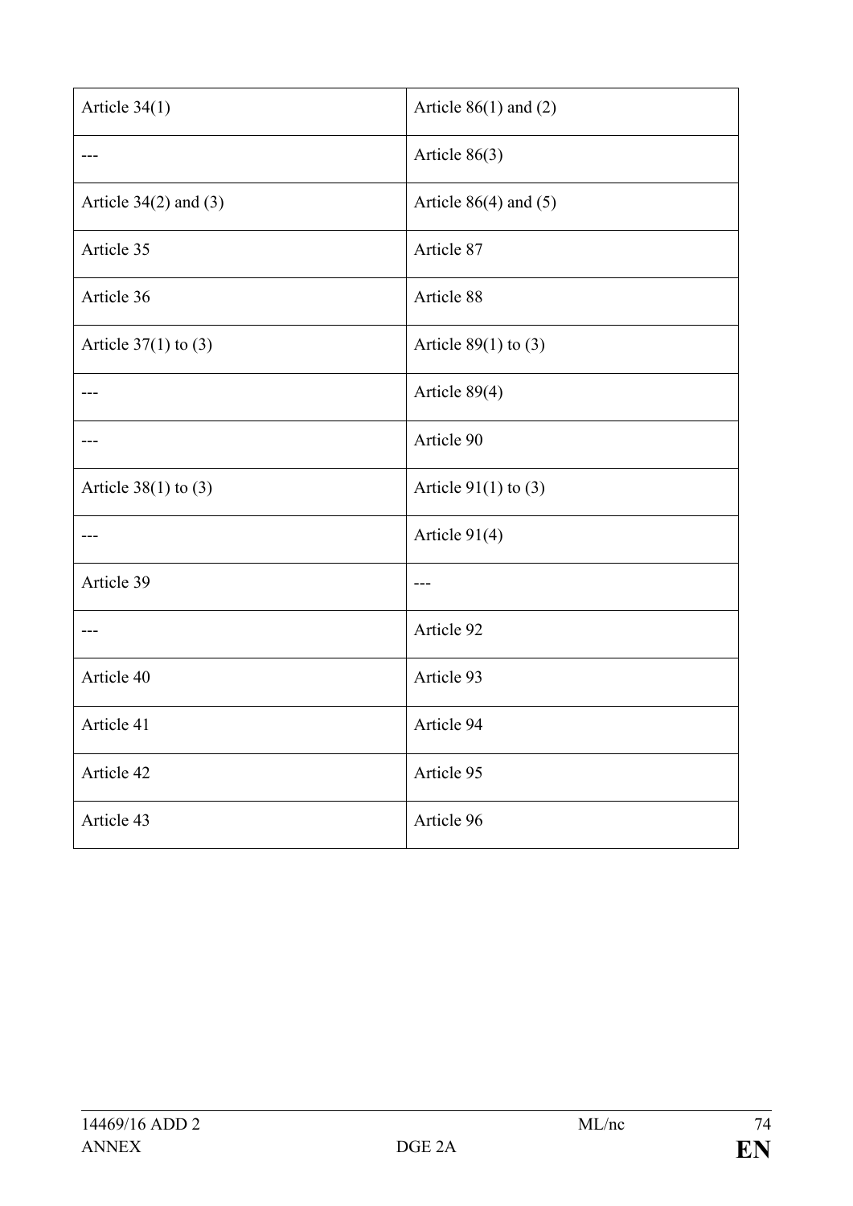| Article 34(1) | Article 86(1) and (2) |
|---|---|
| --- | Article 86(3) |
| Article 34(2) and (3) | Article 86(4) and (5) |
| Article 35 | Article 87 |
| Article 36 | Article 88 |
| Article 37(1) to (3) | Article 89(1) to (3) |
| --- | Article 89(4) |
| --- | Article 90 |
| Article 38(1) to (3) | Article 91(1) to (3) |
| --- | Article 91(4) |
| Article 39 | --- |
| --- | Article 92 |
| Article 40 | Article 93 |
| Article 41 | Article 94 |
| Article 42 | Article 95 |
| Article 43 | Article 96 |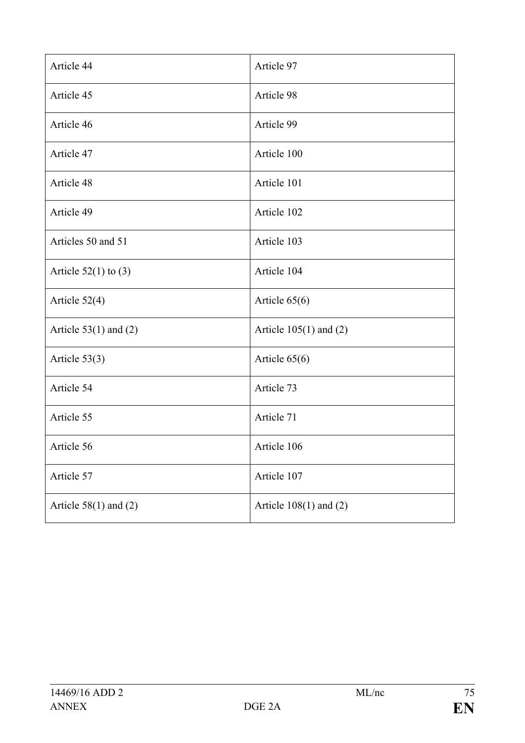| | |
|---|---|
| Article 44 | Article 97 |
| Article 45 | Article 98 |
| Article 46 | Article 99 |
| Article 47 | Article 100 |
| Article 48 | Article 101 |
| Article 49 | Article 102 |
| Articles 50 and 51 | Article 103 |
| Article 52(1) to (3) | Article 104 |
| Article 52(4) | Article 65(6) |
| Article 53(1) and (2) | Article 105(1) and (2) |
| Article 53(3) | Article 65(6) |
| Article 54 | Article 73 |
| Article 55 | Article 71 |
| Article 56 | Article 106 |
| Article 57 | Article 107 |
| Article 58(1) and (2) | Article 108(1) and (2) |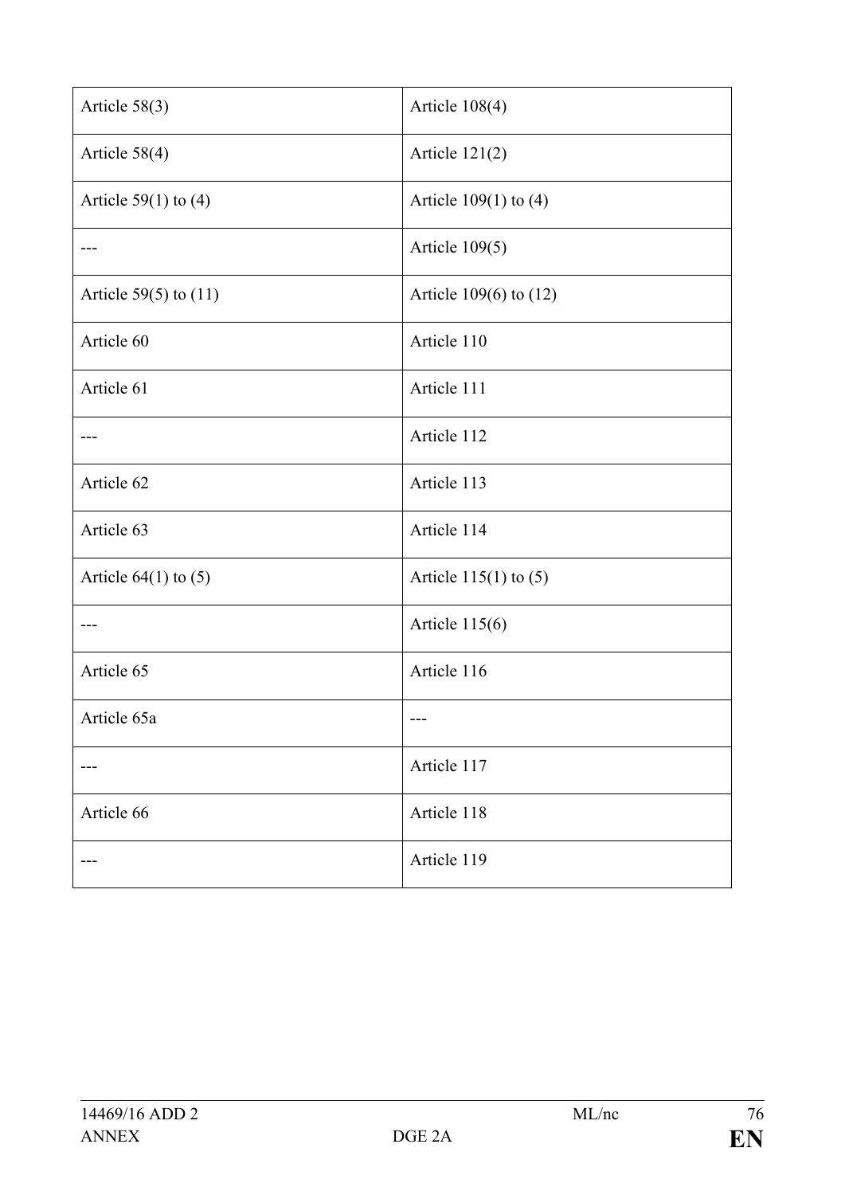| | |
|---|---|
| Article 58(3) | Article 108(4) |
| Article 58(4) | Article 121(2) |
| Article 59(1) to (4) | Article 109(1) to (4) |
| --- | Article 109(5) |
| Article 59(5) to (11) | Article 109(6) to (12) |
| Article 60 | Article 110 |
| Article 61 | Article 111 |
| --- | Article 112 |
| Article 62 | Article 113 |
| Article 63 | Article 114 |
| Article 64(1) to (5) | Article 115(1) to (5) |
| --- | Article 115(6) |
| Article 65 | Article 116 |
| Article 65a | --- |
| --- | Article 117 |
| Article 66 | Article 118 |
| --- | Article 119 |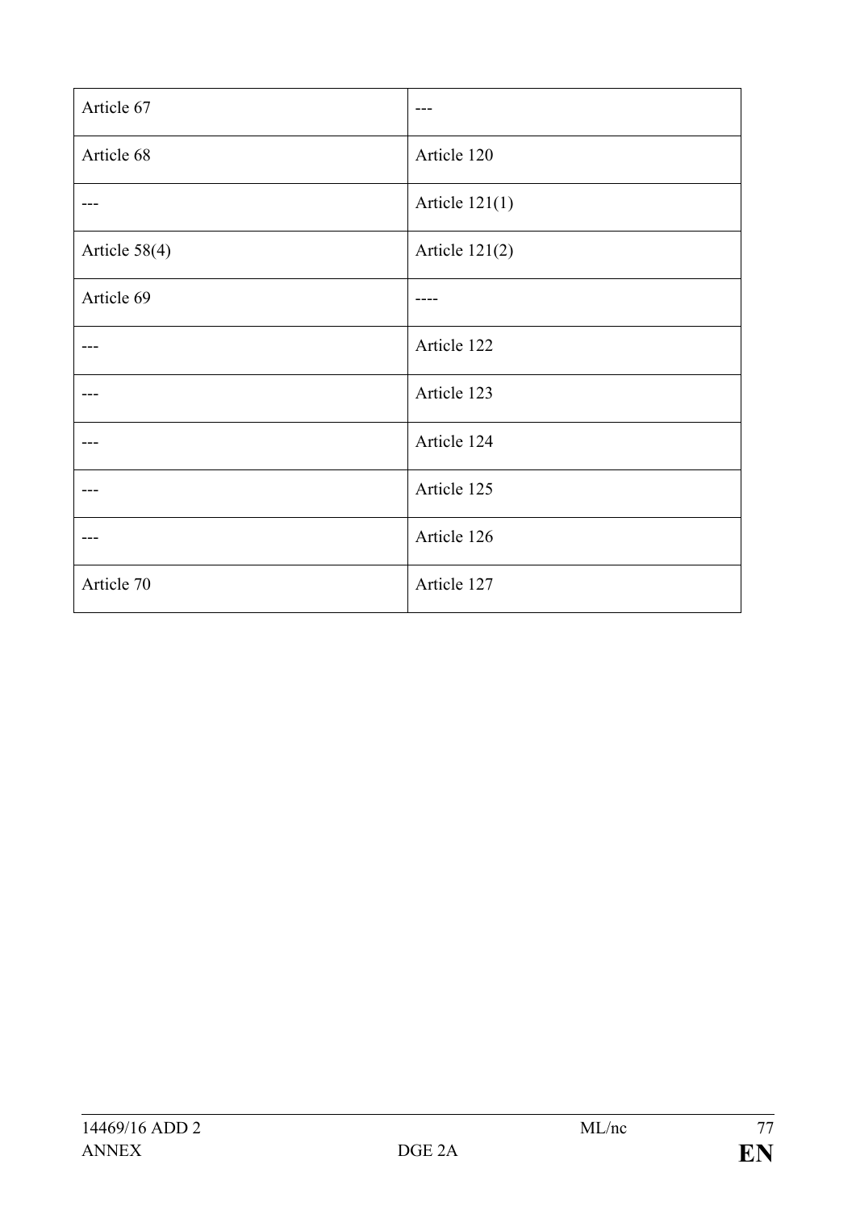| Article 67 | --- |
|---|---|
| Article 68 | Article 120 |
| --- | Article 121(1) |
| Article 58(4) | Article 121(2) |
| Article 69 | ---- |
| --- | Article 122 |
| --- | Article 123 |
| --- | Article 124 |
| --- | Article 125 |
| --- | Article 126 |
| Article 70 | Article 127 |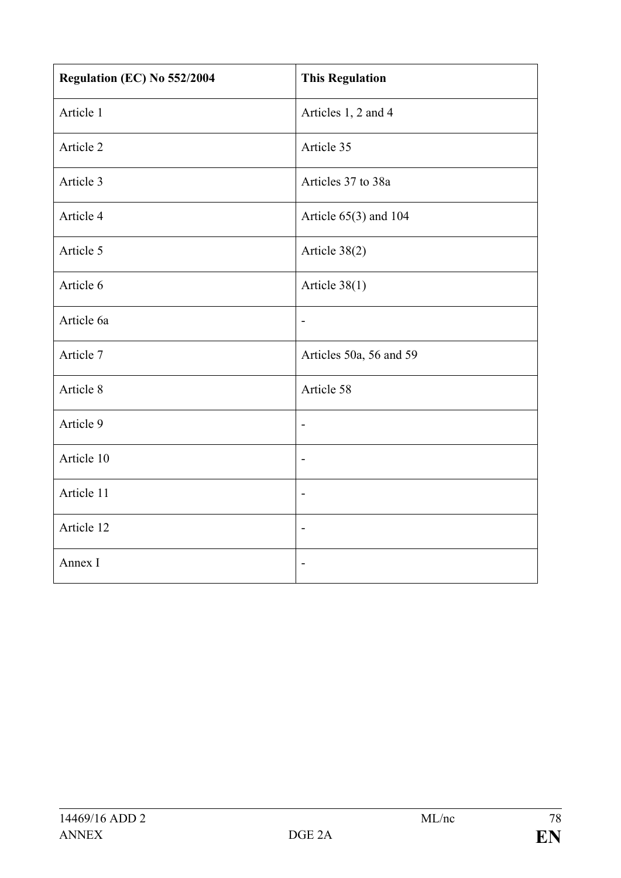| **Regulation (EC) No 552/2004** | **This Regulation** |
|---|---|
| Article 1 | Articles 1, 2 and 4 |
| Article 2 | Article 35 |
| Article 3 | Articles 37 to 38a |
| Article 4 | Article 65(3) and 104 |
| Article 5 | Article 38(2) |
| Article 6 | Article 38(1) |
| Article 6a | - |
| Article 7 | Articles 50a, 56 and 59 |
| Article 8 | Article 58 |
| Article 9 | - |
| Article 10 | - |
| Article 11 | - |
| Article 12 | - |
| Annex I | - |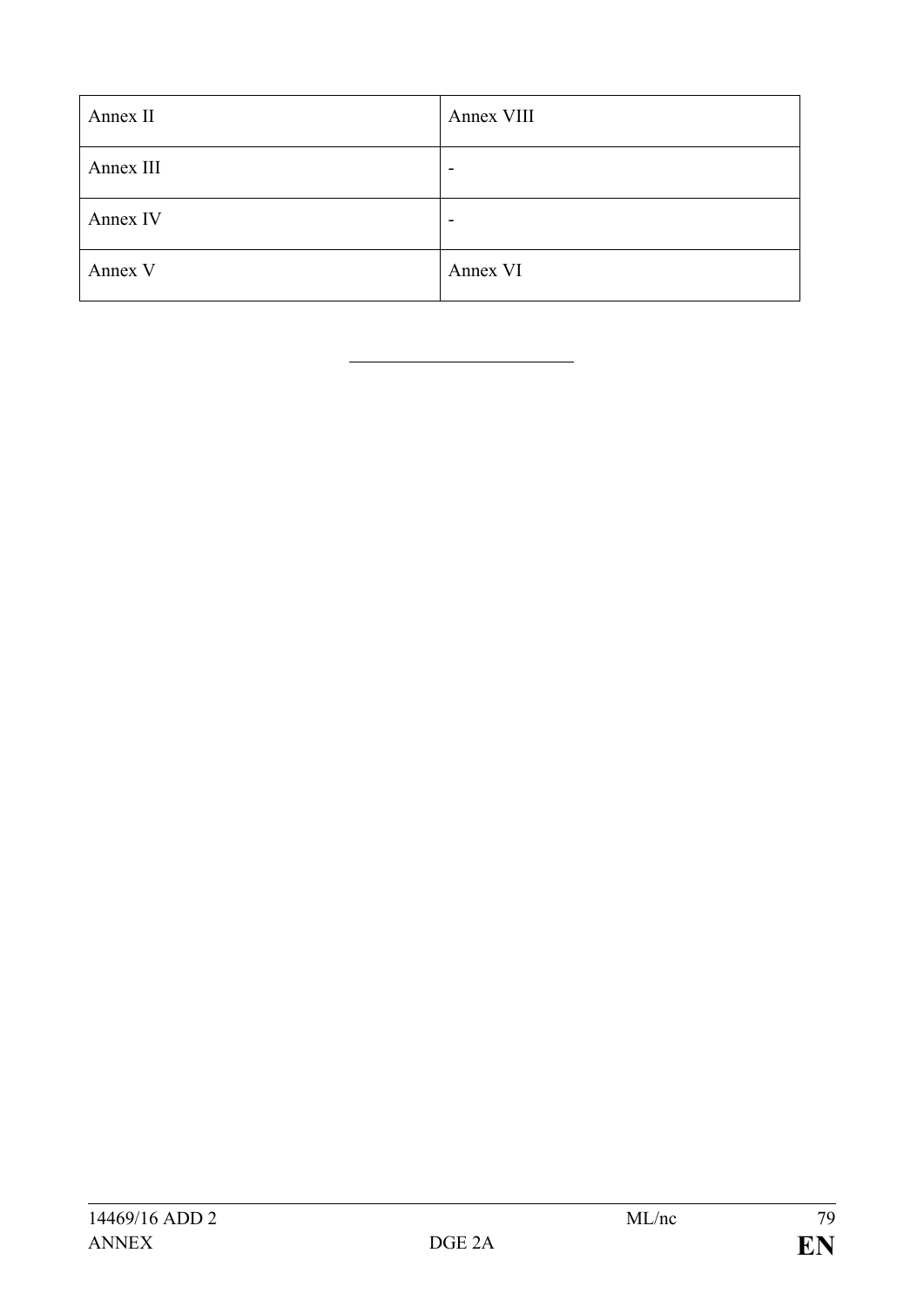| | |
|---|---|
| Annex II | Annex VIII |
| Annex III | - |
| Annex IV | - |
| Annex V | Annex VI |